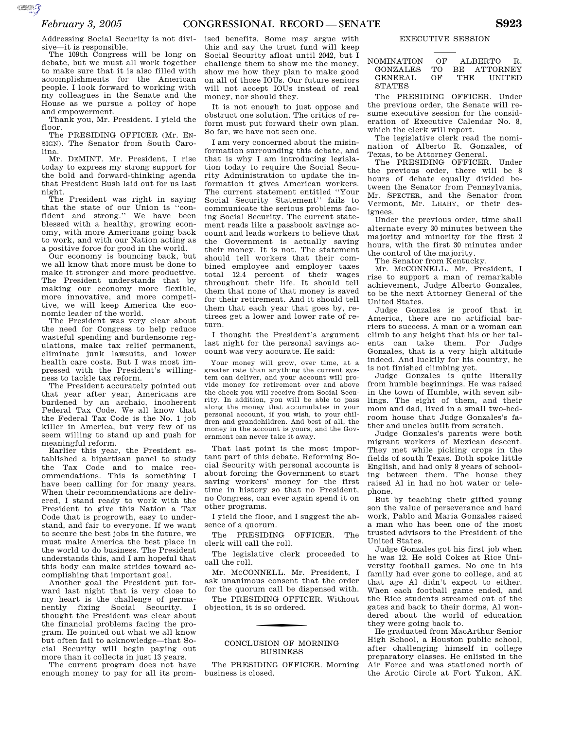Addressing Social Security is not divisive—it is responsible.

The 109th Congress will be long on debate, but we must all work together to make sure that it is also filled with accomplishments for the American people. I look forward to working with my colleagues in the Senate and the House as we pursue a policy of hope and empowerment.

Thank you, Mr. President. I yield the floor.

The PRESIDING OFFICER (Mr. ENSIGN). The Senator from South Carolina.

Mr. DEMINT. Mr. President, I rise today to express my strong support for the bold and forward-thinking agenda that President Bush laid out for us last night.

The President was right in saying that the state of our Union is ''confident and strong.'' We have been blessed with a healthy, growing economy, with more Americans going back to work, and with our Nation acting as a positive force for good in the world.

Our economy is bouncing back, but we all know that more must be done to make it stronger and more productive. The President understands that by making our economy more flexible, more innovative, and more competitive, we will keep America the economic leader of the world.

The President was very clear about the need for Congress to help reduce wasteful spending and burdensome regulations, make tax relief permanent, eliminate junk lawsuits, and lower health care costs. But I was most impressed with the President's willingness to tackle tax reform.

The President accurately pointed out that year after year, Americans are burdened by an archaic, incoherent Federal Tax Code. We all know that the Federal Tax Code is the No. 1 job killer in America, but very few of us seem willing to stand up and push for meaningful reform.

Earlier this year, the President established a bipartisan panel to study the Tax Code and to make recommendations. This is something I have been calling for for many years. When their recommendations are delivered, I stand ready to work with the President to give this Nation a Tax Code that is progrowth, easy to understand, and fair to everyone. If we want to secure the best jobs in the future, we must make America the best place in the world to do business. The President understands this, and I am hopeful that this body can make strides toward accomplishing that important goal.

Another goal the President put forward last night that is very close to my heart is the challenge of permanently fixing Social Security. I thought the President was clear about the financial problems facing the program. He pointed out what we all know but often fail to acknowledge—that Social Security will begin paying out more than it collects in just 13 years.

The current program does not have enough money to pay for all its promised benefits. Some may argue with this and say the trust fund will keep Social Security afloat until 2042, but I challenge them to show me the money, show me how they plan to make good on all of those IOUs. Our future seniors will not accept IOUs instead of real money, nor should they.

It is not enough to just oppose and obstruct one solution. The critics of reform must put forward their own plan. So far, we have not seen one.

I am very concerned about the misinformation surrounding this debate, and that is why I am introducing legislation today to require the Social Security Administration to update the information it gives American workers. The current statement entitled ''Your Social Security Statement'' fails to communicate the serious problems facing Social Security. The current statement reads like a passbook savings account and leads workers to believe that the Government is actually saving their money. It is not. The statement should tell workers that their combined employee and employer taxes total 12.4 percent of their wages throughout their life. It should tell them that none of that money is saved for their retirement. And it should tell them that each year that goes by, retirees get a lower and lower rate of return.

I thought the President's argument last night for the personal savings account was very accurate. He said:

> Your money will grow, over time, at a greater rate than anything the current system can deliver, and your account will provide money for retirement over and above the check you will receive from Social Security. In addition, you will be able to pass along the money that accumulates in your personal account, if you wish, to your children and grandchildren. And best of all, the money in the account is yours, and the Government can never take it away.

That last point is the most important part of this debate. Reforming Social Security with personal accounts is about forcing the Government to start saving workers' money for the first time in history so that no President, no Congress, can ever again spend it on other programs.

I yield the floor, and I suggest the absence of a quorum.

The PRESIDING OFFICER. The clerk will call the roll.

The legislative clerk proceeded to call the roll.

Mr. MCCONNELL. Mr. President, I ask unanimous consent that the order for the quorum call be dispensed with.

The PRESIDING OFFICER. Without objection, it is so ordered.

## CONCLUSION OF MORNING BUSINESS

The PRESIDING OFFICER. Morning business is closed.

## EXECUTIVE SESSION

### NOMINATION OF ALBERTO R. GONZALES TO BE ATTORNEY GENERAL OF THE UNITED STATES

The PRESIDING OFFICER. Under the previous order, the Senate will resume executive session for the consideration of Executive Calendar No. 8, which the clerk will report.

The legislative clerk read the nomination of Alberto R. Gonzales, of Texas, to be Attorney General.

The PRESIDING OFFICER. Under the previous order, there will be 8 hours of debate equally divided between the Senator from Pennsylvania, Mr. SPECTER, and the Senator from Vermont, Mr. LEAHY, or their designees.

Under the previous order, time shall alternate every 30 minutes between the majority and minority for the first 2 hours, with the first 30 minutes under the control of the majority.

The Senator from Kentucky.

Mr. MCCONNELL. Mr. President, I rise to support a man of remarkable achievement, Judge Alberto Gonzales, to be the next Attorney General of the United States.

Judge Gonzales is proof that in America, there are no artificial barriers to success. A man or a woman can climb to any height that his or her talents can take them. For Judge Gonzales, that is a very high altitude indeed. And luckily for his country, he is not finished climbing yet.

Judge Gonzales is quite literally from humble beginnings. He was raised in the town of Humble, with seven siblings. The eight of them, and their mom and dad, lived in a small two-bedroom house that Judge Gonzales's father and uncles built from scratch.

Judge Gonzales's parents were both migrant workers of Mexican descent. They met while picking crops in the fields of south Texas. Both spoke little English, and had only 8 years of schooling between them. The house they raised Al in had no hot water or telephone.

But by teaching their gifted young son the value of perseverance and hard work, Pablo and Maria Gonzales raised a man who has been one of the most trusted advisors to the President of the United States.

Judge Gonzales got his first job when he was 12. He sold Cokes at Rice University football games. No one in his family had ever gone to college, and at that age Al didn't expect to either. When each football game ended, and the Rice students streamed out of the gates and back to their dorms, Al wondered about the world of education they were going back to.

He graduated from MacArthur Senior High School, a Houston public school, after challenging himself in college preparatory classes. He enlisted in the Air Force and was stationed north of the Arctic Circle at Fort Yukon, AK.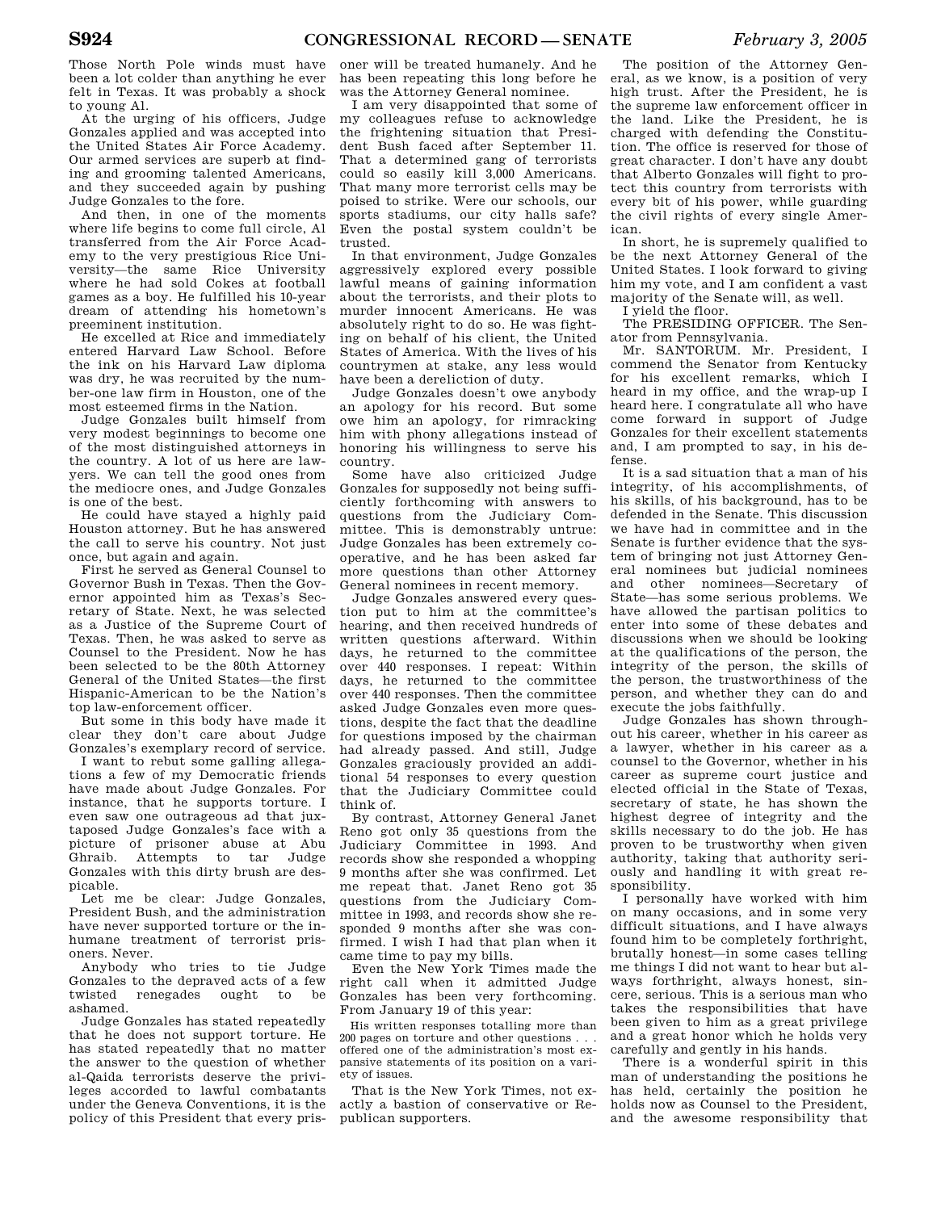Those North Pole winds must have been a lot colder than anything he ever felt in Texas. It was probably a shock to young Al.

At the urging of his officers, Judge Gonzales applied and was accepted into the United States Air Force Academy. Our armed services are superb at finding and grooming talented Americans, and they succeeded again by pushing Judge Gonzales to the fore.

And then, in one of the moments where life begins to come full circle, Al transferred from the Air Force Academy to the very prestigious Rice University—the same Rice University where he had sold Cokes at football games as a boy. He fulfilled his 10-year dream of attending his hometown's preeminent institution.

He excelled at Rice and immediately entered Harvard Law School. Before the ink on his Harvard Law diploma was dry, he was recruited by the number-one law firm in Houston, one of the most esteemed firms in the Nation.

Judge Gonzales built himself from very modest beginnings to become one of the most distinguished attorneys in the country. A lot of us here are lawyers. We can tell the good ones from the mediocre ones, and Judge Gonzales is one of the best.

He could have stayed a highly paid Houston attorney. But he has answered the call to serve his country. Not just once, but again and again.

First he served as General Counsel to Governor Bush in Texas. Then the Governor appointed him as Texas's Secretary of State. Next, he was selected as a Justice of the Supreme Court of Texas. Then, he was asked to serve as Counsel to the President. Now he has been selected to be the 80th Attorney General of the United States—the first Hispanic-American to be the Nation's top law-enforcement officer.

But some in this body have made it clear they don't care about Judge Gonzales's exemplary record of service.

I want to rebut some galling allegations a few of my Democratic friends have made about Judge Gonzales. For instance, that he supports torture. I even saw one outrageous ad that juxtaposed Judge Gonzales's face with a picture of prisoner abuse at Abu Ghraib. Attempts to tar Judge Gonzales with this dirty brush are despicable.

Let me be clear: Judge Gonzales, President Bush, and the administration have never supported torture or the inhumane treatment of terrorist prisoners. Never.

Anybody who tries to tie Judge Gonzales to the depraved acts of a few twisted renegades ought to be ashamed.

Judge Gonzales has stated repeatedly that he does not support torture. He has stated repeatedly that no matter the answer to the question of whether al-Qaida terrorists deserve the privileges accorded to lawful combatants under the Geneva Conventions, it is the policy of this President that every prisoner will be treated humanely. And he has been repeating this long before he was the Attorney General nominee.

I am very disappointed that some of my colleagues refuse to acknowledge the frightening situation that President Bush faced after September 11. That a determined gang of terrorists could so easily kill 3,000 Americans. That many more terrorist cells may be poised to strike. Were our schools, our sports stadiums, our city halls safe? Even the postal system couldn't be trusted.

In that environment, Judge Gonzales aggressively explored every possible lawful means of gaining information about the terrorists, and their plots to murder innocent Americans. He was absolutely right to do so. He was fighting on behalf of his client, the United States of America. With the lives of his countrymen at stake, any less would have been a dereliction of duty.

Judge Gonzales doesn't owe anybody an apology for his record. But some owe him an apology, for rimracking him with phony allegations instead of honoring his willingness to serve his country.

Some have also criticized Judge Gonzales for supposedly not being sufficiently forthcoming with answers to questions from the Judiciary Committee. This is demonstrably untrue: Judge Gonzales has been extremely cooperative, and he has been asked far more questions than other Attorney General nominees in recent memory.

Judge Gonzales answered every question put to him at the committee's hearing, and then received hundreds of written questions afterward. Within days, he returned to the committee over 440 responses. I repeat: Within days, he returned to the committee over 440 responses. Then the committee asked Judge Gonzales even more questions, despite the fact that the deadline for questions imposed by the chairman had already passed. And still, Judge Gonzales graciously provided an additional 54 responses to every question that the Judiciary Committee could think of.

By contrast, Attorney General Janet Reno got only 35 questions from the Judiciary Committee in 1993. And records show she responded a whopping 9 months after she was confirmed. Let me repeat that. Janet Reno got 35 questions from the Judiciary Committee in 1993, and records show she responded 9 months after she was confirmed. I wish I had that plan when it came time to pay my bills.

Even the New York Times made the right call when it admitted Judge Gonzales has been very forthcoming. From January 19 of this year:

> His written responses totalling more than 200 pages on torture and other questions . . . offered one of the administration's most expansive statements of its position on a variety of issues.

That is the New York Times, not exactly a bastion of conservative or Republican supporters.

The position of the Attorney General, as we know, is a position of very high trust. After the President, he is the supreme law enforcement officer in the land. Like the President, he is charged with defending the Constitution. The office is reserved for those of great character. I don't have any doubt that Alberto Gonzales will fight to protect this country from terrorists with every bit of his power, while guarding the civil rights of every single American.

In short, he is supremely qualified to be the next Attorney General of the United States. I look forward to giving him my vote, and I am confident a vast majority of the Senate will, as well.

I yield the floor.

The PRESIDING OFFICER. The Senator from Pennsylvania.

Mr. SANTORUM. Mr. President, I commend the Senator from Kentucky for his excellent remarks, which I heard in my office, and the wrap-up I heard here. I congratulate all who have come forward in support of Judge Gonzales for their excellent statements and, I am prompted to say, in his defense.

It is a sad situation that a man of his integrity, of his accomplishments, of his skills, of his background, has to be defended in the Senate. This discussion we have had in committee and in the Senate is further evidence that the system of bringing not just Attorney General nominees but judicial nominees and other nominees—Secretary of State—has some serious problems. We have allowed the partisan politics to enter into some of these debates and discussions when we should be looking at the qualifications of the person, the integrity of the person, the skills of the person, the trustworthiness of the person, and whether they can do and execute the jobs faithfully.

Judge Gonzales has shown throughout his career, whether in his career as a lawyer, whether in his career as a counsel to the Governor, whether in his career as supreme court justice and elected official in the State of Texas, secretary of state, he has shown the highest degree of integrity and the skills necessary to do the job. He has proven to be trustworthy when given authority, taking that authority seriously and handling it with great responsibility.

I personally have worked with him on many occasions, and in some very difficult situations, and I have always found him to be completely forthright, brutally honest—in some cases telling me things I did not want to hear but always forthright, always honest, sincere, serious. This is a serious man who takes the responsibilities that have been given to him as a great privilege and a great honor which he holds very carefully and gently in his hands.

There is a wonderful spirit in this man of understanding the positions he has held, certainly the position he holds now as Counsel to the President, and the awesome responsibility that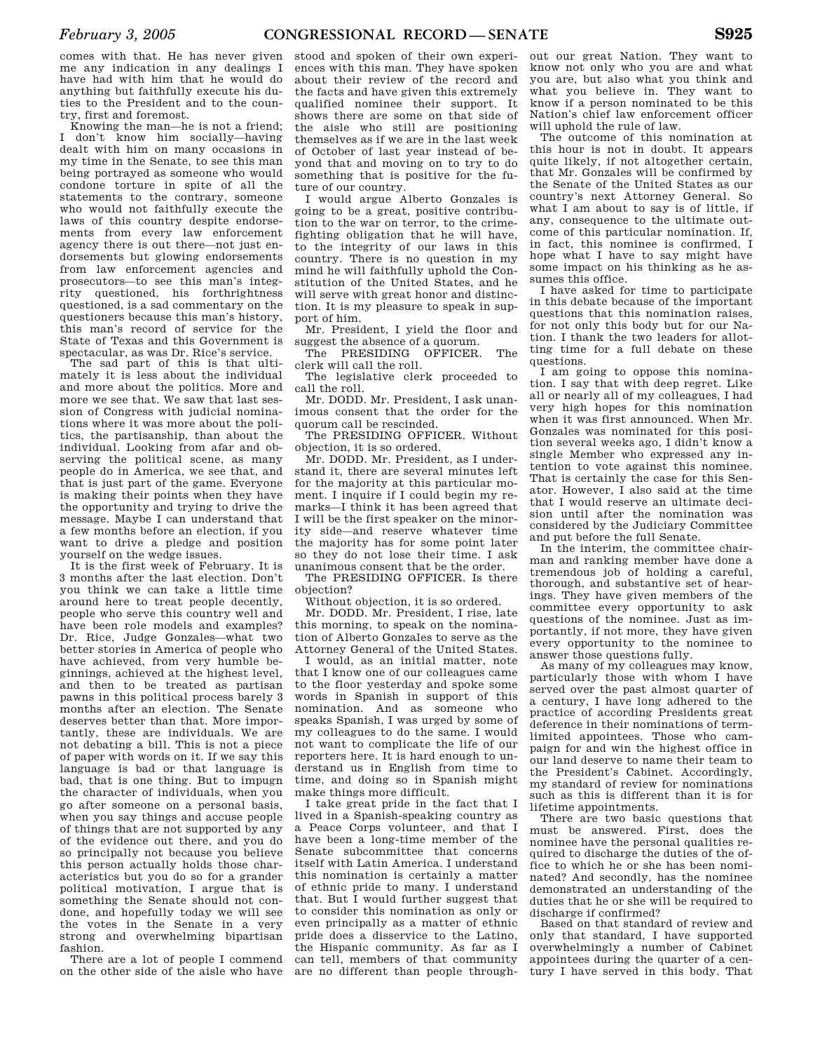comes with that. He has never given me any indication in any dealings I have had with him that he would do anything but faithfully execute his duties to the President and to the country, first and foremost.

Knowing the man—he is not a friend; I don't know him socially—having dealt with him on many occasions in my time in the Senate, to see this man being portrayed as someone who would condone torture in spite of all the statements to the contrary, someone who would not faithfully execute the laws of this country despite endorsements from every law enforcement agency there is out there—not just endorsements but glowing endorsements from law enforcement agencies and prosecutors—to see this man's integrity questioned, his forthrightness questioned, is a sad commentary on the questioners because this man's history, this man's record of service for the State of Texas and this Government is spectacular, as was Dr. Rice's service.

The sad part of this is that ultimately it is less about the individual and more about the politics. More and more we see that. We saw that last session of Congress with judicial nominations where it was more about the politics, the partisanship, than about the individual. Looking from afar and observing the political scene, as many people do in America, we see that, and that is just part of the game. Everyone is making their points when they have the opportunity and trying to drive the message. Maybe I can understand that a few months before an election, if you want to drive a pledge and position yourself on the wedge issues.

It is the first week of February. It is 3 months after the last election. Don't you think we can take a little time around here to treat people decently, people who serve this country well and have been role models and examples? Dr. Rice, Judge Gonzales—what two better stories in America of people who have achieved, from very humble beginnings, achieved at the highest level, and then to be treated as partisan pawns in this political process barely 3 months after an election. The Senate deserves better than that. More importantly, these are individuals. We are not debating a bill. This is not a piece of paper with words on it. If we say this language is bad or that language is bad, that is one thing. But to impugn the character of individuals, when you go after someone on a personal basis, when you say things and accuse people of things that are not supported by any of the evidence out there, and you do so principally not because you believe this person actually holds those characteristics but you do so for a grander political motivation, I argue that is something the Senate should not condone, and hopefully today we will see the votes in the Senate in a very strong and overwhelming bipartisan fashion.

There are a lot of people I commend on the other side of the aisle who have stood and spoken of their own experiences with this man. They have spoken about their review of the record and the facts and have given this extremely qualified nominee their support. It shows there are some on that side of the aisle who still are positioning themselves as if we are in the last week of October of last year instead of beyond that and moving on to try to do something that is positive for the future of our country.

I would argue Alberto Gonzales is going to be a great, positive contribution to the war on terror, to the crime-fighting obligation that he will have, to the integrity of our laws in this country. There is no question in my mind he will faithfully uphold the Constitution of the United States, and he will serve with great honor and distinction. It is my pleasure to speak in support of him.

Mr. President, I yield the floor and suggest the absence of a quorum.

The PRESIDING OFFICER. The clerk will call the roll.

The legislative clerk proceeded to call the roll.

Mr. DODD. Mr. President, I ask unanimous consent that the order for the quorum call be rescinded.

The PRESIDING OFFICER. Without objection, it is so ordered.

Mr. DODD. Mr. President, as I understand it, there are several minutes left for the majority at this particular moment. I inquire if I could begin my remarks—I think it has been agreed that I will be the first speaker on the minority side—and reserve whatever time the majority has for some point later so they do not lose their time. I ask unanimous consent that be the order.

The PRESIDING OFFICER. Is there objection?

Without objection, it is so ordered.

Mr. DODD. Mr. President, I rise, late this morning, to speak on the nomination of Alberto Gonzales to serve as the Attorney General of the United States.

I would, as an initial matter, note that I know one of our colleagues came to the floor yesterday and spoke some words in Spanish in support of this nomination. And as someone who speaks Spanish, I was urged by some of my colleagues to do the same. I would not want to complicate the life of our reporters here. It is hard enough to understand us in English from time to time, and doing so in Spanish might make things more difficult.

I take great pride in the fact that I lived in a Spanish-speaking country as a Peace Corps volunteer, and that I have been a long-time member of the Senate subcommittee that concerns itself with Latin America. I understand this nomination is certainly a matter of ethnic pride to many. I understand that. But I would further suggest that to consider this nomination as only or even principally as a matter of ethnic pride does a disservice to the Latino, the Hispanic community. As far as I can tell, members of that community are no different than people throughout our great Nation. They want to know not only who you are and what you are, but also what you think and what you believe in. They want to know if a person nominated to be this Nation's chief law enforcement officer will uphold the rule of law.

The outcome of this nomination at this hour is not in doubt. It appears quite likely, if not altogether certain, that Mr. Gonzales will be confirmed by the Senate of the United States as our country's next Attorney General. So what I am about to say is of little, if any, consequence to the ultimate outcome of this particular nomination. If, in fact, this nominee is confirmed, I hope what I have to say might have some impact on his thinking as he assumes this office.

I have asked for time to participate in this debate because of the important questions that this nomination raises, for not only this body but for our Nation. I thank the two leaders for allotting time for a full debate on these questions.

I am going to oppose this nomination. I say that with deep regret. Like all or nearly all of my colleagues, I had very high hopes for this nomination when it was first announced. When Mr. Gonzales was nominated for this position several weeks ago, I didn't know a single Member who expressed any intention to vote against this nominee. That is certainly the case for this Senator. However, I also said at the time that I would reserve an ultimate decision until after the nomination was considered by the Judiciary Committee and put before the full Senate.

In the interim, the committee chairman and ranking member have done a tremendous job of holding a careful, thorough, and substantive set of hearings. They have given members of the committee every opportunity to ask questions of the nominee. Just as importantly, if not more, they have given every opportunity to the nominee to answer those questions fully.

As many of my colleagues may know, particularly those with whom I have served over the past almost quarter of a century, I have long adhered to the practice of according Presidents great deference in their nominations of term-limited appointees. Those who campaign for and win the highest office in our land deserve to name their team to the President's Cabinet. Accordingly, my standard of review for nominations such as this is different than it is for lifetime appointments.

There are two basic questions that must be answered. First, does the nominee have the personal qualities required to discharge the duties of the office to which he or she has been nominated? And secondly, has the nominee demonstrated an understanding of the duties that he or she will be required to discharge if confirmed?

Based on that standard of review and only that standard, I have supported overwhelmingly a number of Cabinet appointees during the quarter of a century I have served in this body. That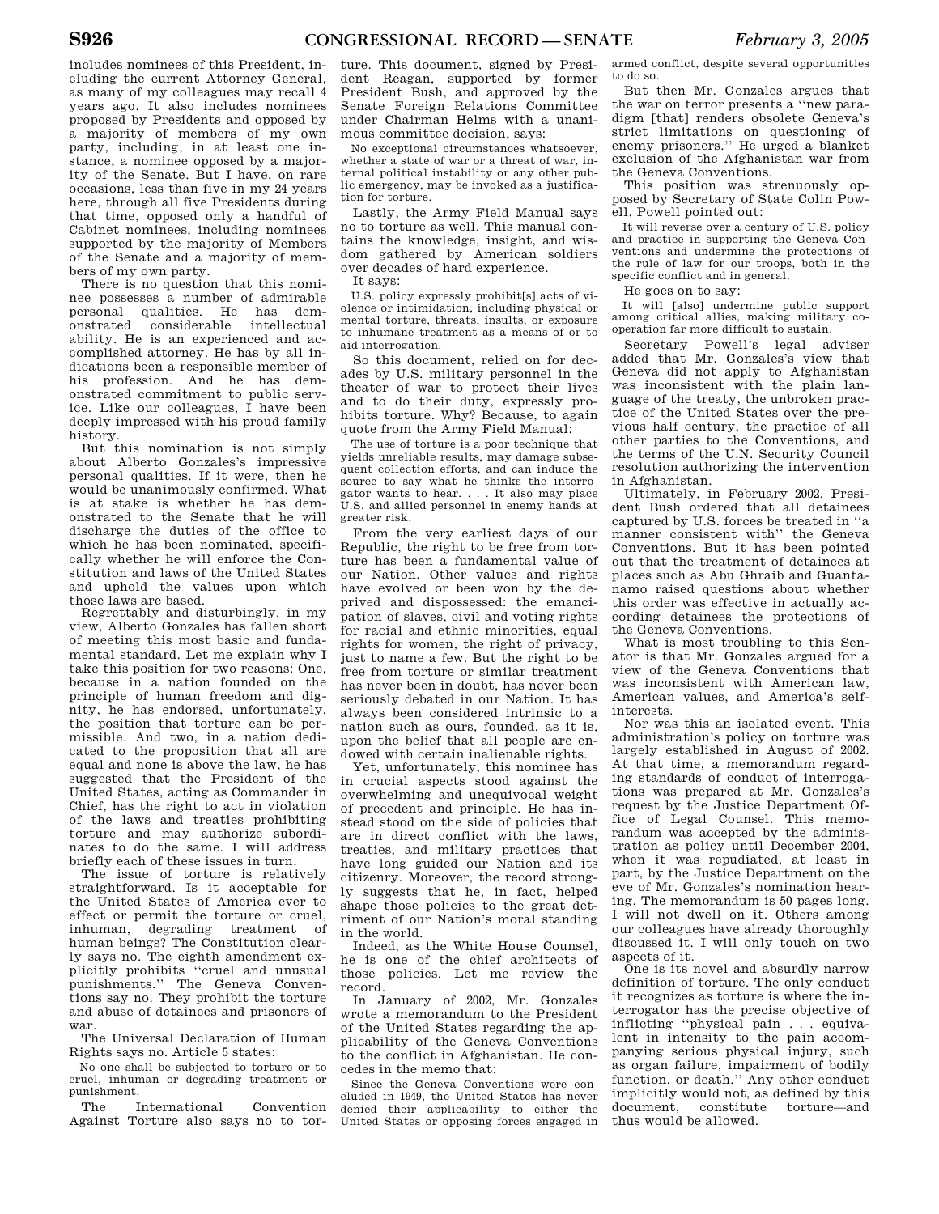includes nominees of this President, including the current Attorney General, as many of my colleagues may recall 4 years ago. It also includes nominees proposed by Presidents and opposed by a majority of members of my own party, including, in at least one instance, a nominee opposed by a majority of the Senate. But I have, on rare occasions, less than five in my 24 years here, through all five Presidents during that time, opposed only a handful of Cabinet nominees, including nominees supported by the majority of Members of the Senate and a majority of members of my own party.

There is no question that this nominee possesses a number of admirable personal qualities. He has demonstrated considerable intellectual ability. He is an experienced and accomplished attorney. He has by all indications been a responsible member of his profession. And he has demonstrated commitment to public service. Like our colleagues, I have been deeply impressed with his proud family history.

But this nomination is not simply about Alberto Gonzales's impressive personal qualities. If it were, then he would be unanimously confirmed. What is at stake is whether he has demonstrated to the Senate that he will discharge the duties of the office to which he has been nominated, specifically whether he will enforce the Constitution and laws of the United States and uphold the values upon which those laws are based.

Regrettably and disturbingly, in my view, Alberto Gonzales has fallen short of meeting this most basic and fundamental standard. Let me explain why I take this position for two reasons: One, because in a nation founded on the principle of human freedom and dignity, he has endorsed, unfortunately, the position that torture can be permissible. And two, in a nation dedicated to the proposition that all are equal and none is above the law, he has suggested that the President of the United States, acting as Commander in Chief, has the right to act in violation of the laws and treaties prohibiting torture and may authorize subordinates to do the same. I will address briefly each of these issues in turn.

The issue of torture is relatively straightforward. Is it acceptable for the United States of America ever to effect or permit the torture or cruel, inhuman, degrading treatment of human beings? The Constitution clearly says no. The eighth amendment explicitly prohibits ''cruel and unusual punishments.'' The Geneva Conventions say no. They prohibit the torture and abuse of detainees and prisoners of war.

The Universal Declaration of Human Rights says no. Article 5 states:

> No one shall be subjected to torture or to cruel, inhuman or degrading treatment or punishment.

The International Convention Against Torture also says no to torture. This document, signed by President Reagan, supported by former President Bush, and approved by the Senate Foreign Relations Committee under Chairman Helms with a unanimous committee decision, says:

> No exceptional circumstances whatsoever, whether a state of war or a threat of war, internal political instability or any other public emergency, may be invoked as a justification for torture.

Lastly, the Army Field Manual says no to torture as well. This manual contains the knowledge, insight, and wisdom gathered by American soldiers over decades of hard experience.

It says:

> U.S. policy expressly prohibit[s] acts of violence or intimidation, including physical or mental torture, threats, insults, or exposure to inhumane treatment as a means of or to aid interrogation.

So this document, relied on for decades by U.S. military personnel in the theater of war to protect their lives and to do their duty, expressly prohibits torture. Why? Because, to again quote from the Army Field Manual:

> The use of torture is a poor technique that yields unreliable results, may damage subsequent collection efforts, and can induce the source to say what he thinks the interrogator wants to hear. . . . It also may place U.S. and allied personnel in enemy hands at greater risk.

From the very earliest days of our Republic, the right to be free from torture has been a fundamental value of our Nation. Other values and rights have evolved or been won by the deprived and dispossessed: the emancipation of slaves, civil and voting rights for racial and ethnic minorities, equal rights for women, the right of privacy, just to name a few. But the right to be free from torture or similar treatment has never been in doubt, has never been seriously debated in our Nation. It has always been considered intrinsic to a nation such as ours, founded, as it is, upon the belief that all people are endowed with certain inalienable rights.

Yet, unfortunately, this nominee has in crucial aspects stood against the overwhelming and unequivocal weight of precedent and principle. He has instead stood on the side of policies that are in direct conflict with the laws, treaties, and military practices that have long guided our Nation and its citizenry. Moreover, the record strongly suggests that he, in fact, helped shape those policies to the great detriment of our Nation's moral standing in the world.

Indeed, as the White House Counsel, he is one of the chief architects of those policies. Let me review the record.

In January of 2002, Mr. Gonzales wrote a memorandum to the President of the United States regarding the applicability of the Geneva Conventions to the conflict in Afghanistan. He concedes in the memo that:

> Since the Geneva Conventions were concluded in 1949, the United States has never denied their applicability to either the United States or opposing forces engaged in armed conflict, despite several opportunities to do so.

But then Mr. Gonzales argues that the war on terror presents a ''new paradigm [that] renders obsolete Geneva's strict limitations on questioning of enemy prisoners.'' He urged a blanket exclusion of the Afghanistan war from the Geneva Conventions.

This position was strenuously opposed by Secretary of State Colin Powell. Powell pointed out:

> It will reverse over a century of U.S. policy and practice in supporting the Geneva Conventions and undermine the protections of the rule of law for our troops, both in the specific conflict and in general.

He goes on to say:

> It will [also] undermine public support among critical allies, making military cooperation far more difficult to sustain.

Secretary Powell's legal adviser added that Mr. Gonzales's view that Geneva did not apply to Afghanistan was inconsistent with the plain language of the treaty, the unbroken practice of the United States over the previous half century, the practice of all other parties to the Conventions, and the terms of the U.N. Security Council resolution authorizing the intervention in Afghanistan.

Ultimately, in February 2002, President Bush ordered that all detainees captured by U.S. forces be treated in ''a manner consistent with'' the Geneva Conventions. But it has been pointed out that the treatment of detainees at places such as Abu Ghraib and Guantanamo raised questions about whether this order was effective in actually according detainees the protections of the Geneva Conventions.

What is most troubling to this Senator is that Mr. Gonzales argued for a view of the Geneva Conventions that was inconsistent with American law, American values, and America's self-interests.

Nor was this an isolated event. This administration's policy on torture was largely established in August of 2002. At that time, a memorandum regarding standards of conduct of interrogations was prepared at Mr. Gonzales's request by the Justice Department Office of Legal Counsel. This memorandum was accepted by the administration as policy until December 2004, when it was repudiated, at least in part, by the Justice Department on the eve of Mr. Gonzales's nomination hearing. The memorandum is 50 pages long. I will not dwell on it. Others among our colleagues have already thoroughly discussed it. I will only touch on two aspects of it.

One is its novel and absurdly narrow definition of torture. The only conduct it recognizes as torture is where the interrogator has the precise objective of inflicting ''physical pain . . . equivalent in intensity to the pain accompanying serious physical injury, such as organ failure, impairment of bodily function, or death.'' Any other conduct implicitly would not, as defined by this document, constitute torture—and thus would be allowed.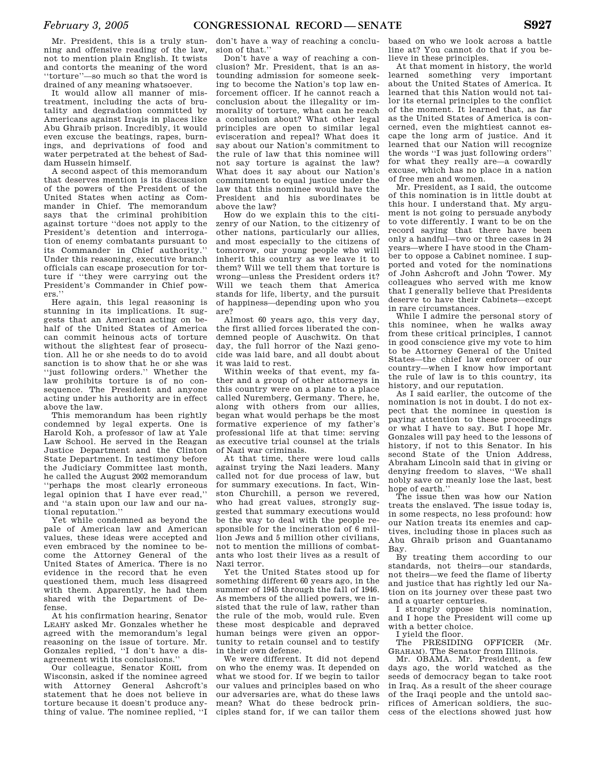Mr. President, this is a truly stunning and offensive reading of the law, not to mention plain English. It twists and contorts the meaning of the word ''torture''—so much so that the word is drained of any meaning whatsoever.

It would allow all manner of mistreatment, including the acts of brutality and degradation committed by Americans against Iraqis in places like Abu Ghraib prison. Incredibly, it would even excuse the beatings, rapes, burnings, and deprivations of food and water perpetrated at the behest of Saddam Hussein himself.

A second aspect of this memorandum that deserves mention is its discussion of the powers of the President of the United States when acting as Commander in Chief. The memorandum says that the criminal prohibition against torture ''does not apply to the President's detention and interrogation of enemy combatants pursuant to its Commander in Chief authority.'' Under this reasoning, executive branch officials can escape prosecution for torture if ''they were carrying out the President's Commander in Chief powers.''

Here again, this legal reasoning is stunning in its implications. It suggests that an American acting on behalf of the United States of America can commit heinous acts of torture without the slightest fear of prosecution. All he or she needs to do to avoid sanction is to show that he or she was ''just following orders.'' Whether the law prohibits torture is of no consequence. The President and anyone acting under his authority are in effect above the law.

This memorandum has been rightly condemned by legal experts. One is Harold Koh, a professor of law at Yale Law School. He served in the Reagan Justice Department and the Clinton State Department. In testimony before the Judiciary Committee last month, he called the August 2002 memorandum ''perhaps the most clearly erroneous legal opinion that I have ever read,'' and ''a stain upon our law and our national reputation.''

Yet while condemned as beyond the pale of American law and American values, these ideas were accepted and even embraced by the nominee to become the Attorney General of the United States of America. There is no evidence in the record that he even questioned them, much less disagreed with them. Apparently, he had them shared with the Department of Defense.

At his confirmation hearing, Senator LEAHY asked Mr. Gonzales whether he agreed with the memorandum's legal reasoning on the issue of torture. Mr. Gonzales replied, ''I don't have a disagreement with its conclusions.''

Our colleague, Senator KOHL from Wisconsin, asked if the nominee agreed with Attorney General Ashcroft's statement that he does not believe in torture because it doesn't produce anything of value. The nominee replied, ''I don't have a way of reaching a conclusion of that.''

Don't have a way of reaching a conclusion? Mr. President, that is an astounding admission for someone seeking to become the Nation's top law enforcement officer. If he cannot reach a conclusion about the illegality or immorality of torture, what can he reach a conclusion about? What other legal principles are open to similar legal evisceration and repeal? What does it say about our Nation's commitment to the rule of law that this nominee will not say torture is against the law? What does it say about our Nation's commitment to equal justice under the law that this nominee would have the President and his subordinates be above the law?

How do we explain this to the citizenry of our Nation, to the citizenry of other nations, particularly our allies, and most especially to the citizens of tomorrow, our young people who will inherit this country as we leave it to them? Will we tell them that torture is wrong—unless the President orders it? Will we teach them that America stands for life, liberty, and the pursuit of happiness—depending upon who you are?

Almost 60 years ago, this very day, the first allied forces liberated the condemned people of Auschwitz. On that day, the full horror of the Nazi genocide was laid bare, and all doubt about it was laid to rest.

Within weeks of that event, my father and a group of other attorneys in this country were on a plane to a place called Nuremberg, Germany. There, he, along with others from our allies, began what would perhaps be the most formative experience of my father's professional life at that time: serving as executive trial counsel at the trials of Nazi war criminals.

At that time, there were loud calls against trying the Nazi leaders. Many called not for due process of law, but for summary executions. In fact, Winston Churchill, a person we revered, who had great values, strongly suggested that summary executions would be the way to deal with the people responsible for the incineration of 6 million Jews and 5 million other civilians, not to mention the millions of combatants who lost their lives as a result of Nazi terror.

Yet the United States stood up for something different 60 years ago, in the summer of 1945 through the fall of 1946. As members of the allied powers, we insisted that the rule of law, rather than the rule of the mob, would rule. Even these most despicable and depraved human beings were given an opportunity to retain counsel and to testify in their own defense.

We were different. It did not depend on who the enemy was. It depended on what we stood for. If we begin to tailor our values and principles based on who our adversaries are, what do these laws mean? What do these bedrock principles stand for, if we can tailor them based on who we look across a battle line at? You cannot do that if you believe in these principles.

At that moment in history, the world learned something very important about the United States of America. It learned that this Nation would not tailor its eternal principles to the conflict of the moment. It learned that, as far as the United States of America is concerned, even the mightiest cannot escape the long arm of justice. And it learned that our Nation will recognize the words ''I was just following orders'' for what they really are—a cowardly excuse, which has no place in a nation of free men and women.

Mr. President, as I said, the outcome of this nomination is in little doubt at this hour. I understand that. My argument is not going to persuade anybody to vote differently. I want to be on the record saying that there have been only a handful—two or three cases in 24 years—where I have stood in the Chamber to oppose a Cabinet nominee. I supported and voted for the nominations of John Ashcroft and John Tower. My colleagues who served with me know that I generally believe that Presidents deserve to have their Cabinets—except in rare circumstances.

While I admire the personal story of this nominee, when he walks away from these critical principles, I cannot in good conscience give my vote to him to be Attorney General of the United States—the chief law enforcer of our country—when I know how important the rule of law is to this country, its history, and our reputation.

As I said earlier, the outcome of the nomination is not in doubt. I do not expect that the nominee in question is paying attention to these proceedings or what I have to say. But I hope Mr. Gonzales will pay heed to the lessons of history, if not to this Senator. In his second State of the Union Address, Abraham Lincoln said that in giving or denying freedom to slaves, ''We shall nobly save or meanly lose the last, best hope of earth.''

The issue then was how our Nation treats the enslaved. The issue today is, in some respects, no less profound: how our Nation treats its enemies and captives, including those in places such as Abu Ghraib prison and Guantanamo Bay.

By treating them according to our standards, not theirs—our standards, not theirs—we feed the flame of liberty and justice that has rightly led our Nation on its journey over these past two and a quarter centuries.

I strongly oppose this nomination, and I hope the President will come up with a better choice.

I yield the floor.

The PRESIDING OFFICER (Mr. GRAHAM). The Senator from Illinois.

Mr. OBAMA. Mr. President, a few days ago, the world watched as the seeds of democracy began to take root in Iraq. As a result of the sheer courage of the Iraqi people and the untold sacrifices of American soldiers, the success of the elections showed just how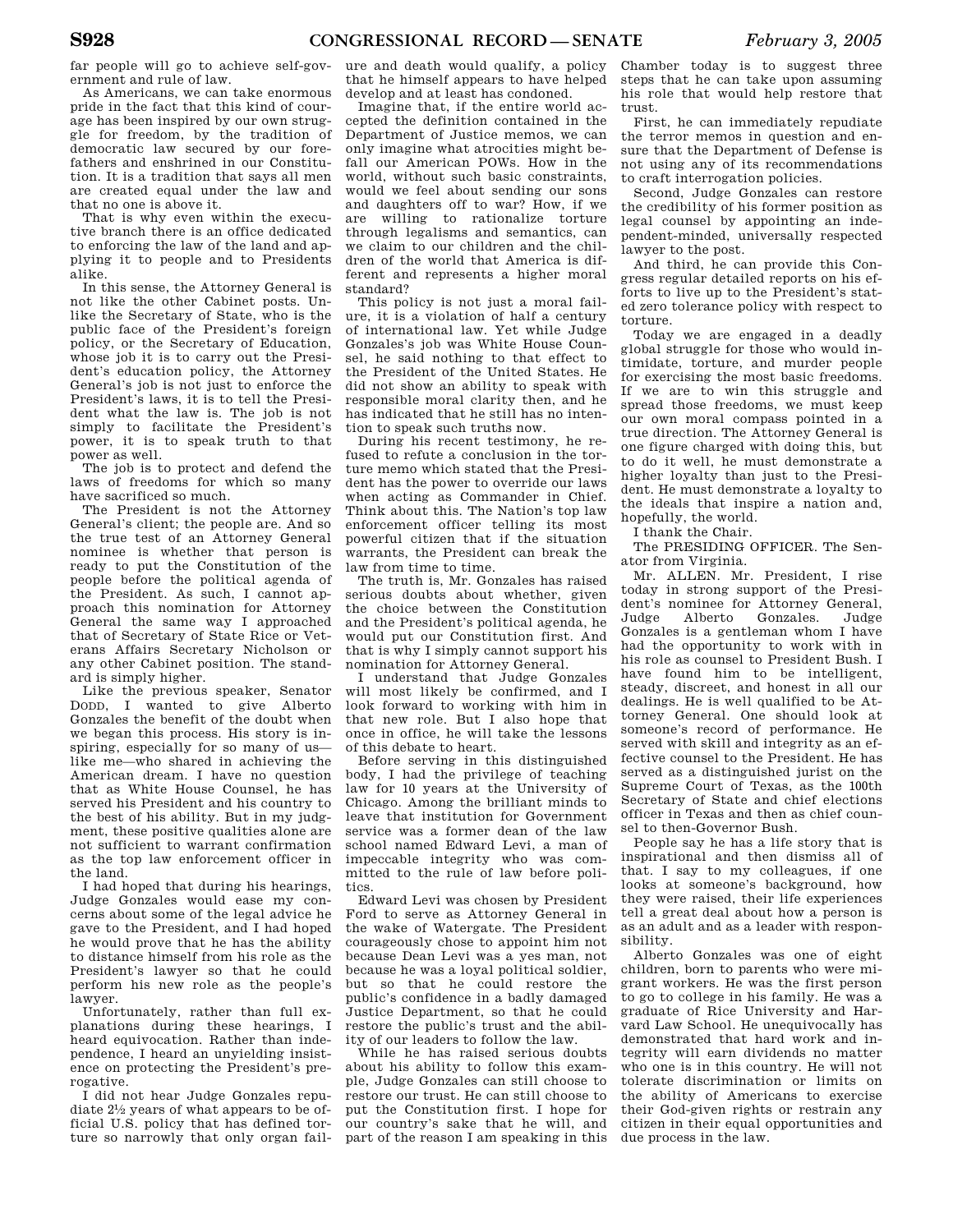far people will go to achieve self-government and rule of law.

As Americans, we can take enormous pride in the fact that this kind of courage has been inspired by our own struggle for freedom, by the tradition of democratic law secured by our forefathers and enshrined in our Constitution. It is a tradition that says all men are created equal under the law and that no one is above it.

That is why even within the executive branch there is an office dedicated to enforcing the law of the land and applying it to people and to Presidents alike.

In this sense, the Attorney General is not like the other Cabinet posts. Unlike the Secretary of State, who is the public face of the President's foreign policy, or the Secretary of Education, whose job it is to carry out the President's education policy, the Attorney General's job is not just to enforce the President's laws, it is to tell the President what the law is. The job is not simply to facilitate the President's power, it is to speak truth to that power as well.

The job is to protect and defend the laws of freedoms for which so many have sacrificed so much.

The President is not the Attorney General's client; the people are. And so the true test of an Attorney General nominee is whether that person is ready to put the Constitution of the people before the political agenda of the President. As such, I cannot approach this nomination for Attorney General the same way I approached that of Secretary of State Rice or Veterans Affairs Secretary Nicholson or any other Cabinet position. The standard is simply higher.

Like the previous speaker, Senator DODD, I wanted to give Alberto Gonzales the benefit of the doubt when we began this process. His story is inspiring, especially for so many of us—like me—who shared in achieving the American dream. I have no question that as White House Counsel, he has served his President and his country to the best of his ability. But in my judgment, these positive qualities alone are not sufficient to warrant confirmation as the top law enforcement officer in the land.

I had hoped that during his hearings, Judge Gonzales would ease my concerns about some of the legal advice he gave to the President, and I had hoped he would prove that he has the ability to distance himself from his role as the President's lawyer so that he could perform his new role as the people's lawyer.

Unfortunately, rather than full explanations during these hearings, I heard equivocation. Rather than independence, I heard an unyielding insistence on protecting the President's prerogative.

I did not hear Judge Gonzales repudiate 2½ years of what appears to be official U.S. policy that has defined torture so narrowly that only organ failure and death would qualify, a policy that he himself appears to have helped develop and at least has condoned.

Imagine that, if the entire world accepted the definition contained in the Department of Justice memos, we can only imagine what atrocities might befall our American POWs. How in the world, without such basic constraints, would we feel about sending our sons and daughters off to war? How, if we are willing to rationalize torture through legalisms and semantics, can we claim to our children and the children of the world that America is different and represents a higher moral standard?

This policy is not just a moral failure, it is a violation of half a century of international law. Yet while Judge Gonzales's job was White House Counsel, he said nothing to that effect to the President of the United States. He did not show an ability to speak with responsible moral clarity then, and he has indicated that he still has no intention to speak such truths now.

During his recent testimony, he refused to refute a conclusion in the torture memo which stated that the President has the power to override our laws when acting as Commander in Chief. Think about this. The Nation's top law enforcement officer telling its most powerful citizen that if the situation warrants, the President can break the law from time to time.

The truth is, Mr. Gonzales has raised serious doubts about whether, given the choice between the Constitution and the President's political agenda, he would put our Constitution first. And that is why I simply cannot support his nomination for Attorney General.

I understand that Judge Gonzales will most likely be confirmed, and I look forward to working with him in that new role. But I also hope that once in office, he will take the lessons of this debate to heart.

Before serving in this distinguished body, I had the privilege of teaching law for 10 years at the University of Chicago. Among the brilliant minds to leave that institution for Government service was a former dean of the law school named Edward Levi, a man of impeccable integrity who was committed to the rule of law before politics.

Edward Levi was chosen by President Ford to serve as Attorney General in the wake of Watergate. The President courageously chose to appoint him not because Dean Levi was a yes man, not because he was a loyal political soldier, but so that he could restore the public's confidence in a badly damaged Justice Department, so that he could restore the public's trust and the ability of our leaders to follow the law.

While he has raised serious doubts about his ability to follow this example, Judge Gonzales can still choose to restore our trust. He can still choose to put the Constitution first. I hope for our country's sake that he will, and part of the reason I am speaking in this Chamber today is to suggest three steps that he can take upon assuming his role that would help restore that trust.

First, he can immediately repudiate the terror memos in question and ensure that the Department of Defense is not using any of its recommendations to craft interrogation policies.

Second, Judge Gonzales can restore the credibility of his former position as legal counsel by appointing an independent-minded, universally respected lawyer to the post.

And third, he can provide this Congress regular detailed reports on his efforts to live up to the President's stated zero tolerance policy with respect to torture.

Today we are engaged in a deadly global struggle for those who would intimidate, torture, and murder people for exercising the most basic freedoms. If we are to win this struggle and spread those freedoms, we must keep our own moral compass pointed in a true direction. The Attorney General is one figure charged with doing this, but to do it well, he must demonstrate a higher loyalty than just to the President. He must demonstrate a loyalty to the ideals that inspire a nation and, hopefully, the world.

I thank the Chair.

The PRESIDING OFFICER. The Senator from Virginia.

Mr. ALLEN. Mr. President, I rise today in strong support of the President's nominee for Attorney General, Judge Alberto Gonzales. Judge Gonzales is a gentleman whom I have had the opportunity to work with in his role as counsel to President Bush. I have found him to be intelligent, steady, discreet, and honest in all our dealings. He is well qualified to be Attorney General. One should look at someone's record of performance. He served with skill and integrity as an effective counsel to the President. He has served as a distinguished jurist on the Supreme Court of Texas, as the 100th Secretary of State and chief elections officer in Texas and then as chief counsel to then-Governor Bush.

People say he has a life story that is inspirational and then dismiss all of that. I say to my colleagues, if one looks at someone's background, how they were raised, their life experiences tell a great deal about how a person is as an adult and as a leader with responsibility.

Alberto Gonzales was one of eight children, born to parents who were migrant workers. He was the first person to go to college in his family. He was a graduate of Rice University and Harvard Law School. He unequivocally has demonstrated that hard work and integrity will earn dividends no matter who one is in this country. He will not tolerate discrimination or limits on the ability of Americans to exercise their God-given rights or restrain any citizen in their equal opportunities and due process in the law.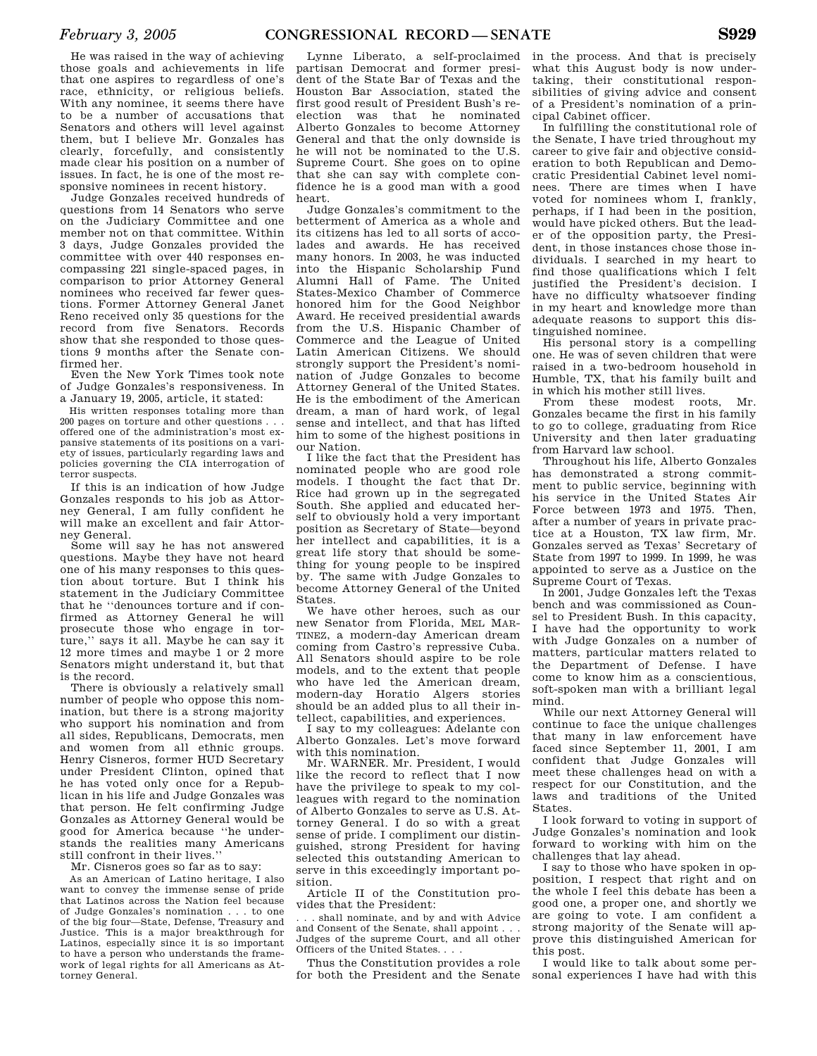He was raised in the way of achieving those goals and achievements in life that one aspires to regardless of one's race, ethnicity, or religious beliefs. With any nominee, it seems there have to be a number of accusations that Senators and others will level against them, but I believe Mr. Gonzales has clearly, forcefully, and consistently made clear his position on a number of issues. In fact, he is one of the most responsive nominees in recent history.

Judge Gonzales received hundreds of questions from 14 Senators who serve on the Judiciary Committee and one member not on that committee. Within 3 days, Judge Gonzales provided the committee with over 440 responses encompassing 221 single-spaced pages, in comparison to prior Attorney General nominees who received far fewer questions. Former Attorney General Janet Reno received only 35 questions for the record from five Senators. Records show that she responded to those questions 9 months after the Senate confirmed her.

Even the New York Times took note of Judge Gonzales's responsiveness. In a January 19, 2005, article, it stated:

> His written responses totaling more than 200 pages on torture and other questions . . . offered one of the administration's most expansive statements of its positions on a variety of issues, particularly regarding laws and policies governing the CIA interrogation of terror suspects.

If this is an indication of how Judge Gonzales responds to his job as Attorney General, I am fully confident he will make an excellent and fair Attorney General.

Some will say he has not answered questions. Maybe they have not heard one of his many responses to this question about torture. But I think his statement in the Judiciary Committee that he ''denounces torture and if confirmed as Attorney General he will prosecute those who engage in torture,'' says it all. Maybe he can say it 12 more times and maybe 1 or 2 more Senators might understand it, but that is the record.

There is obviously a relatively small number of people who oppose this nomination, but there is a strong majority who support his nomination and from all sides, Republicans, Democrats, men and women from all ethnic groups. Henry Cisneros, former HUD Secretary under President Clinton, opined that he has voted only once for a Republican in his life and Judge Gonzales was that person. He felt confirming Judge Gonzales as Attorney General would be good for America because ''he understands the realities many Americans still confront in their lives.''

Mr. Cisneros goes so far as to say:

> As an American of Latino heritage, I also want to convey the immense sense of pride that Latinos across the Nation feel because of Judge Gonzales's nomination . . . to one of the big four—State, Defense, Treasury and Justice. This is a major breakthrough for Latinos, especially since it is so important to have a person who understands the framework of legal rights for all Americans as Attorney General.

Lynne Liberato, a self-proclaimed partisan Democrat and former president of the State Bar of Texas and the Houston Bar Association, stated the first good result of President Bush's reelection was that he nominated Alberto Gonzales to become Attorney General and that the only downside is he will not be nominated to the U.S. Supreme Court. She goes on to opine that she can say with complete confidence he is a good man with a good heart.

Judge Gonzales's commitment to the betterment of America as a whole and its citizens has led to all sorts of accolades and awards. He has received many honors. In 2003, he was inducted into the Hispanic Scholarship Fund Alumni Hall of Fame. The United States-Mexico Chamber of Commerce honored him for the Good Neighbor Award. He received presidential awards from the U.S. Hispanic Chamber of Commerce and the League of United Latin American Citizens. We should strongly support the President's nomination of Judge Gonzales to become Attorney General of the United States. He is the embodiment of the American dream, a man of hard work, of legal sense and intellect, and that has lifted him to some of the highest positions in our Nation.

I like the fact that the President has nominated people who are good role models. I thought the fact that Dr. Rice had grown up in the segregated South. She applied and educated herself to obviously hold a very important position as Secretary of State—beyond her intellect and capabilities, it is a great life story that should be something for young people to be inspired by. The same with Judge Gonzales to become Attorney General of the United States.

We have other heroes, such as our new Senator from Florida, MEL MARTINEZ, a modern-day American dream coming from Castro's repressive Cuba. All Senators should aspire to be role models, and to the extent that people who have led the American dream, modern-day Horatio Algers stories should be an added plus to all their intellect, capabilities, and experiences.

I say to my colleagues: Adelante con Alberto Gonzales. Let's move forward with this nomination.

Mr. WARNER. Mr. President, I would like the record to reflect that I now have the privilege to speak to my colleagues with regard to the nomination of Alberto Gonzales to serve as U.S. Attorney General. I do so with a great sense of pride. I compliment our distinguished, strong President for having selected this outstanding American to serve in this exceedingly important position.

Article II of the Constitution provides that the President:

> . . . shall nominate, and by and with Advice and Consent of the Senate, shall appoint . . . Judges of the supreme Court, and all other Officers of the United States. . . .

Thus the Constitution provides a role for both the President and the Senate in the process. And that is precisely what this August body is now undertaking, their constitutional responsibilities of giving advice and consent of a President's nomination of a principal Cabinet officer.

In fulfilling the constitutional role of the Senate, I have tried throughout my career to give fair and objective consideration to both Republican and Democratic Presidential Cabinet level nominees. There are times when I have voted for nominees whom I, frankly, perhaps, if I had been in the position, would have picked others. But the leader of the opposition party, the President, in those instances chose those individuals. I searched in my heart to find those qualifications which I felt justified the President's decision. I have no difficulty whatsoever finding in my heart and knowledge more than adequate reasons to support this distinguished nominee.

His personal story is a compelling one. He was of seven children that were raised in a two-bedroom household in Humble, TX, that his family built and in which his mother still lives.

From these modest roots, Mr. Gonzales became the first in his family to go to college, graduating from Rice University and then later graduating from Harvard law school.

Throughout his life, Alberto Gonzales has demonstrated a strong commitment to public service, beginning with his service in the United States Air Force between 1973 and 1975. Then, after a number of years in private practice at a Houston, TX law firm, Mr. Gonzales served as Texas' Secretary of State from 1997 to 1999. In 1999, he was appointed to serve as a Justice on the Supreme Court of Texas.

In 2001, Judge Gonzales left the Texas bench and was commissioned as Counsel to President Bush. In this capacity, I have had the opportunity to work with Judge Gonzales on a number of matters, particular matters related to the Department of Defense. I have come to know him as a conscientious, soft-spoken man with a brilliant legal mind.

While our next Attorney General will continue to face the unique challenges that many in law enforcement have faced since September 11, 2001, I am confident that Judge Gonzales will meet these challenges head on with a respect for our Constitution, and the laws and traditions of the United States.

I look forward to voting in support of Judge Gonzales's nomination and look forward to working with him on the challenges that lay ahead.

I say to those who have spoken in opposition, I respect that right and on the whole I feel this debate has been a good one, a proper one, and shortly we are going to vote. I am confident a strong majority of the Senate will approve this distinguished American for this post.

I would like to talk about some personal experiences I have had with this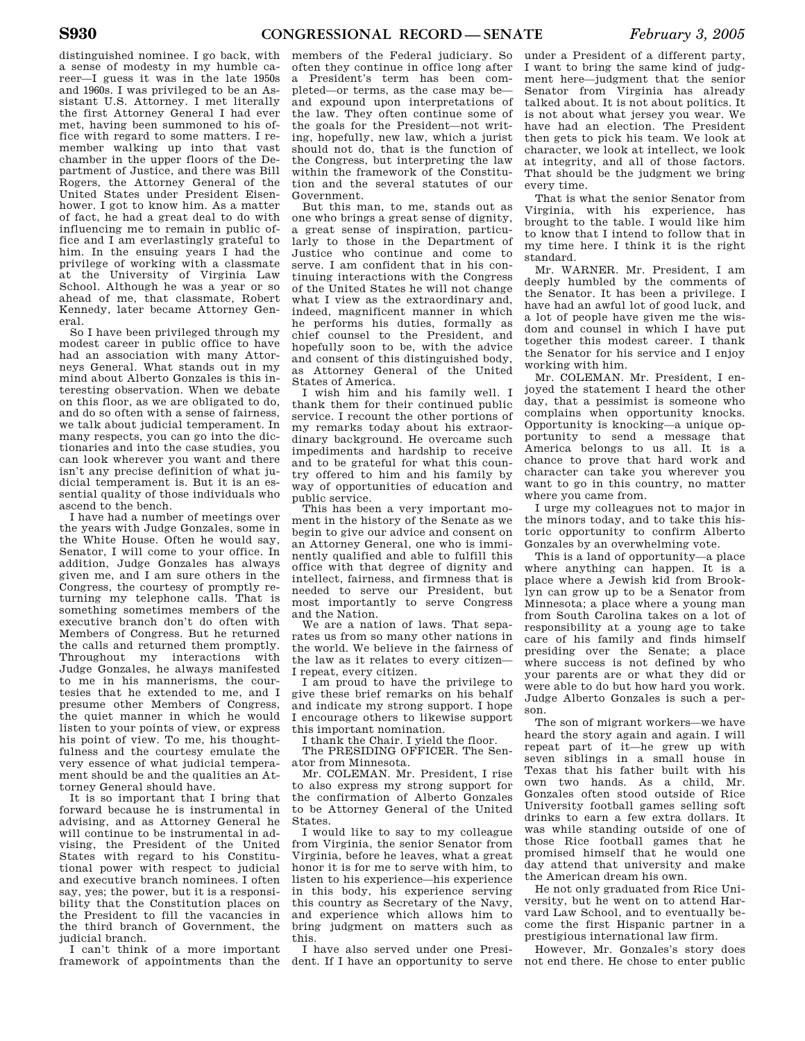distinguished nominee. I go back, with a sense of modesty in my humble career—I guess it was in the late 1950s and 1960s. I was privileged to be an Assistant U.S. Attorney. I met literally the first Attorney General I had ever met, having been summoned to his office with regard to some matters. I remember walking up into that vast chamber in the upper floors of the Department of Justice, and there was Bill Rogers, the Attorney General of the United States under President Eisenhower. I got to know him. As a matter of fact, he had a great deal to do with influencing me to remain in public office and I am everlastingly grateful to him. In the ensuing years I had the privilege of working with a classmate at the University of Virginia Law School. Although he was a year or so ahead of me, that classmate, Robert Kennedy, later became Attorney General.

So I have been privileged through my modest career in public office to have had an association with many Attorneys General. What stands out in my mind about Alberto Gonzales is this interesting observation. When we debate on this floor, as we are obligated to do, and do so often with a sense of fairness, we talk about judicial temperament. In many respects, you can go into the dictionaries and into the case studies, you can look wherever you want and there isn't any precise definition of what judicial temperament is. But it is an essential quality of those individuals who ascend to the bench.

I have had a number of meetings over the years with Judge Gonzales, some in the White House. Often he would say, Senator, I will come to your office. In addition, Judge Gonzales has always given me, and I am sure others in the Congress, the courtesy of promptly returning my telephone calls. That is something sometimes members of the executive branch don't do often with Members of Congress. But he returned the calls and returned them promptly. Throughout my interactions with Judge Gonzales, he always manifested to me in his mannerisms, the courtesies that he extended to me, and I presume other Members of Congress, the quiet manner in which he would listen to your points of view, or express his point of view. To me, his thoughtfulness and the courtesy emulate the very essence of what judicial temperament should be and the qualities an Attorney General should have.

It is so important that I bring that forward because he is instrumental in advising, and as Attorney General he will continue to be instrumental in advising, the President of the United States with regard to his Constitutional power with respect to judicial and executive branch nominees. I often say, yes; the power, but it is a responsibility that the Constitution places on the President to fill the vacancies in the third branch of Government, the judicial branch.

I can't think of a more important framework of appointments than the members of the Federal judiciary. So often they continue in office long after a President's term has been completed—or terms, as the case may be—and expound upon interpretations of the law. They often continue some of the goals for the President—not writing, hopefully, new law, which a jurist should not do, that is the function of the Congress, but interpreting the law within the framework of the Constitution and the several statutes of our Government.

But this man, to me, stands out as one who brings a great sense of dignity, a great sense of inspiration, particularly to those in the Department of Justice who continue and come to serve. I am confident that in his continuing interactions with the Congress of the United States he will not change what I view as the extraordinary and, indeed, magnificent manner in which he performs his duties, formally as chief counsel to the President, and hopefully soon to be, with the advice and consent of this distinguished body, as Attorney General of the United States of America.

I wish him and his family well. I thank them for their continued public service. I recount the other portions of my remarks today about his extraordinary background. He overcame such impediments and hardship to receive and to be grateful for what this country offered to him and his family by way of opportunities of education and public service.

This has been a very important moment in the history of the Senate as we begin to give our advice and consent on an Attorney General, one who is imminently qualified and able to fulfill this office with that degree of dignity and intellect, fairness, and firmness that is needed to serve our President, but most importantly to serve Congress and the Nation.

We are a nation of laws. That separates us from so many other nations in the world. We believe in the fairness of the law as it relates to every citizen—I repeat, every citizen.

I am proud to have the privilege to give these brief remarks on his behalf and indicate my strong support. I hope I encourage others to likewise support this important nomination.

I thank the Chair. I yield the floor.

The PRESIDING OFFICER. The Senator from Minnesota.

Mr. COLEMAN. Mr. President, I rise to also express my strong support for the confirmation of Alberto Gonzales to be Attorney General of the United States.

I would like to say to my colleague from Virginia, the senior Senator from Virginia, before he leaves, what a great honor it is for me to serve with him, to listen to his experience—his experience in this body, his experience serving this country as Secretary of the Navy, and experience which allows him to bring judgment on matters such as this.

I have also served under one President. If I have an opportunity to serve under a President of a different party, I want to bring the same kind of judgment here—judgment that the senior Senator from Virginia has already talked about. It is not about politics. It is not about what jersey you wear. We have had an election. The President then gets to pick his team. We look at character, we look at intellect, we look at integrity, and all of those factors. That should be the judgment we bring every time.

That is what the senior Senator from Virginia, with his experience, has brought to the table. I would like him to know that I intend to follow that in my time here. I think it is the right standard.

Mr. WARNER. Mr. President, I am deeply humbled by the comments of the Senator. It has been a privilege. I have had an awful lot of good luck, and a lot of people have given me the wisdom and counsel in which I have put together this modest career. I thank the Senator for his service and I enjoy working with him.

Mr. COLEMAN. Mr. President, I enjoyed the statement I heard the other day, that a pessimist is someone who complains when opportunity knocks. Opportunity is knocking—a unique opportunity to send a message that America belongs to us all. It is a chance to prove that hard work and character can take you wherever you want to go in this country, no matter where you came from.

I urge my colleagues not to major in the minors today, and to take this historic opportunity to confirm Alberto Gonzales by an overwhelming vote.

This is a land of opportunity—a place where anything can happen. It is a place where a Jewish kid from Brooklyn can grow up to be a Senator from Minnesota; a place where a young man from South Carolina takes on a lot of responsibility at a young age to take care of his family and finds himself presiding over the Senate; a place where success is not defined by who your parents are or what they did or were able to do but how hard you work. Judge Alberto Gonzales is such a person.

The son of migrant workers—we have heard the story again and again. I will repeat part of it—he grew up with seven siblings in a small house in Texas that his father built with his own two hands. As a child, Mr. Gonzales often stood outside of Rice University football games selling soft drinks to earn a few extra dollars. It was while standing outside of one of those Rice football games that he promised himself that he would one day attend that university and make the American dream his own.

He not only graduated from Rice University, but he went on to attend Harvard Law School, and to eventually become the first Hispanic partner in a prestigious international law firm.

However, Mr. Gonzales's story does not end there. He chose to enter public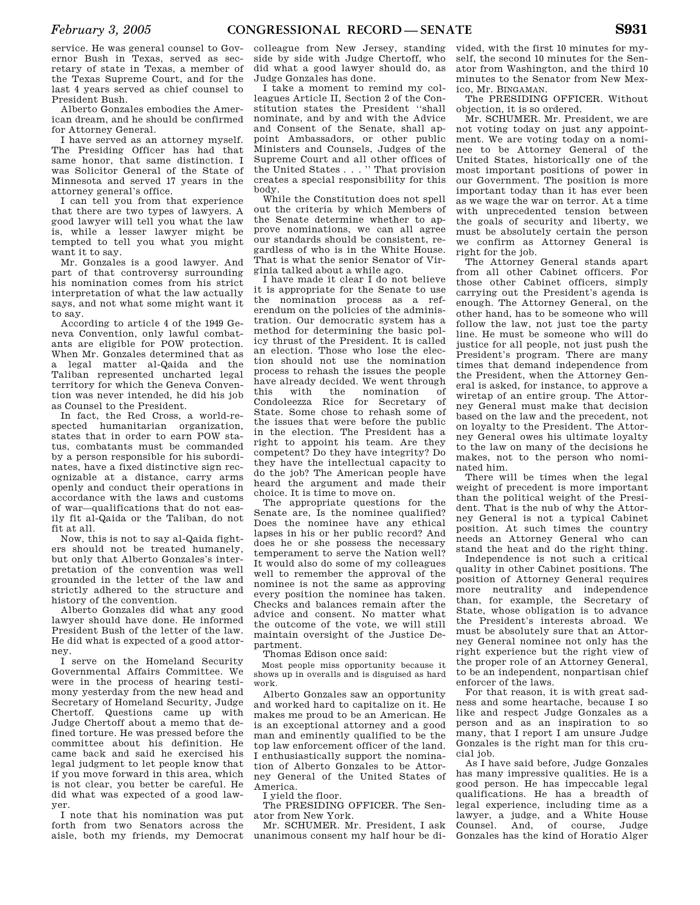service. He was general counsel to Governor Bush in Texas, served as secretary of state in Texas, a member of the Texas Supreme Court, and for the last 4 years served as chief counsel to President Bush.

Alberto Gonzales embodies the American dream, and he should be confirmed for Attorney General.

I have served as an attorney myself. The Presiding Officer has had that same honor, that same distinction. I was Solicitor General of the State of Minnesota and served 17 years in the attorney general's office.

I can tell you from that experience that there are two types of lawyers. A good lawyer will tell you what the law is, while a lesser lawyer might be tempted to tell you what you might want it to say.

Mr. Gonzales is a good lawyer. And part of that controversy surrounding his nomination comes from his strict interpretation of what the law actually says, and not what some might want it to say.

According to article 4 of the 1949 Geneva Convention, only lawful combatants are eligible for POW protection. When Mr. Gonzales determined that as a legal matter al-Qaida and the Taliban represented uncharted legal territory for which the Geneva Convention was never intended, he did his job as Counsel to the President.

In fact, the Red Cross, a world-respected humanitarian organization, states that in order to earn POW status, combatants must be commanded by a person responsible for his subordinates, have a fixed distinctive sign recognizable at a distance, carry arms openly and conduct their operations in accordance with the laws and customs of war—qualifications that do not easily fit al-Qaida or the Taliban, do not fit at all.

Now, this is not to say al-Qaida fighters should not be treated humanely, but only that Alberto Gonzales's interpretation of the convention was well grounded in the letter of the law and strictly adhered to the structure and history of the convention.

Alberto Gonzales did what any good lawyer should have done. He informed President Bush of the letter of the law. He did what is expected of a good attorney.

I serve on the Homeland Security Governmental Affairs Committee. We were in the process of hearing testimony yesterday from the new head and Secretary of Homeland Security, Judge Chertoff. Questions came up with Judge Chertoff about a memo that defined torture. He was pressed before the committee about his definition. He came back and said he exercised his legal judgment to let people know that if you move forward in this area, which is not clear, you better be careful. He did what was expected of a good lawyer.

I note that his nomination was put forth from two Senators across the aisle, both my friends, my Democrat colleague from New Jersey, standing side by side with Judge Chertoff, who did what a good lawyer should do, as Judge Gonzales has done.

I take a moment to remind my colleagues Article II, Section 2 of the Constitution states the President "shall nominate, and by and with the Advice and Consent of the Senate, shall appoint Ambassadors, or other public Ministers and Counsels, Judges of the Supreme Court and all other offices of the United States . . . " That provision creates a special responsibility for this body.

While the Constitution does not spell out the criteria by which Members of the Senate determine whether to approve nominations, we can all agree our standards should be consistent, regardless of who is in the White House. That is what the senior Senator of Virginia talked about a while ago.

I have made it clear I do not believe it is appropriate for the Senate to use the nomination process as a referendum on the policies of the administration. Our democratic system has a method for determining the basic policy thrust of the President. It is called an election. Those who lose the election should not use the nomination process to rehash the issues the people have already decided. We went through this with the nomination of Condoleezza Rice for Secretary of State. Some chose to rehash some of the issues that were before the public in the election. The President has a right to appoint his team. Are they competent? Do they have integrity? Do they have the intellectual capacity to do the job? The American people have heard the argument and made their choice. It is time to move on.

The appropriate questions for the Senate are, Is the nominee qualified? Does the nominee have any ethical lapses in his or her public record? And does he or she possess the necessary temperament to serve the Nation well? It would also do some of my colleagues well to remember the approval of the nominee is not the same as approving every position the nominee has taken. Checks and balances remain after the advice and consent. No matter what the outcome of the vote, we will still maintain oversight of the Justice Department.

Thomas Edison once said:

> Most people miss opportunity because it shows up in overalls and is disguised as hard work.

Alberto Gonzales saw an opportunity and worked hard to capitalize on it. He makes me proud to be an American. He is an exceptional attorney and a good man and eminently qualified to be the top law enforcement officer of the land. I enthusiastically support the nomination of Alberto Gonzales to be Attorney General of the United States of America.

I yield the floor.

The PRESIDING OFFICER. The Senator from New York.

Mr. SCHUMER. Mr. President, I ask unanimous consent my half hour be divided, with the first 10 minutes for myself, the second 10 minutes for the Senator from Washington, and the third 10 minutes to the Senator from New Mexico, Mr. BINGAMAN.

The PRESIDING OFFICER. Without objection, it is so ordered.

Mr. SCHUMER. Mr. President, we are not voting today on just any appointment. We are voting today on a nominee to be Attorney General of the United States, historically one of the most important positions of power in our Government. The position is more important today than it has ever been as we wage the war on terror. At a time with unprecedented tension between the goals of security and liberty, we must be absolutely certain the person we confirm as Attorney General is right for the job.

The Attorney General stands apart from all other Cabinet officers. For those other Cabinet officers, simply carrying out the President's agenda is enough. The Attorney General, on the other hand, has to be someone who will follow the law, not just toe the party line. He must be someone who will do justice for all people, not just push the President's program. There are many times that demand independence from the President, when the Attorney General is asked, for instance, to approve a wiretap of an entire group. The Attorney General must make that decision based on the law and the precedent, not on loyalty to the President. The Attorney General owes his ultimate loyalty to the law on many of the decisions he makes, not to the person who nominated him.

There will be times when the legal weight of precedent is more important than the political weight of the President. That is the nub of why the Attorney General is not a typical Cabinet position. At such times the country needs an Attorney General who can stand the heat and do the right thing.

Independence is not such a critical quality in other Cabinet positions. The position of Attorney General requires more neutrality and independence than, for example, the Secretary of State, whose obligation is to advance the President's interests abroad. We must be absolutely sure that an Attorney General nominee not only has the right experience but the right view of the proper role of an Attorney General, to be an independent, nonpartisan chief enforcer of the laws.

For that reason, it is with great sadness and some heartache, because I so like and respect Judge Gonzales as a person and as an inspiration to so many, that I report I am unsure Judge Gonzales is the right man for this crucial job.

As I have said before, Judge Gonzales has many impressive qualities. He is a good person. He has impeccable legal qualifications. He has a breadth of legal experience, including time as a lawyer, a judge, and a White House Counsel. And, of course, Judge Gonzales has the kind of Horatio Alger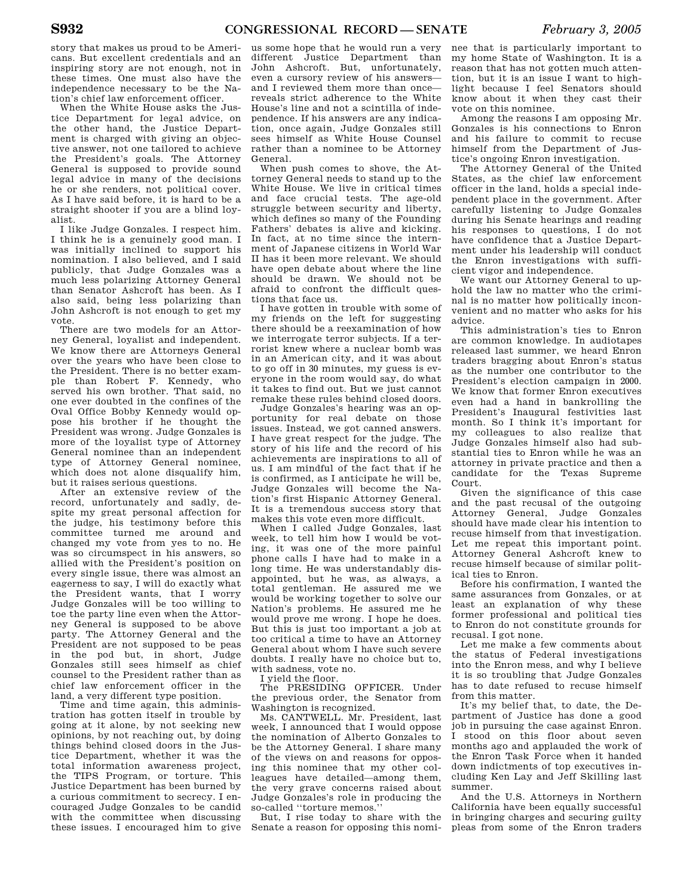story that makes us proud to be Americans. But excellent credentials and an inspiring story are not enough, not in these times. One must also have the independence necessary to be the Nation's chief law enforcement officer.

When the White House asks the Justice Department for legal advice, on the other hand, the Justice Department is charged with giving an objective answer, not one tailored to achieve the President's goals. The Attorney General is supposed to provide sound legal advice in many of the decisions he or she renders, not political cover. As I have said before, it is hard to be a straight shooter if you are a blind loyalist.

I like Judge Gonzales. I respect him. I think he is a genuinely good man. I was initially inclined to support his nomination. I also believed, and I said publicly, that Judge Gonzales was a much less polarizing Attorney General than Senator Ashcroft has been. As I also said, being less polarizing than John Ashcroft is not enough to get my vote.

There are two models for an Attorney General, loyalist and independent. We know there are Attorneys General over the years who have been close to the President. There is no better example than Robert F. Kennedy, who served his own brother. That said, no one ever doubted in the confines of the Oval Office Bobby Kennedy would oppose his brother if he thought the President was wrong. Judge Gonzales is more of the loyalist type of Attorney General nominee than an independent type of Attorney General nominee, which does not alone disqualify him, but it raises serious questions.

After an extensive review of the record, unfortunately and sadly, despite my great personal affection for the judge, his testimony before this committee turned me around and changed my vote from yes to no. He was so circumspect in his answers, so allied with the President's position on every single issue, there was almost an eagerness to say, I will do exactly what the President wants, that I worry Judge Gonzales will be too willing to toe the party line even when the Attorney General is supposed to be above party. The Attorney General and the President are not supposed to be peas in the pod but, in short, Judge Gonzales still sees himself as chief counsel to the President rather than as chief law enforcement officer in the land, a very different type position.

Time and time again, this administration has gotten itself in trouble by going at it alone, by not seeking new opinions, by not reaching out, by doing things behind closed doors in the Justice Department, whether it was the total information awareness project, the TIPS Program, or torture. This Justice Department has been burned by a curious commitment to secrecy. I encouraged Judge Gonzales to be candid with the committee when discussing these issues. I encouraged him to give us some hope that he would run a very different Justice Department than John Ashcroft. But, unfortunately, even a cursory review of his answers—and I reviewed them more than once—reveals strict adherence to the White House's line and not a scintilla of independence. If his answers are any indication, once again, Judge Gonzales still sees himself as White House Counsel rather than a nominee to be Attorney General.

When push comes to shove, the Attorney General needs to stand up to the White House. We live in critical times and face crucial tests. The age-old struggle between security and liberty, which defines so many of the Founding Fathers' debates is alive and kicking. In fact, at no time since the internment of Japanese citizens in World War II has it been more relevant. We should have open debate about where the line should be drawn. We should not be afraid to confront the difficult questions that face us.

I have gotten in trouble with some of my friends on the left for suggesting there should be a reexamination of how we interrogate terror subjects. If a terrorist knew where a nuclear bomb was in an American city, and it was about to go off in 30 minutes, my guess is everyone in the room would say, do what it takes to find out. But we just cannot remake these rules behind closed doors.

Judge Gonzales's hearing was an opportunity for real debate on those issues. Instead, we got canned answers. I have great respect for the judge. The story of his life and the record of his achievements are inspirations to all of us. I am mindful of the fact that if he is confirmed, as I anticipate he will be, Judge Gonzales will become the Nation's first Hispanic Attorney General. It is a tremendous success story that makes this vote even more difficult.

When I called Judge Gonzales, last week, to tell him how I would be voting, it was one of the more painful phone calls I have had to make in a long time. He was understandably disappointed, but he was, as always, a total gentleman. He assured me we would be working together to solve our Nation's problems. He assured me he would prove me wrong. I hope he does. But this is just too important a job at too critical a time to have an Attorney General about whom I have such severe doubts. I really have no choice but to, with sadness, vote no.

I yield the floor.

The PRESIDING OFFICER. Under the previous order, the Senator from Washington is recognized.

Ms. CANTWELL. Mr. President, last week, I announced that I would oppose the nomination of Alberto Gonzales to be the Attorney General. I share many of the views on and reasons for opposing this nominee that my other colleagues have detailed—among them, the very grave concerns raised about Judge Gonzales's role in producing the so-called ''torture memos.''

But, I rise today to share with the Senate a reason for opposing this nominee that is particularly important to my home State of Washington. It is a reason that has not gotten much attention, but it is an issue I want to highlight because I feel Senators should know about it when they cast their vote on this nominee.

Among the reasons I am opposing Mr. Gonzales is his connections to Enron and his failure to commit to recuse himself from the Department of Justice's ongoing Enron investigation.

The Attorney General of the United States, as the chief law enforcement officer in the land, holds a special independent place in the government. After carefully listening to Judge Gonzales during his Senate hearings and reading his responses to questions, I do not have confidence that a Justice Department under his leadership will conduct the Enron investigations with sufficient vigor and independence.

We want our Attorney General to uphold the law no matter who the criminal is no matter how politically inconvenient and no matter who asks for his advice.

This administration's ties to Enron are common knowledge. In audiotapes released last summer, we heard Enron traders bragging about Enron's status as the number one contributor to the President's election campaign in 2000. We know that former Enron executives even had a hand in bankrolling the President's Inaugural festivities last month. So I think it's important for my colleagues to also realize that Judge Gonzales himself also had substantial ties to Enron while he was an attorney in private practice and then a candidate for the Texas Supreme Court.

Given the significance of this case and the past recusal of the outgoing Attorney General, Judge Gonzales should have made clear his intention to recuse himself from that investigation. Let me repeat this important point. Attorney General Ashcroft knew to recuse himself because of similar political ties to Enron.

Before his confirmation, I wanted the same assurances from Gonzales, or at least an explanation of why these former professional and political ties to Enron do not constitute grounds for recusal. I got none.

Let me make a few comments about the status of Federal investigations into the Enron mess, and why I believe it is so troubling that Judge Gonzales has to date refused to recuse himself from this matter.

It's my belief that, to date, the Department of Justice has done a good job in pursuing the case against Enron. I stood on this floor about seven months ago and applauded the work of the Enron Task Force when it handed down indictments of top executives including Ken Lay and Jeff Skilling last summer.

And the U.S. Attorneys in Northern California have been equally successful in bringing charges and securing guilty pleas from some of the Enron traders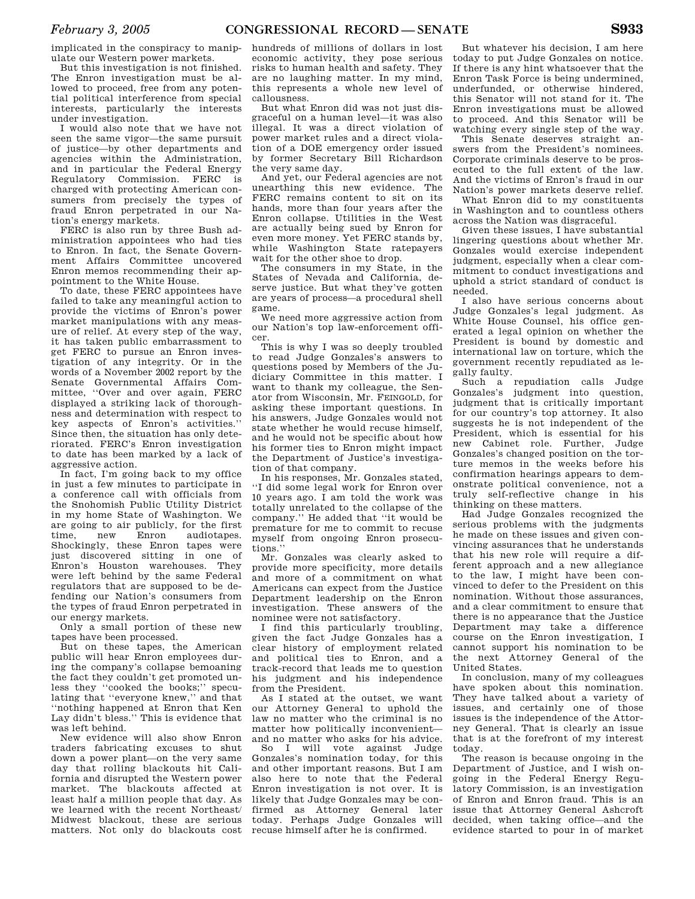implicated in the conspiracy to manipulate our Western power markets.

But this investigation is not finished. The Enron investigation must be allowed to proceed, free from any potential political interference from special interests, particularly the interests under investigation.

I would also note that we have not seen the same vigor—the same pursuit of justice—by other departments and agencies within the Administration, and in particular the Federal Energy Regulatory Commission. FERC is charged with protecting American consumers from precisely the types of fraud Enron perpetrated in our Nation's energy markets.

FERC is also run by three Bush administration appointees who had ties to Enron. In fact, the Senate Government Affairs Committee uncovered Enron memos recommending their appointment to the White House.

To date, these FERC appointees have failed to take any meaningful action to provide the victims of Enron's power market manipulations with any measure of relief. At every step of the way, it has taken public embarrassment to get FERC to pursue an Enron investigation of any integrity. Or in the words of a November 2002 report by the Senate Governmental Affairs Committee, "Over and over again, FERC displayed a striking lack of thoroughness and determination with respect to key aspects of Enron's activities." Since then, the situation has only deteriorated. FERC's Enron investigation to date has been marked by a lack of aggressive action.

In fact, I'm going back to my office in just a few minutes to participate in a conference call with officials from the Snohomish Public Utility District in my home State of Washington. We are going to air publicly, for the first time, new Enron audiotapes. Shockingly, these Enron tapes were just discovered sitting in one of Enron's Houston warehouses. They were left behind by the same Federal regulators that are supposed to be defending our Nation's consumers from the types of fraud Enron perpetrated in our energy markets.

Only a small portion of these new tapes have been processed.

But on these tapes, the American public will hear Enron employees during the company's collapse bemoaning the fact they couldn't get promoted unless they "cooked the books;" speculating that "everyone knew," and that "nothing happened at Enron that Ken Lay didn't bless." This is evidence that was left behind.

New evidence will also show Enron traders fabricating excuses to shut down a power plant—on the very same day that rolling blackouts hit California and disrupted the Western power market. The blackouts affected at least half a million people that day. As we learned with the recent Northeast/Midwest blackout, these are serious matters. Not only do blackouts cost hundreds of millions of dollars in lost economic activity, they pose serious risks to human health and safety. They are no laughing matter. In my mind, this represents a whole new level of callousness.

But what Enron did was not just disgraceful on a human level—it was also illegal. It was a direct violation of power market rules and a direct violation of a DOE emergency order issued by former Secretary Bill Richardson the very same day.

And yet, our Federal agencies are not unearthing this new evidence. The FERC remains content to sit on its hands, more than four years after the Enron collapse. Utilities in the West are actually being sued by Enron for even more money. Yet FERC stands by, while Washington State ratepayers wait for the other shoe to drop.

The consumers in my State, in the States of Nevada and California, deserve justice. But what they've gotten are years of process—a procedural shell game.

We need more aggressive action from our Nation's top law-enforcement officer.

This is why I was so deeply troubled to read Judge Gonzales's answers to questions posed by Members of the Judiciary Committee in this matter. I want to thank my colleague, the Senator from Wisconsin, Mr. FEINGOLD, for asking these important questions. In his answers, Judge Gonzales would not state whether he would recuse himself, and he would not be specific about how his former ties to Enron might impact the Department of Justice's investigation of that company.

In his responses, Mr. Gonzales stated, "I did some legal work for Enron over 10 years ago. I am told the work was totally unrelated to the collapse of the company." He added that "it would be premature for me to commit to recuse myself from ongoing Enron prosecutions."

Mr. Gonzales was clearly asked to provide more specificity, more details and more of a commitment on what Americans can expect from the Justice Department leadership on the Enron investigation. These answers of the nominee were not satisfactory.

I find this particularly troubling, given the fact Judge Gonzales has a clear history of employment related and political ties to Enron, and a track-record that leads me to question his judgment and his independence from the President.

As I stated at the outset, we want our Attorney General to uphold the law no matter who the criminal is no matter how politically inconvenient—and no matter who asks for his advice.

So I will vote against Judge Gonzales's nomination today, for this and other important reasons. But I am also here to note that the Federal Enron investigation is not over. It is likely that Judge Gonzales may be confirmed as Attorney General later today. Perhaps Judge Gonzales will recuse himself after he is confirmed.

But whatever his decision, I am here today to put Judge Gonzales on notice. If there is any hint whatsoever that the Enron Task Force is being undermined, underfunded, or otherwise hindered, this Senator will not stand for it. The Enron investigations must be allowed to proceed. And this Senator will be watching every single step of the way.

This Senate deserves straight answers from the President's nominees. Corporate criminals deserve to be prosecuted to the full extent of the law. And the victims of Enron's fraud in our Nation's power markets deserve relief.

What Enron did to my constituents in Washington and to countless others across the Nation was disgraceful.

Given these issues, I have substantial lingering questions about whether Mr. Gonzales would exercise independent judgment, especially when a clear commitment to conduct investigations and uphold a strict standard of conduct is needed.

I also have serious concerns about Judge Gonzales's legal judgment. As White House Counsel, his office generated a legal opinion on whether the President is bound by domestic and international law on torture, which the government recently repudiated as legally faulty.

Such a repudiation calls Judge Gonzales's judgment into question, judgment that is critically important for our country's top attorney. It also suggests he is not independent of the President, which is essential for his new Cabinet role. Further, Judge Gonzales's changed position on the torture memos in the weeks before his confirmation hearings appears to demonstrate political convenience, not a truly self-reflective change in his thinking on these matters.

Had Judge Gonzales recognized the serious problems with the judgments he made on these issues and given convincing assurances that he understands that his new role will require a different approach and a new allegiance to the law, I might have been convinced to defer to the President on this nomination. Without those assurances, and a clear commitment to ensure that there is no appearance that the Justice Department may take a difference course on the Enron investigation, I cannot support his nomination to be the next Attorney General of the United States.

In conclusion, many of my colleagues have spoken about this nomination. They have talked about a variety of issues, and certainly one of those issues is the independence of the Attorney General. That is clearly an issue that is at the forefront of my interest today.

The reason is because ongoing in the Department of Justice, and I wish ongoing in the Federal Energy Regulatory Commission, is an investigation of Enron and Enron fraud. This is an issue that Attorney General Ashcroft decided, when taking office—and the evidence started to pour in of market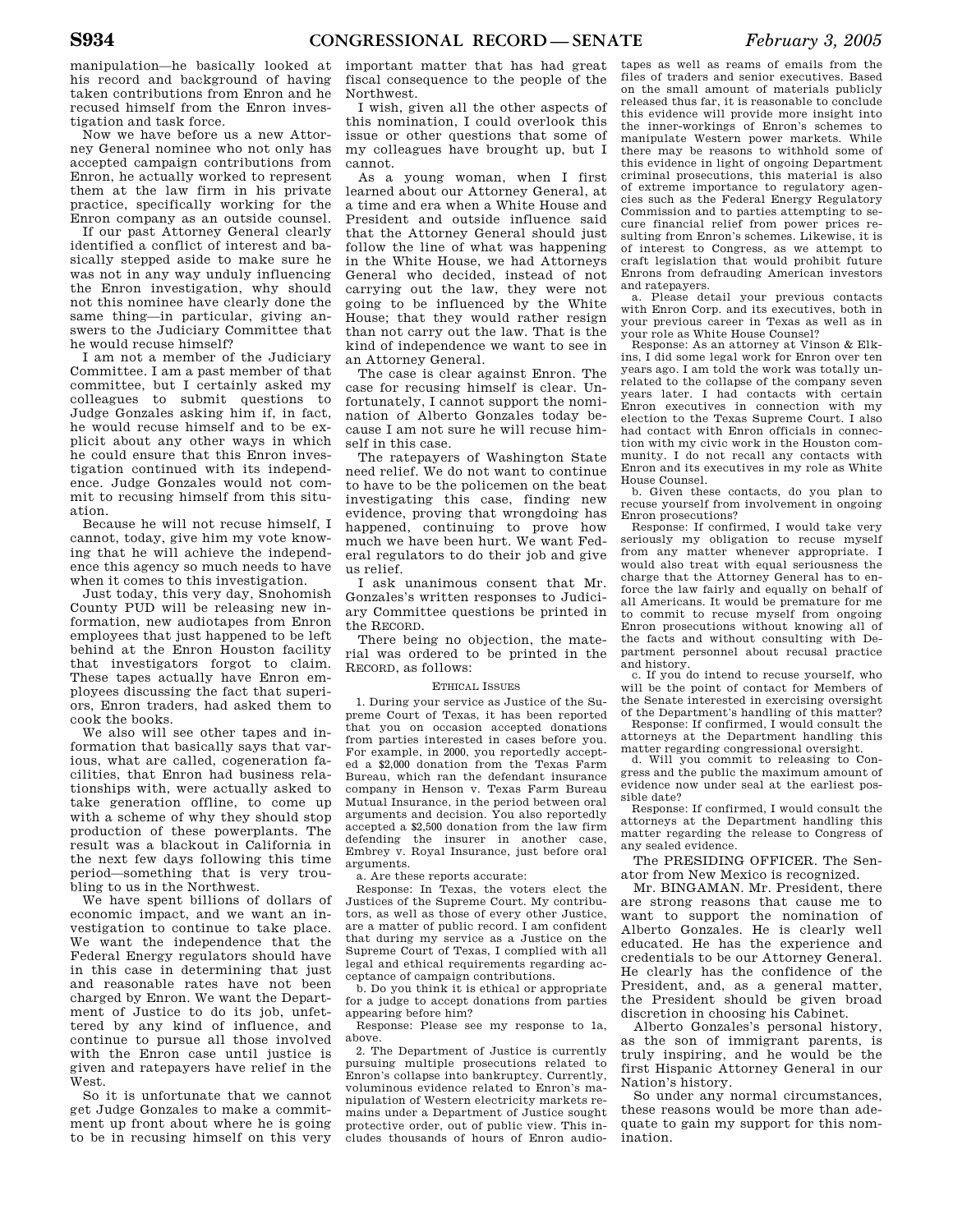manipulation—he basically looked at his record and background of having taken contributions from Enron and he recused himself from the Enron investigation and task force.

Now we have before us a new Attorney General nominee who not only has accepted campaign contributions from Enron, he actually worked to represent them at the law firm in his private practice, specifically working for the Enron company as an outside counsel.

If our past Attorney General clearly identified a conflict of interest and basically stepped aside to make sure he was not in any way unduly influencing the Enron investigation, why should not this nominee have clearly done the same thing—in particular, giving answers to the Judiciary Committee that he would recuse himself?

I am not a member of the Judiciary Committee. I am a past member of that committee, but I certainly asked my colleagues to submit questions to Judge Gonzales asking him if, in fact, he would recuse himself and to be explicit about any other ways in which he could ensure that this Enron investigation continued with its independence. Judge Gonzales would not commit to recusing himself from this situation.

Because he will not recuse himself, I cannot, today, give him my vote knowing that he will achieve the independence this agency so much needs to have when it comes to this investigation.

Just today, this very day, Snohomish County PUD will be releasing new information, new audiotapes from Enron employees that just happened to be left behind at the Enron Houston facility that investigators forgot to claim. These tapes actually have Enron employees discussing the fact that superiors, Enron traders, had asked them to cook the books.

We also will see other tapes and information that basically says that various, what are called, cogeneration facilities, that Enron had business relationships with, were actually asked to take generation offline, to come up with a scheme of why they should stop production of these powerplants. The result was a blackout in California in the next few days following this time period—something that is very troubling to us in the Northwest.

We have spent billions of dollars of economic impact, and we want an investigation to continue to take place. We want the independence that the Federal Energy regulators should have in this case in determining that just and reasonable rates have not been charged by Enron. We want the Department of Justice to do its job, unfettered by any kind of influence, and continue to pursue all those involved with the Enron case until justice is given and ratepayers have relief in the West.

So it is unfortunate that we cannot get Judge Gonzales to make a commitment up front about where he is going to be in recusing himself on this very important matter that has had great fiscal consequence to the people of the Northwest.

I wish, given all the other aspects of this nomination, I could overlook this issue or other questions that some of my colleagues have brought up, but I cannot.

As a young woman, when I first learned about our Attorney General, at a time and era when a White House and President and outside influence said that the Attorney General should just follow the line of what was happening in the White House, we had Attorneys General who decided, instead of not carrying out the law, they were not going to be influenced by the White House; that they would rather resign than not carry out the law. That is the kind of independence we want to see in an Attorney General.

The case is clear against Enron. The case for recusing himself is clear. Unfortunately, I cannot support the nomination of Alberto Gonzales today because I am not sure he will recuse himself in this case.

The ratepayers of Washington State need relief. We do not want to continue to have to be the policemen on the beat investigating this case, finding new evidence, proving that wrongdoing has happened, continuing to prove how much we have been hurt. We want Federal regulators to do their job and give us relief.

I ask unanimous consent that Mr. Gonzales's written responses to Judiciary Committee questions be printed in the RECORD.

There being no objection, the material was ordered to be printed in the RECORD, as follows:

ETHICAL ISSUES

1. During your service as Justice of the Supreme Court of Texas, it has been reported that you on occasion accepted donations from parties interested in cases before you. For example, in 2000, you reportedly accepted a $2,000 donation from the Texas Farm Bureau, which ran the defendant insurance company in Henson v. Texas Farm Bureau Mutual Insurance, in the period between oral arguments and decision. You also reportedly accepted a $2,500 donation from the law firm defending the insurer in another case, Embrey v. Royal Insurance, just before oral arguments.

a. Are these reports accurate:

Response: In Texas, the voters elect the Justices of the Supreme Court. My contributors, as well as those of every other Justice, are a matter of public record. I am confident that during my service as a Justice on the Supreme Court of Texas, I complied with all legal and ethical requirements regarding acceptance of campaign contributions.

b. Do you think it is ethical or appropriate for a judge to accept donations from parties appearing before him?

Response: Please see my response to 1a, above.

2. The Department of Justice is currently pursuing multiple prosecutions related to Enron's collapse into bankruptcy. Currently, voluminous evidence related to Enron's manipulation of Western electricity markets remains under a Department of Justice sought protective order, out of public view. This includes thousands of hours of Enron audiotapes as well as reams of emails from the files of traders and senior executives. Based on the small amount of materials publicly released thus far, it is reasonable to conclude this evidence will provide more insight into the inner-workings of Enron's schemes to manipulate Western power markets. While there may be reasons to withhold some of this evidence in light of ongoing Department criminal prosecutions, this material is also of extreme importance to regulatory agencies such as the Federal Energy Regulatory Commission and to parties attempting to secure financial relief from power prices resulting from Enron's schemes. Likewise, it is of interest to Congress, as we attempt to craft legislation that would prohibit future Enrons from defrauding American investors and ratepayers.

a. Please detail your previous contacts with Enron Corp. and its executives, both in your previous career in Texas as well as in your role as White House Counsel?

Response: As an attorney at Vinson & Elkins, I did some legal work for Enron over ten years ago. I am told the work was totally unrelated to the collapse of the company seven years later. I had contacts with certain Enron executives in connection with my election to the Texas Supreme Court. I also had contact with Enron officials in connection with my civic work in the Houston community. I do not recall any contacts with Enron and its executives in my role as White House Counsel.

b. Given these contacts, do you plan to recuse yourself from involvement in ongoing Enron prosecutions?

Response: If confirmed, I would take very seriously my obligation to recuse myself from any matter whenever appropriate. I would also treat with equal seriousness the charge that the Attorney General has to enforce the law fairly and equally on behalf of all Americans. It would be premature for me to commit to recuse myself from ongoing Enron prosecutions without knowing all of the facts and without consulting with Department personnel about recusal practice and history.

c. If you do intend to recuse yourself, who will be the point of contact for Members of the Senate interested in exercising oversight of the Department's handling of this matter?

Response: If confirmed, I would consult the attorneys at the Department handling this matter regarding congressional oversight.

d. Will you commit to releasing to Congress and the public the maximum amount of evidence now under seal at the earliest possible date?

Response: If confirmed, I would consult the attorneys at the Department handling this matter regarding the release to Congress of any sealed evidence.

The PRESIDING OFFICER. The Senator from New Mexico is recognized.

Mr. BINGAMAN. Mr. President, there are strong reasons that cause me to want to support the nomination of Alberto Gonzales. He is clearly well educated. He has the experience and credentials to be our Attorney General. He clearly has the confidence of the President, and, as a general matter, the President should be given broad discretion in choosing his Cabinet.

Alberto Gonzales's personal history, as the son of immigrant parents, is truly inspiring, and he would be the first Hispanic Attorney General in our Nation's history.

So under any normal circumstances, these reasons would be more than adequate to gain my support for this nomination.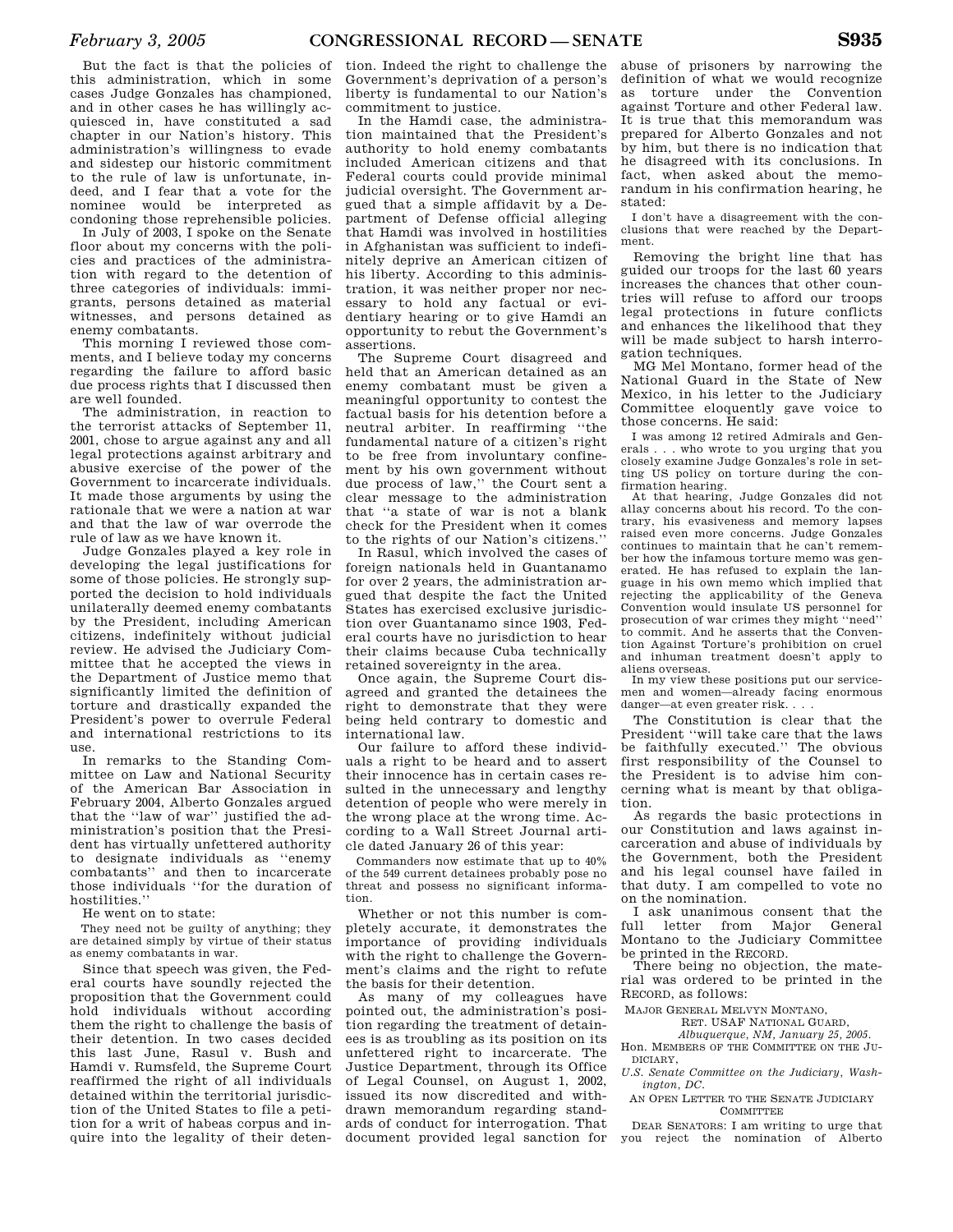But the fact is that the policies of this administration, which in some cases Judge Gonzales has championed, and in other cases he has willingly acquiesced in, have constituted a sad chapter in our Nation's history. This administration's willingness to evade and sidestep our historic commitment to the rule of law is unfortunate, indeed, and I fear that a vote for the nominee would be interpreted as condoning those reprehensible policies.

In July of 2003, I spoke on the Senate floor about my concerns with the policies and practices of the administration with regard to the detention of three categories of individuals: immigrants, persons detained as material witnesses, and persons detained as enemy combatants.

This morning I reviewed those comments, and I believe today my concerns regarding the failure to afford basic due process rights that I discussed then are well founded.

The administration, in reaction to the terrorist attacks of September 11, 2001, chose to argue against any and all legal protections against arbitrary and abusive exercise of the power of the Government to incarcerate individuals. It made those arguments by using the rationale that we were a nation at war and that the law of war overrode the rule of law as we have known it.

Judge Gonzales played a key role in developing the legal justifications for some of those policies. He strongly supported the decision to hold individuals unilaterally deemed enemy combatants by the President, including American citizens, indefinitely without judicial review. He advised the Judiciary Committee that he accepted the views in the Department of Justice memo that significantly limited the definition of torture and drastically expanded the President's power to overrule Federal and international restrictions to its use.

In remarks to the Standing Committee on Law and National Security of the American Bar Association in February 2004, Alberto Gonzales argued that the "law of war" justified the administration's position that the President has virtually unfettered authority to designate individuals as "enemy combatants" and then to incarcerate those individuals "for the duration of hostilities."

He went on to state:

> They need not be guilty of anything; they are detained simply by virtue of their status as enemy combatants in war.

Since that speech was given, the Federal courts have soundly rejected the proposition that the Government could hold individuals without according them the right to challenge the basis of their detention. In two cases decided this last June, Rasul v. Bush and Hamdi v. Rumsfeld, the Supreme Court reaffirmed the right of all individuals detained within the territorial jurisdiction of the United States to file a petition for a writ of habeas corpus and inquire into the legality of their detention. Indeed the right to challenge the Government's deprivation of a person's liberty is fundamental to our Nation's commitment to justice.

In the Hamdi case, the administration maintained that the President's authority to hold enemy combatants included American citizens and that Federal courts could provide minimal judicial oversight. The Government argued that a simple affidavit by a Department of Defense official alleging that Hamdi was involved in hostilities in Afghanistan was sufficient to indefinitely deprive an American citizen of his liberty. According to this administration, it was neither proper nor necessary to hold any factual or evidentiary hearing or to give Hamdi an opportunity to rebut the Government's assertions.

The Supreme Court disagreed and held that an American detained as an enemy combatant must be given a meaningful opportunity to contest the factual basis for his detention before a neutral arbiter. In reaffirming "the fundamental nature of a citizen's right to be free from involuntary confinement by his own government without due process of law," the Court sent a clear message to the administration that "a state of war is not a blank check for the President when it comes to the rights of our Nation's citizens."

In Rasul, which involved the cases of foreign nationals held in Guantanamo for over 2 years, the administration argued that despite the fact the United States has exercised exclusive jurisdiction over Guantanamo since 1903, Federal courts have no jurisdiction to hear their claims because Cuba technically retained sovereignty in the area.

Once again, the Supreme Court disagreed and granted the detainees the right to demonstrate that they were being held contrary to domestic and international law.

Our failure to afford these individuals a right to be heard and to assert their innocence has in certain cases resulted in the unnecessary and lengthy detention of people who were merely in the wrong place at the wrong time. According to a Wall Street Journal article dated January 26 of this year:

> Commanders now estimate that up to 40% of the 549 current detainees probably pose no threat and possess no significant information.

Whether or not this number is completely accurate, it demonstrates the importance of providing individuals with the right to challenge the Government's claims and the right to refute the basis for their detention.

As many of my colleagues have pointed out, the administration's position regarding the treatment of detainees is as troubling as its position on its unfettered right to incarcerate. The Justice Department, through its Office of Legal Counsel, on August 1, 2002, issued its now discredited and withdrawn memorandum regarding standards of conduct for interrogation. That document provided legal sanction for abuse of prisoners by narrowing the definition of what we would recognize as torture under the Convention against Torture and other Federal law. It is true that this memorandum was prepared for Alberto Gonzales and not by him, but there is no indication that he disagreed with its conclusions. In fact, when asked about the memorandum in his confirmation hearing, he stated:

> I don't have a disagreement with the conclusions that were reached by the Department.

Removing the bright line that has guided our troops for the last 60 years increases the chances that other countries will refuse to afford our troops legal protections in future conflicts and enhances the likelihood that they will be made subject to harsh interrogation techniques.

MG Mel Montano, former head of the National Guard in the State of New Mexico, in his letter to the Judiciary Committee eloquently gave voice to those concerns. He said:

> I was among 12 retired Admirals and Generals . . . who wrote to you urging that you closely examine Judge Gonzales's role in setting US policy on torture during the confirmation hearing.
>
> At that hearing, Judge Gonzales did not allay concerns about his record. To the contrary, his evasiveness and memory lapses raised even more concerns. Judge Gonzales continues to maintain that he can't remember how the infamous torture memo was generated. He has refused to explain the language in his own memo which implied that rejecting the applicability of the Geneva Convention would insulate US personnel for prosecution of war crimes they might "need" to commit. And he asserts that the Convention Against Torture's prohibition on cruel and inhuman treatment doesn't apply to aliens overseas.
>
> In my view these positions put our servicemen and women—already facing enormous danger—at even greater risk. . . .

The Constitution is clear that the President "will take care that the laws be faithfully executed." The obvious first responsibility of the Counsel to the President is to advise him concerning what is meant by that obligation.

As regards the basic protections in our Constitution and laws against incarceration and abuse of individuals by the Government, both the President and his legal counsel have failed in that duty. I am compelled to vote no on the nomination.

I ask unanimous consent that the full letter from Major General Montano to the Judiciary Committee be printed in the RECORD.

There being no objection, the material was ordered to be printed in the RECORD, as follows:

MAJOR GENERAL MELVYN MONTANO,
RET. USAF NATIONAL GUARD,
*Albuquerque, NM, January 25, 2005.*

Hon. MEMBERS OF THE COMMITTEE ON THE JUDICIARY,
*U.S. Senate Committee on the Judiciary, Washington, DC.*

AN OPEN LETTER TO THE SENATE JUDICIARY COMMITTEE

DEAR SENATORS: I am writing to urge that you reject the nomination of Alberto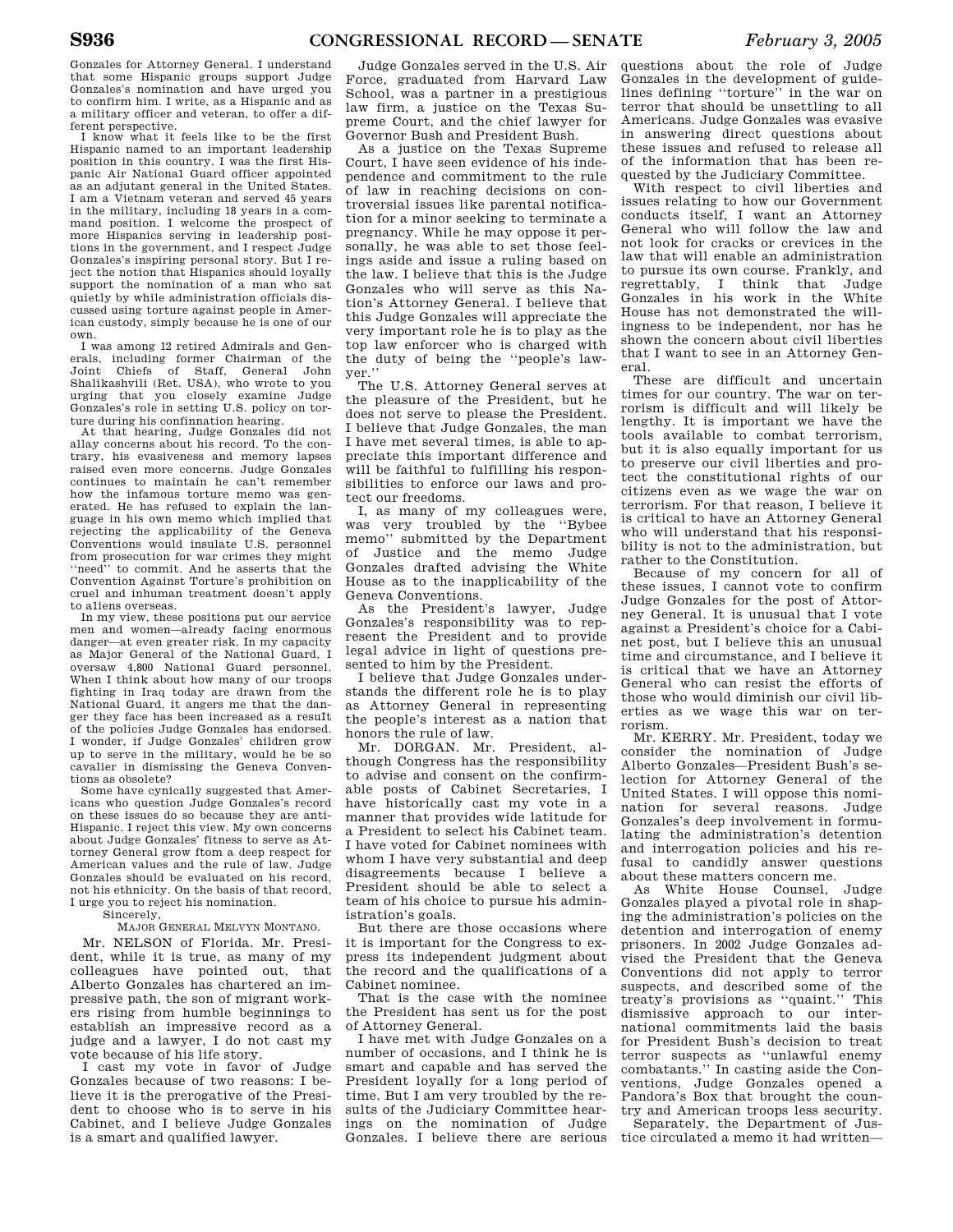Gonzales for Attorney General. I understand that some Hispanic groups support Judge Gonzales's nomination and have urged you to confirm him. I write, as a Hispanic and as a military officer and veteran, to offer a different perspective.

I know what it feels like to be the first Hispanic named to an important leadership position in this country. I was the first Hispanic Air National Guard officer appointed as an adjutant general in the United States. I am a Vietnam veteran and served 45 years in the military, including 18 years in a command position. I welcome the prospect of more Hispanics serving in leadership positions in the government, and I respect Judge Gonzales's inspiring personal story. But I reject the notion that Hispanics should loyally support the nomination of a man who sat quietly by while administration officials discussed using torture against people in American custody, simply because he is one of our own.

I was among 12 retired Admirals and Generals, including former Chairman of the Joint Chiefs of Staff, General John Shalikashvili (Ret. USA), who wrote to you urging that you closely examine Judge Gonzales's role in setting U.S. policy on torture during his confinnation hearing.

At that hearing, Judge Gonzales did not allay concerns about his record. To the contrary, his evasiveness and memory lapses raised even more concerns. Judge Gonzales continues to maintain he can't remember how the infamous torture memo was generated. He has refused to explain the language in his own memo which implied that rejecting the applicability of the Geneva Conventions would insulate U.S. personnel from prosecution for war crimes they might ''need'' to commit. And he asserts that the Convention Against Torture's prohibition on cruel and inhuman treatment doesn't apply to aliens overseas.

In my view, these positions put our service men and women—already facing enormous danger—at even greater risk. In my capacity as Major General of the National Guard, I oversaw 4,800 National Guard personnel. When I think about how many of our troops fighting in Iraq today are drawn from the National Guard, it angers me that the danger they face has been increased as a result of the policies Judge Gonzales has endorsed. I wonder, if Judge Gonzales' children grew up to serve in the military, would he be so cavalier in dismissing the Geneva Conventions as obsolete?

Some have cynically suggested that Americans who question Judge Gonzales's record on these issues do so because they are anti-Hispanic. I reject this view. My own concerns about Judge Gonzales' fitness to serve as Attorney General grow ftom a deep respect for American values and the rule of law. Judge Gonzales should be evaluated on his record, not his ethnicity. On the basis of that record, I urge you to reject his nomination.

Sincerely,

MAJOR GENERAL MELVYN MONTANO.

Mr. NELSON of Florida. Mr. President, while it is true, as many of my colleagues have pointed out, that Alberto Gonzales has chartered an impressive path, the son of migrant workers rising from humble beginnings to establish an impressive record as a judge and a lawyer, I do not cast my vote because of his life story.

I cast my vote in favor of Judge Gonzales because of two reasons: I believe it is the prerogative of the President to choose who is to serve in his Cabinet, and I believe Judge Gonzales is a smart and qualified lawyer.

Judge Gonzales served in the U.S. Air Force, graduated from Harvard Law School, was a partner in a prestigious law firm, a justice on the Texas Supreme Court, and the chief lawyer for Governor Bush and President Bush.

As a justice on the Texas Supreme Court, I have seen evidence of his independence and commitment to the rule of law in reaching decisions on controversial issues like parental notification for a minor seeking to terminate a pregnancy. While he may oppose it personally, he was able to set those feelings aside and issue a ruling based on the law. I believe that this is the Judge Gonzales who will serve as this Nation's Attorney General. I believe that this Judge Gonzales will appreciate the very important role he is to play as the top law enforcer who is charged with the duty of being the ''people's lawyer.''

The U.S. Attorney General serves at the pleasure of the President, but he does not serve to please the President. I believe that Judge Gonzales, the man I have met several times, is able to appreciate this important difference and will be faithful to fulfilling his responsibilities to enforce our laws and protect our freedoms.

I, as many of my colleagues were, was very troubled by the ''Bybee memo'' submitted by the Department of Justice and the memo Judge Gonzales drafted advising the White House as to the inapplicability of the Geneva Conventions.

As the President's lawyer, Judge Gonzales's responsibility was to represent the President and to provide legal advice in light of questions presented to him by the President.

I believe that Judge Gonzales understands the different role he is to play as Attorney General in representing the people's interest as a nation that honors the rule of law.

Mr. DORGAN. Mr. President, although Congress has the responsibility to advise and consent on the confirmable posts of Cabinet Secretaries, I have historically cast my vote in a manner that provides wide latitude for a President to select his Cabinet team. I have voted for Cabinet nominees with whom I have very substantial and deep disagreements because I believe a President should be able to select a team of his choice to pursue his administration's goals.

But there are those occasions where it is important for the Congress to express its independent judgment about the record and the qualifications of a Cabinet nominee.

That is the case with the nominee the President has sent us for the post of Attorney General.

I have met with Judge Gonzales on a number of occasions, and I think he is smart and capable and has served the President loyally for a long period of time. But I am very troubled by the results of the Judiciary Committee hearings on the nomination of Judge Gonzales. I believe there are serious questions about the role of Judge Gonzales in the development of guidelines defining ''torture'' in the war on terror that should be unsettling to all Americans. Judge Gonzales was evasive in answering direct questions about these issues and refused to release all of the information that has been requested by the Judiciary Committee.

With respect to civil liberties and issues relating to how our Government conducts itself, I want an Attorney General who will follow the law and not look for cracks or crevices in the law that will enable an administration to pursue its own course. Frankly, and regrettably, I think that Judge Gonzales in his work in the White House has not demonstrated the willingness to be independent, nor has he shown the concern about civil liberties that I want to see in an Attorney General.

These are difficult and uncertain times for our country. The war on terrorism is difficult and will likely be lengthy. It is important we have the tools available to combat terrorism, but it is also equally important for us to preserve our civil liberties and protect the constitutional rights of our citizens even as we wage the war on terrorism. For that reason, I believe it is critical to have an Attorney General who will understand that his responsibility is not to the administration, but rather to the Constitution.

Because of my concern for all of these issues, I cannot vote to confirm Judge Gonzales for the post of Attorney General. It is unusual that I vote against a President's choice for a Cabinet post, but I believe this an unusual time and circumstance, and I believe it is critical that we have an Attorney General who can resist the efforts of those who would diminish our civil liberties as we wage this war on terrorism.

Mr. KERRY. Mr. President, today we consider the nomination of Judge Alberto Gonzales—President Bush's selection for Attorney General of the United States. I will oppose this nomination for several reasons. Judge Gonzales's deep involvement in formulating the administration's detention and interrogation policies and his refusal to candidly answer questions about these matters concern me.

As White House Counsel, Judge Gonzales played a pivotal role in shaping the administration's policies on the detention and interrogation of enemy prisoners. In 2002 Judge Gonzales advised the President that the Geneva Conventions did not apply to terror suspects, and described some of the treaty's provisions as ''quaint.'' This dismissive approach to our international commitments laid the basis for President Bush's decision to treat terror suspects as ''unlawful enemy combatants.'' In casting aside the Conventions, Judge Gonzales opened a Pandora's Box that brought the country and American troops less security.

Separately, the Department of Justice circulated a memo it had written—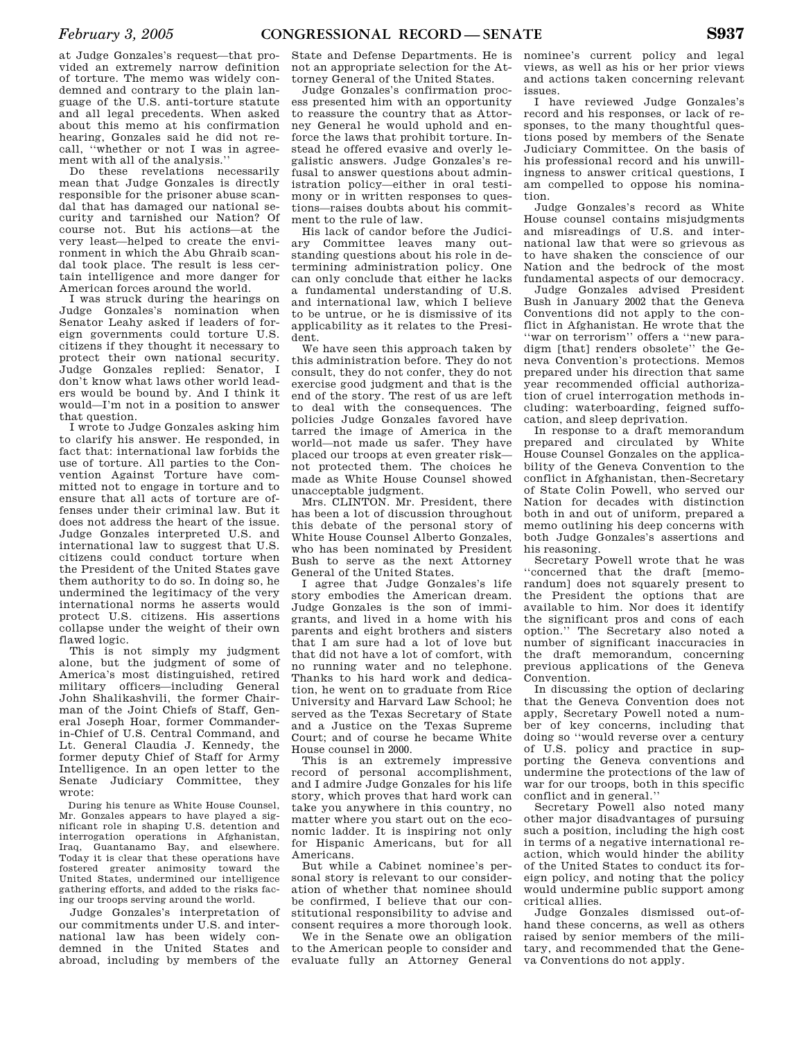at Judge Gonzales's request—that provided an extremely narrow definition of torture. The memo was widely condemned and contrary to the plain language of the U.S. anti-torture statute and all legal precedents. When asked about this memo at his confirmation hearing, Gonzales said he did not recall, ''whether or not I was in agreement with all of the analysis.''

Do these revelations necessarily mean that Judge Gonzales is directly responsible for the prisoner abuse scandal that has damaged our national security and tarnished our Nation? Of course not. But his actions—at the very least—helped to create the environment in which the Abu Ghraib scandal took place. The result is less certain intelligence and more danger for American forces around the world.

I was struck during the hearings on Judge Gonzales's nomination when Senator Leahy asked if leaders of foreign governments could torture U.S. citizens if they thought it necessary to protect their own national security. Judge Gonzales replied: Senator, I don't know what laws other world leaders would be bound by. And I think it would—I'm not in a position to answer that question.

I wrote to Judge Gonzales asking him to clarify his answer. He responded, in fact that: international law forbids the use of torture. All parties to the Convention Against Torture have committed not to engage in torture and to ensure that all acts of torture are offenses under their criminal law. But it does not address the heart of the issue. Judge Gonzales interpreted U.S. and international law to suggest that U.S. citizens could conduct torture when the President of the United States gave them authority to do so. In doing so, he undermined the legitimacy of the very international norms he asserts would protect U.S. citizens. His assertions collapse under the weight of their own flawed logic.

This is not simply my judgment alone, but the judgment of some of America's most distinguished, retired military officers—including General John Shalikashvili, the former Chairman of the Joint Chiefs of Staff, General Joseph Hoar, former Commander-in-Chief of U.S. Central Command, and Lt. General Claudia J. Kennedy, the former deputy Chief of Staff for Army Intelligence. In an open letter to the Senate Judiciary Committee, they wrote:

> During his tenure as White House Counsel, Mr. Gonzales appears to have played a significant role in shaping U.S. detention and interrogation operations in Afghanistan, Iraq, Guantanamo Bay, and elsewhere. Today it is clear that these operations have fostered greater animosity toward the United States, undermined our intelligence gathering efforts, and added to the risks facing our troops serving around the world.

Judge Gonzales's interpretation of our commitments under U.S. and international law has been widely condemned in the United States and abroad, including by members of the State and Defense Departments. He is not an appropriate selection for the Attorney General of the United States.

Judge Gonzales's confirmation process presented him with an opportunity to reassure the country that as Attorney General he would uphold and enforce the laws that prohibit torture. Instead he offered evasive and overly legalistic answers. Judge Gonzales's refusal to answer questions about administration policy—either in oral testimony or in written responses to questions—raises doubts about his commitment to the rule of law.

His lack of candor before the Judiciary Committee leaves many outstanding questions about his role in determining administration policy. One can only conclude that either he lacks a fundamental understanding of U.S. and international law, which I believe to be untrue, or he is dismissive of its applicability as it relates to the President.

We have seen this approach taken by this administration before. They do not consult, they do not confer, they do not exercise good judgment and that is the end of the story. The rest of us are left to deal with the consequences. The policies Judge Gonzales favored have tarred the image of America in the world—not made us safer. They have placed our troops at even greater risk—not protected them. The choices he made as White House Counsel showed unacceptable judgment.

Mrs. CLINTON. Mr. President, there has been a lot of discussion throughout this debate of the personal story of White House Counsel Alberto Gonzales, who has been nominated by President Bush to serve as the next Attorney General of the United States.

I agree that Judge Gonzales's life story embodies the American dream. Judge Gonzales is the son of immigrants, and lived in a home with his parents and eight brothers and sisters that I am sure had a lot of love but that did not have a lot of comfort, with no running water and no telephone. Thanks to his hard work and dedication, he went on to graduate from Rice University and Harvard Law School; he served as the Texas Secretary of State and a Justice on the Texas Supreme Court; and of course he became White House counsel in 2000.

This is an extremely impressive record of personal accomplishment, and I admire Judge Gonzales for his life story, which proves that hard work can take you anywhere in this country, no matter where you start out on the economic ladder. It is inspiring not only for Hispanic Americans, but for all Americans.

But while a Cabinet nominee's personal story is relevant to our consideration of whether that nominee should be confirmed, I believe that our constitutional responsibility to advise and consent requires a more thorough look.

We in the Senate owe an obligation to the American people to consider and evaluate fully an Attorney General nominee's current policy and legal views, as well as his or her prior views and actions taken concerning relevant issues.

I have reviewed Judge Gonzales's record and his responses, or lack of responses, to the many thoughtful questions posed by members of the Senate Judiciary Committee. On the basis of his professional record and his unwillingness to answer critical questions, I am compelled to oppose his nomination.

Judge Gonzales's record as White House counsel contains misjudgments and misreadings of U.S. and international law that were so grievous as to have shaken the conscience of our Nation and the bedrock of the most fundamental aspects of our democracy.

Judge Gonzales advised President Bush in January 2002 that the Geneva Conventions did not apply to the conflict in Afghanistan. He wrote that the ''war on terrorism'' offers a ''new paradigm [that] renders obsolete'' the Geneva Convention's protections. Memos prepared under his direction that same year recommended official authorization of cruel interrogation methods including: waterboarding, feigned suffocation, and sleep deprivation.

In response to a draft memorandum prepared and circulated by White House Counsel Gonzales on the applicability of the Geneva Convention to the conflict in Afghanistan, then-Secretary of State Colin Powell, who served our Nation for decades with distinction both in and out of uniform, prepared a memo outlining his deep concerns with both Judge Gonzales's assertions and his reasoning.

Secretary Powell wrote that he was ''concerned that the draft [memorandum] does not squarely present to the President the options that are available to him. Nor does it identify the significant pros and cons of each option.'' The Secretary also noted a number of significant inaccuracies in the draft memorandum, concerning previous applications of the Geneva Convention.

In discussing the option of declaring that the Geneva Convention does not apply, Secretary Powell noted a number of key concerns, including that doing so ''would reverse over a century of U.S. policy and practice in supporting the Geneva conventions and undermine the protections of the law of war for our troops, both in this specific conflict and in general.''

Secretary Powell also noted many other major disadvantages of pursuing such a position, including the high cost in terms of a negative international reaction, which would hinder the ability of the United States to conduct its foreign policy, and noting that the policy would undermine public support among critical allies.

Judge Gonzales dismissed out-of-hand these concerns, as well as others raised by senior members of the military, and recommended that the Geneva Conventions do not apply.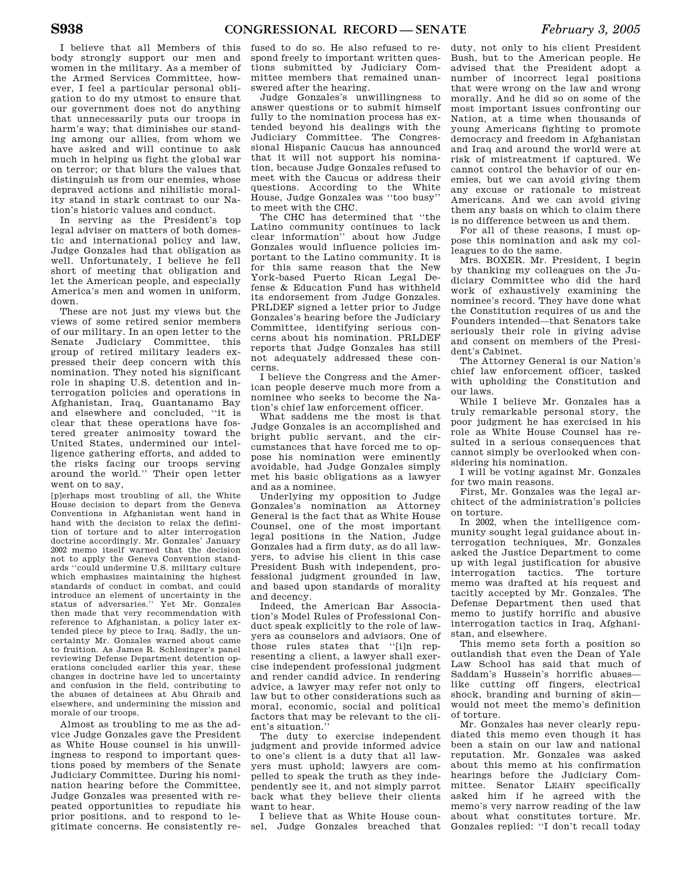I believe that all Members of this body strongly support our men and women in the military. As a member of the Armed Services Committee, however, I feel a particular personal obligation to do my utmost to ensure that our government does not do anything that unnecessarily puts our troops in harm's way; that diminishes our standing among our allies, from whom we have asked and will continue to ask much in helping us fight the global war on terror; or that blurs the values that distinguish us from our enemies, whose depraved actions and nihilistic morality stand in stark contrast to our Nation's historic values and conduct.

In serving as the President's top legal adviser on matters of both domestic and international policy and law, Judge Gonzales had that obligation as well. Unfortunately, I believe he fell short of meeting that obligation and let the American people, and especially America's men and women in uniform, down.

These are not just my views but the views of some retired senior members of our military. In an open letter to the Senate Judiciary Committee, this group of retired military leaders expressed their deep concern with this nomination. They noted his significant role in shaping U.S. detention and interrogation policies and operations in Afghanistan, Iraq, Guantanamo Bay and elsewhere and concluded, ''it is clear that these operations have fostered greater animosity toward the United States, undermined our intelligence gathering efforts, and added to the risks facing our troops serving around the world.'' Their open letter went on to say,

> [p]erhaps most troubling of all, the White House decision to depart from the Geneva Conventions in Afghanistan went hand in hand with the decision to relax the definition of torture and to alter interrogation doctrine accordingly. Mr. Gonzales' January 2002 memo itself warned that the decision not to apply the Geneva Convention standards ''could undermine U.S. military culture which emphasizes maintaining the highest standards of conduct in combat, and could introduce an element of uncertainty in the status of adversaries.'' Yet Mr. Gonzales then made that very recommendation with reference to Afghanistan, a policy later extended piece by piece to Iraq. Sadly, the uncertainty Mr. Gonzales warned about came to fruition. As James R. Schlesinger's panel reviewing Defense Department detention operations concluded earlier this year, these changes in doctrine have led to uncertainty and confusion in the field, contributing to the abuses of detainees at Abu Ghraib and elsewhere, and undermining the mission and morale of our troops.

Almost as troubling to me as the advice Judge Gonzales gave the President as White House counsel is his unwillingness to respond to important questions posed by members of the Senate Judiciary Committee. During his nomination hearing before the Committee, Judge Gonzales was presented with repeated opportunities to repudiate his prior positions, and to respond to legitimate concerns. He consistently refused to do so. He also refused to respond freely to important written questions submitted by Judiciary Committee members that remained unanswered after the hearing.

Judge Gonzales's unwillingness to answer questions or to submit himself fully to the nomination process has extended beyond his dealings with the Judiciary Committee. The Congressional Hispanic Caucus has announced that it will not support his nomination, because Judge Gonzales refused to meet with the Caucus or address their questions. According to the White House, Judge Gonzales was ''too busy'' to meet with the CHC.

The CHC has determined that ''the Latino community continues to lack clear information'' about how Judge Gonzales would influence policies important to the Latino community. It is for this same reason that the New York-based Puerto Rican Legal Defense & Education Fund has withheld its endorsement from Judge Gonzales. PRLDEF signed a letter prior to Judge Gonzales's hearing before the Judiciary Committee, identifying serious concerns about his nomination. PRLDEF reports that Judge Gonzales has still not adequately addressed these concerns.

I believe the Congress and the American people deserve much more from a nominee who seeks to become the Nation's chief law enforcement officer.

What saddens me the most is that Judge Gonzales is an accomplished and bright public servant, and the circumstances that have forced me to oppose his nomination were eminently avoidable, had Judge Gonzales simply met his basic obligations as a lawyer and as a nominee.

Underlying my opposition to Judge Gonzales's nomination as Attorney General is the fact that as White House Counsel, one of the most important legal positions in the Nation, Judge Gonzales had a firm duty, as do all lawyers, to advise his client in this case President Bush with independent, professional judgment grounded in law, and based upon standards of morality and decency.

Indeed, the American Bar Association's Model Rules of Professional Conduct speak explicitly to the role of lawyers as counselors and advisors. One of those rules states that ''[i]n representing a client, a lawyer shall exercise independent professional judgment and render candid advice. In rendering advice, a lawyer may refer not only to law but to other considerations such as moral, economic, social and political factors that may be relevant to the client's situation.''

The duty to exercise independent judgment and provide informed advice to one's client is a duty that all lawyers must uphold; lawyers are compelled to speak the truth as they independently see it, and not simply parrot back what they believe their clients want to hear.

I believe that as White House counsel, Judge Gonzales breached that duty, not only to his client President Bush, but to the American people. He advised that the President adopt a number of incorrect legal positions that were wrong on the law and wrong morally. And he did so on some of the most important issues confronting our Nation, at a time when thousands of young Americans fighting to promote democracy and freedom in Afghanistan and Iraq and around the world were at risk of mistreatment if captured. We cannot control the behavior of our enemies, but we can avoid giving them any excuse or rationale to mistreat Americans. And we can avoid giving them any basis on which to claim there is no difference between us and them.

For all of these reasons, I must oppose this nomination and ask my colleagues to do the same.

Mrs. BOXER. Mr. President, I begin by thanking my colleagues on the Judiciary Committee who did the hard work of exhaustively examining the nominee's record. They have done what the Constitution requires of us and the Founders intended—that Senators take seriously their role in giving advise and consent on members of the President's Cabinet.

The Attorney General is our Nation's chief law enforcement officer, tasked with upholding the Constitution and our laws.

While I believe Mr. Gonzales has a truly remarkable personal story, the poor judgment he has exercised in his role as White House Counsel has resulted in a serious consequences that cannot simply be overlooked when considering his nomination.

I will be voting against Mr. Gonzales for two main reasons.

First, Mr. Gonzales was the legal architect of the administration's policies on torture.

In 2002, when the intelligence community sought legal guidance about interrogation techniques, Mr. Gonzales asked the Justice Department to come up with legal justification for abusive interrogation tactics. The torture memo was drafted at his request and tacitly accepted by Mr. Gonzales. The Defense Department then used that memo to justify horrific and abusive interrogation tactics in Iraq, Afghanistan, and elsewhere.

This memo sets forth a position so outlandish that even the Dean of Yale Law School has said that much of Saddam's Hussein's horrific abuses—like cutting off fingers, electrical shock, branding and burning of skin—would not meet the memo's definition of torture.

Mr. Gonzales has never clearly repudiated this memo even though it has been a stain on our law and national reputation. Mr. Gonzales was asked about this memo at his confirmation hearings before the Judiciary Committee. Senator LEAHY specifically asked him if he agreed with the memo's very narrow reading of the law about what constitutes torture. Mr. Gonzales replied: ''I don't recall today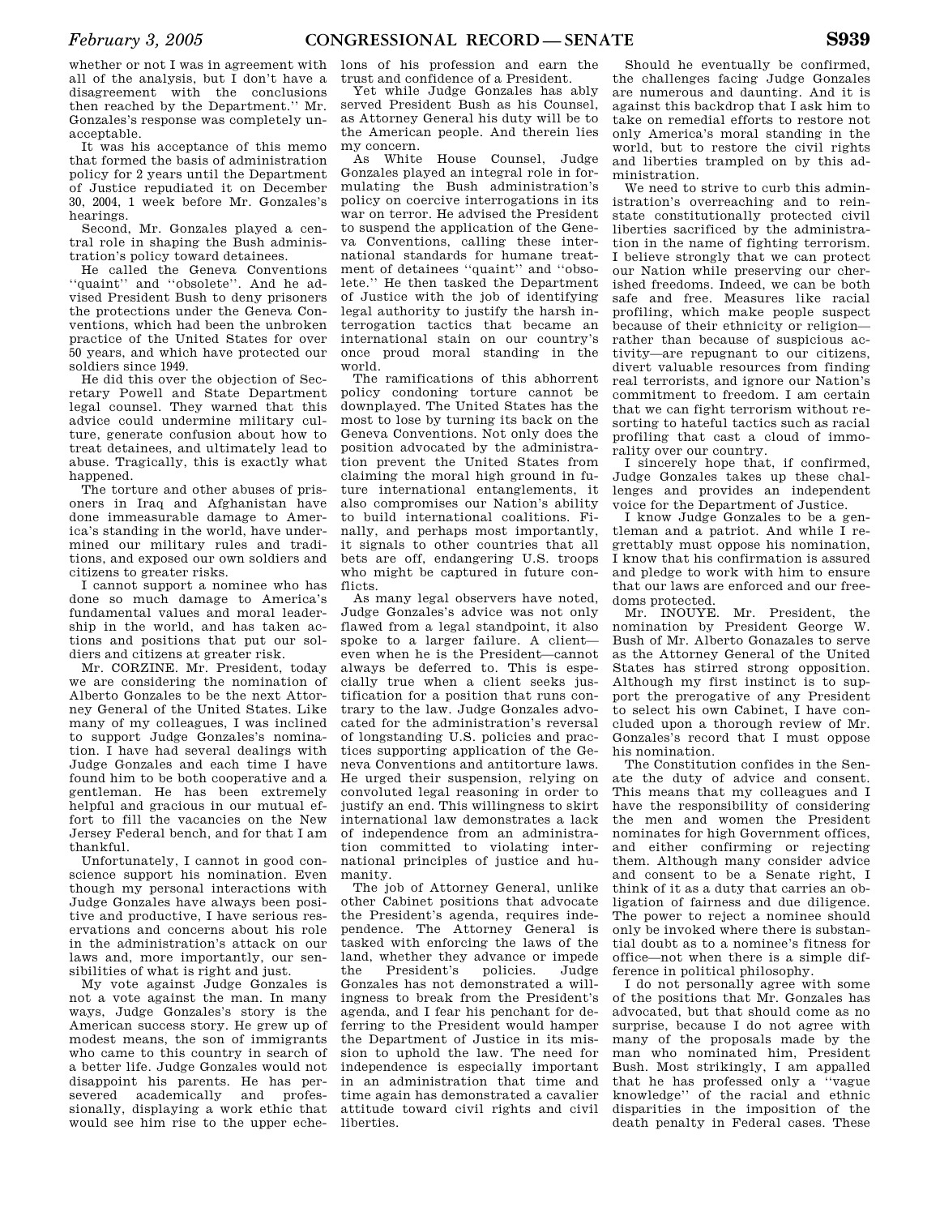whether or not I was in agreement with all of the analysis, but I don't have a disagreement with the conclusions then reached by the Department.'' Mr. Gonzales's response was completely unacceptable.

It was his acceptance of this memo that formed the basis of administration policy for 2 years until the Department of Justice repudiated it on December 30, 2004, 1 week before Mr. Gonzales's hearings.

Second, Mr. Gonzales played a central role in shaping the Bush administration's policy toward detainees.

He called the Geneva Conventions ''quaint'' and ''obsolete''. And he advised President Bush to deny prisoners the protections under the Geneva Conventions, which had been the unbroken practice of the United States for over 50 years, and which have protected our soldiers since 1949.

He did this over the objection of Secretary Powell and State Department legal counsel. They warned that this advice could undermine military culture, generate confusion about how to treat detainees, and ultimately lead to abuse. Tragically, this is exactly what happened.

The torture and other abuses of prisoners in Iraq and Afghanistan have done immeasurable damage to America's standing in the world, have undermined our military rules and traditions, and exposed our own soldiers and citizens to greater risks.

I cannot support a nominee who has done so much damage to America's fundamental values and moral leadership in the world, and has taken actions and positions that put our soldiers and citizens at greater risk.

Mr. CORZINE. Mr. President, today we are considering the nomination of Alberto Gonzales to be the next Attorney General of the United States. Like many of my colleagues, I was inclined to support Judge Gonzales's nomination. I have had several dealings with Judge Gonzales and each time I have found him to be both cooperative and a gentleman. He has been extremely helpful and gracious in our mutual effort to fill the vacancies on the New Jersey Federal bench, and for that I am thankful.

Unfortunately, I cannot in good conscience support his nomination. Even though my personal interactions with Judge Gonzales have always been positive and productive, I have serious reservations and concerns about his role in the administration's attack on our laws and, more importantly, our sensibilities of what is right and just.

My vote against Judge Gonzales is not a vote against the man. In many ways, Judge Gonzales's story is the American success story. He grew up of modest means, the son of immigrants who came to this country in search of a better life. Judge Gonzales would not disappoint his parents. He has persevered academically and professionally, displaying a work ethic that would see him rise to the upper echelons of his profession and earn the trust and confidence of a President.

Yet while Judge Gonzales has ably served President Bush as his Counsel, as Attorney General his duty will be to the American people. And therein lies my concern.

As White House Counsel, Judge Gonzales played an integral role in formulating the Bush administration's policy on coercive interrogations in its war on terror. He advised the President to suspend the application of the Geneva Conventions, calling these international standards for humane treatment of detainees ''quaint'' and ''obsolete.'' He then tasked the Department of Justice with the job of identifying legal authority to justify the harsh interrogation tactics that became an international stain on our country's once proud moral standing in the world.

The ramifications of this abhorrent policy condoning torture cannot be downplayed. The United States has the most to lose by turning its back on the Geneva Conventions. Not only does the position advocated by the administration prevent the United States from claiming the moral high ground in future international entanglements, it also compromises our Nation's ability to build international coalitions. Finally, and perhaps most importantly, it signals to other countries that all bets are off, endangering U.S. troops who might be captured in future conflicts.

As many legal observers have noted, Judge Gonzales's advice was not only flawed from a legal standpoint, it also spoke to a larger failure. A client—even when he is the President—cannot always be deferred to. This is especially true when a client seeks justification for a position that runs contrary to the law. Judge Gonzales advocated for the administration's reversal of longstanding U.S. policies and practices supporting application of the Geneva Conventions and antitorture laws. He urged their suspension, relying on convoluted legal reasoning in order to justify an end. This willingness to skirt international law demonstrates a lack of independence from an administration committed to violating international principles of justice and humanity.

The job of Attorney General, unlike other Cabinet positions that advocate the President's agenda, requires independence. The Attorney General is tasked with enforcing the laws of the land, whether they advance or impede the President's policies. Judge Gonzales has not demonstrated a willingness to break from the President's agenda, and I fear his penchant for deferring to the President would hamper the Department of Justice in its mission to uphold the law. The need for independence is especially important in an administration that time and time again has demonstrated a cavalier attitude toward civil rights and civil liberties.

Should he eventually be confirmed, the challenges facing Judge Gonzales are numerous and daunting. And it is against this backdrop that I ask him to take on remedial efforts to restore not only America's moral standing in the world, but to restore the civil rights and liberties trampled on by this administration.

We need to strive to curb this administration's overreaching and to reinstate constitutionally protected civil liberties sacrificed by the administration in the name of fighting terrorism. I believe strongly that we can protect our Nation while preserving our cherished freedoms. Indeed, we can be both safe and free. Measures like racial profiling, which make people suspect because of their ethnicity or religion—rather than because of suspicious activity—are repugnant to our citizens, divert valuable resources from finding real terrorists, and ignore our Nation's commitment to freedom. I am certain that we can fight terrorism without resorting to hateful tactics such as racial profiling that cast a cloud of immorality over our country.

I sincerely hope that, if confirmed, Judge Gonzales takes up these challenges and provides an independent voice for the Department of Justice.

I know Judge Gonzales to be a gentleman and a patriot. And while I regrettably must oppose his nomination, I know that his confirmation is assured and pledge to work with him to ensure that our laws are enforced and our freedoms protected.

Mr. INOUYE. Mr. President, the nomination by President George W. Bush of Mr. Alberto Gonazales to serve as the Attorney General of the United States has stirred strong opposition. Although my first instinct is to support the prerogative of any President to select his own Cabinet, I have concluded upon a thorough review of Mr. Gonzales's record that I must oppose his nomination.

The Constitution confides in the Senate the duty of advice and consent. This means that my colleagues and I have the responsibility of considering the men and women the President nominates for high Government offices, and either confirming or rejecting them. Although many consider advice and consent to be a Senate right, I think of it as a duty that carries an obligation of fairness and due diligence. The power to reject a nominee should only be invoked where there is substantial doubt as to a nominee's fitness for office—not when there is a simple difference in political philosophy.

I do not personally agree with some of the positions that Mr. Gonzales has advocated, but that should come as no surprise, because I do not agree with many of the proposals made by the man who nominated him, President Bush. Most strikingly, I am appalled that he has professed only a ''vague knowledge'' of the racial and ethnic disparities in the imposition of the death penalty in Federal cases. These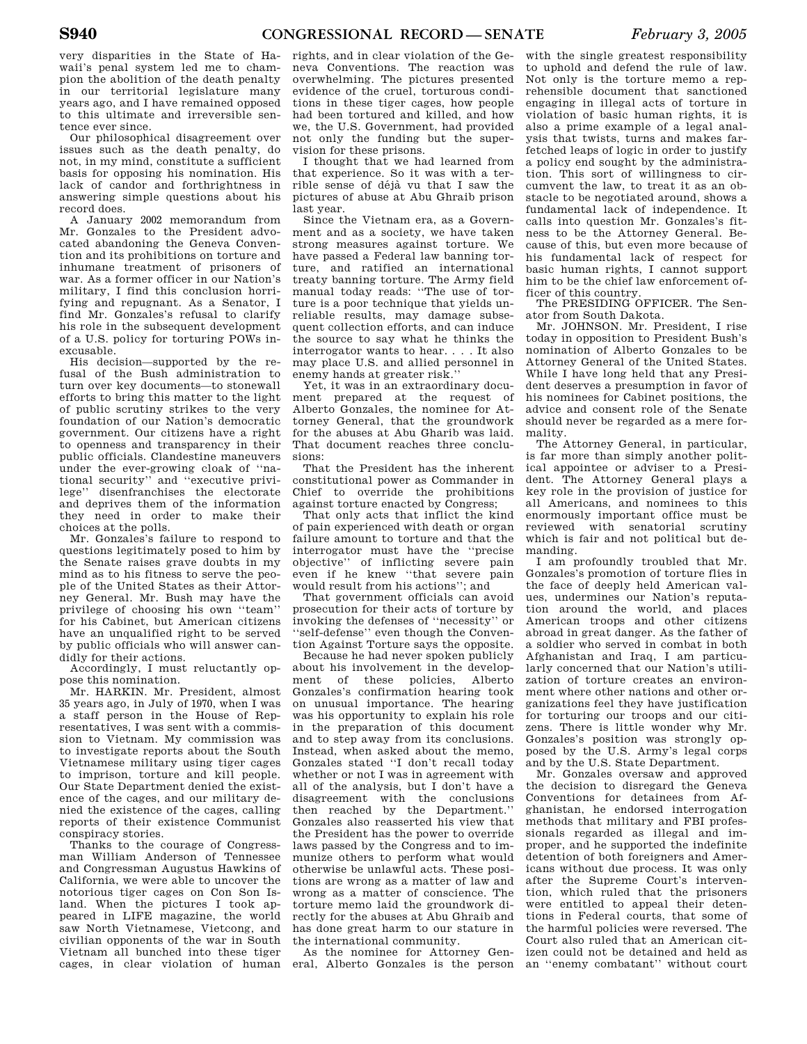very disparities in the State of Hawaii's penal system led me to champion the abolition of the death penalty in our territorial legislature many years ago, and I have remained opposed to this ultimate and irreversible sentence ever since.

Our philosophical disagreement over issues such as the death penalty, do not, in my mind, constitute a sufficient basis for opposing his nomination. His lack of candor and forthrightness in answering simple questions about his record does.

A January 2002 memorandum from Mr. Gonzales to the President advocated abandoning the Geneva Convention and its prohibitions on torture and inhumane treatment of prisoners of war. As a former officer in our Nation's military, I find this conclusion horrifying and repugnant. As a Senator, I find Mr. Gonzales's refusal to clarify his role in the subsequent development of a U.S. policy for torturing POWs inexcusable.

His decision—supported by the refusal of the Bush administration to turn over key documents—to stonewall efforts to bring this matter to the light of public scrutiny strikes to the very foundation of our Nation's democratic government. Our citizens have a right to openness and transparency in their public officials. Clandestine maneuvers under the ever-growing cloak of ''national security'' and ''executive privilege'' disenfranchises the electorate and deprives them of the information they need in order to make their choices at the polls.

Mr. Gonzales's failure to respond to questions legitimately posed to him by the Senate raises grave doubts in my mind as to his fitness to serve the people of the United States as their Attorney General. Mr. Bush may have the privilege of choosing his own ''team'' for his Cabinet, but American citizens have an unqualified right to be served by public officials who will answer candidly for their actions.

Accordingly, I must reluctantly oppose this nomination.

Mr. HARKIN. Mr. President, almost 35 years ago, in July of 1970, when I was a staff person in the House of Representatives, I was sent with a commission to Vietnam. My commission was to investigate reports about the South Vietnamese military using tiger cages to imprison, torture and kill people. Our State Department denied the existence of the cages, and our military denied the existence of the cages, calling reports of their existence Communist conspiracy stories.

Thanks to the courage of Congressman William Anderson of Tennessee and Congressman Augustus Hawkins of California, we were able to uncover the notorious tiger cages on Con Son Island. When the pictures I took appeared in LIFE magazine, the world saw North Vietnamese, Vietcong, and civilian opponents of the war in South Vietnam all bunched into these tiger cages, in clear violation of human rights, and in clear violation of the Geneva Conventions. The reaction was overwhelming. The pictures presented evidence of the cruel, torturous conditions in these tiger cages, how people had been tortured and killed, and how we, the U.S. Government, had provided not only the funding but the supervision for these prisons.

I thought that we had learned from that experience. So it was with a terrible sense of déjà vu that I saw the pictures of abuse at Abu Ghraib prison last year.

Since the Vietnam era, as a Government and as a society, we have taken strong measures against torture. We have passed a Federal law banning torture, and ratified an international treaty banning torture. The Army field manual today reads: ''The use of torture is a poor technique that yields unreliable results, may damage subsequent collection efforts, and can induce the source to say what he thinks the interrogator wants to hear. . . . It also may place U.S. and allied personnel in enemy hands at greater risk.''

Yet, it was in an extraordinary document prepared at the request of Alberto Gonzales, the nominee for Attorney General, that the groundwork for the abuses at Abu Gharib was laid. That document reaches three conclusions:

That the President has the inherent constitutional power as Commander in Chief to override the prohibitions against torture enacted by Congress;

That only acts that inflict the kind of pain experienced with death or organ failure amount to torture and that the interrogator must have the ''precise objective'' of inflicting severe pain even if he knew ''that severe pain would result from his actions''; and

That government officials can avoid prosecution for their acts of torture by invoking the defenses of ''necessity'' or ''self-defense'' even though the Convention Against Torture says the opposite.

Because he had never spoken publicly about his involvement in the development of these policies, Alberto Gonzales's confirmation hearing took on unusual importance. The hearing was his opportunity to explain his role in the preparation of this document and to step away from its conclusions. Instead, when asked about the memo, Gonzales stated ''I don't recall today whether or not I was in agreement with all of the analysis, but I don't have a disagreement with the conclusions then reached by the Department.'' Gonzales also reasserted his view that the President has the power to override laws passed by the Congress and to immunize others to perform what would otherwise be unlawful acts. These positions are wrong as a matter of law and wrong as a matter of conscience. The torture memo laid the groundwork directly for the abuses at Abu Ghraib and has done great harm to our stature in the international community.

As the nominee for Attorney General, Alberto Gonzales is the person with the single greatest responsibility to uphold and defend the rule of law. Not only is the torture memo a reprehensible document that sanctioned engaging in illegal acts of torture in violation of basic human rights, it is also a prime example of a legal analysis that twists, turns and makes far-fetched leaps of logic in order to justify a policy end sought by the administration. This sort of willingness to circumvent the law, to treat it as an obstacle to be negotiated around, shows a fundamental lack of independence. It calls into question Mr. Gonzales's fitness to be the Attorney General. Because of this, but even more because of his fundamental lack of respect for basic human rights, I cannot support him to be the chief law enforcement officer of this country.

The PRESIDING OFFICER. The Senator from South Dakota.

Mr. JOHNSON. Mr. President, I rise today in opposition to President Bush's nomination of Alberto Gonzales to be Attorney General of the United States. While I have long held that any President deserves a presumption in favor of his nominees for Cabinet positions, the advice and consent role of the Senate should never be regarded as a mere formality.

The Attorney General, in particular, is far more than simply another political appointee or adviser to a President. The Attorney General plays a key role in the provision of justice for all Americans, and nominees to this enormously important office must be reviewed with senatorial scrutiny which is fair and not political but demanding.

I am profoundly troubled that Mr. Gonzales's promotion of torture flies in the face of deeply held American values, undermines our Nation's reputation around the world, and places American troops and other citizens abroad in great danger. As the father of a soldier who served in combat in both Afghanistan and Iraq, I am particularly concerned that our Nation's utilization of torture creates an environment where other nations and other organizations feel they have justification for torturing our troops and our citizens. There is little wonder why Mr. Gonzales's position was strongly opposed by the U.S. Army's legal corps and by the U.S. State Department.

Mr. Gonzales oversaw and approved the decision to disregard the Geneva Conventions for detainees from Afghanistan, he endorsed interrogation methods that military and FBI professionals regarded as illegal and improper, and he supported the indefinite detention of both foreigners and Americans without due process. It was only after the Supreme Court's intervention, which ruled that the prisoners were entitled to appeal their detentions in Federal courts, that some of the harmful policies were reversed. The Court also ruled that an American citizen could not be detained and held as an ''enemy combatant'' without court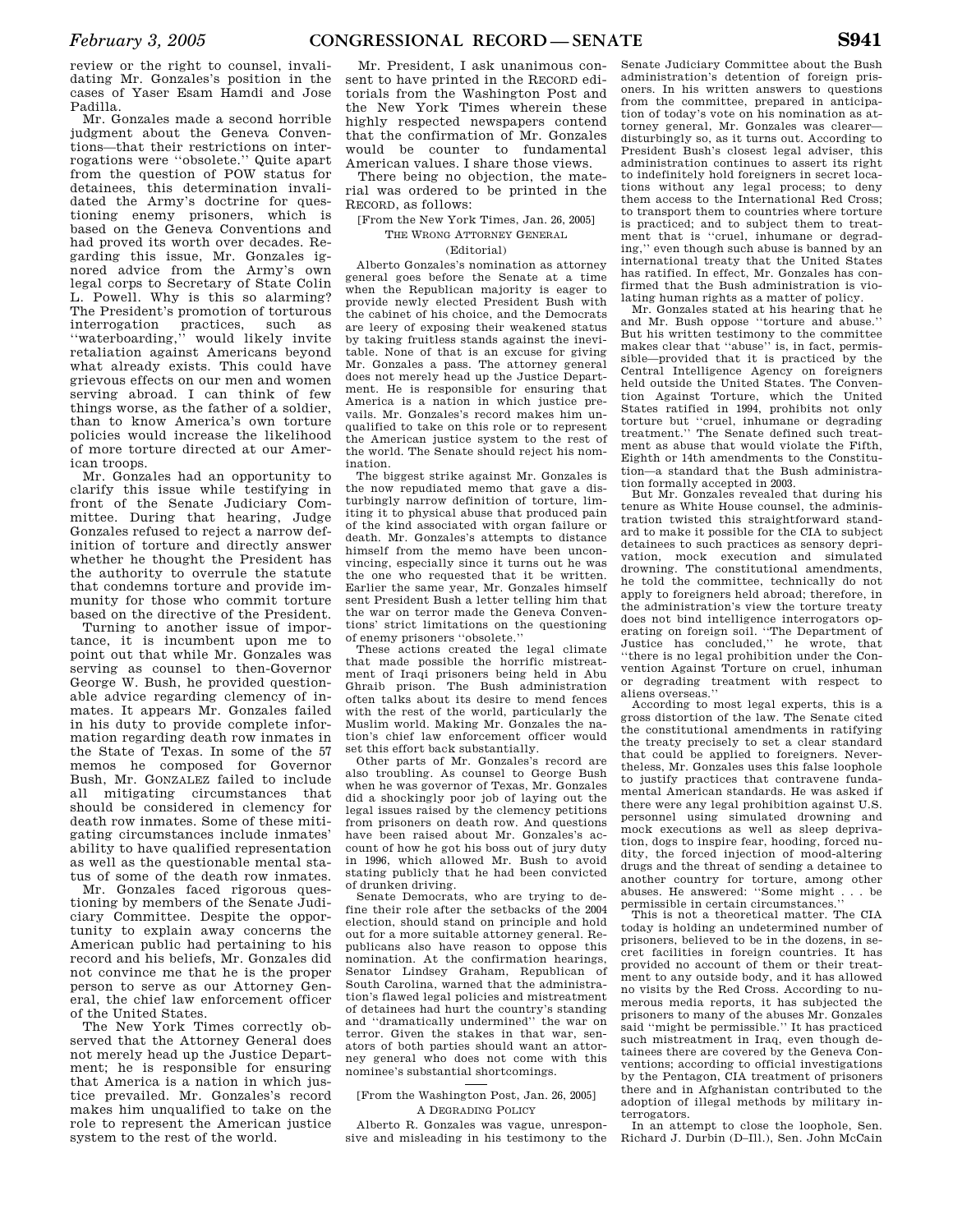review or the right to counsel, invalidating Mr. Gonzales's position in the cases of Yaser Esam Hamdi and Jose Padilla.

Mr. Gonzales made a second horrible judgment about the Geneva Conventions—that their restrictions on interrogations were ''obsolete.'' Quite apart from the question of POW status for detainees, this determination invalidated the Army's doctrine for questioning enemy prisoners, which is based on the Geneva Conventions and had proved its worth over decades. Regarding this issue, Mr. Gonzales ignored advice from the Army's own legal corps to Secretary of State Colin L. Powell. Why is this so alarming? The President's promotion of torturous interrogation practices, such as ''waterboarding,'' would likely invite retaliation against Americans beyond what already exists. This could have grievous effects on our men and women serving abroad. I can think of few things worse, as the father of a soldier, than to know America's own torture policies would increase the likelihood of more torture directed at our American troops.

Mr. Gonzales had an opportunity to clarify this issue while testifying in front of the Senate Judiciary Committee. During that hearing, Judge Gonzales refused to reject a narrow definition of torture and directly answer whether he thought the President has the authority to overrule the statute that condemns torture and provide immunity for those who commit torture based on the directive of the President.

Turning to another issue of importance, it is incumbent upon me to point out that while Mr. Gonzales was serving as counsel to then-Governor George W. Bush, he provided questionable advice regarding clemency of inmates. It appears Mr. Gonzales failed in his duty to provide complete information regarding death row inmates in the State of Texas. In some of the 57 memos he composed for Governor Bush, Mr. GONZALEZ failed to include all mitigating circumstances that should be considered in clemency for death row inmates. Some of these mitigating circumstances include inmates' ability to have qualified representation as well as the questionable mental status of some of the death row inmates.

Mr. Gonzales faced rigorous questioning by members of the Senate Judiciary Committee. Despite the opportunity to explain away concerns the American public had pertaining to his record and his beliefs, Mr. Gonzales did not convince me that he is the proper person to serve as our Attorney General, the chief law enforcement officer of the United States.

The New York Times correctly observed that the Attorney General does not merely head up the Justice Department; he is responsible for ensuring that America is a nation in which justice prevailed. Mr. Gonzales's record makes him unqualified to take on the role to represent the American justice system to the rest of the world.

Mr. President, I ask unanimous consent to have printed in the RECORD editorials from the Washington Post and the New York Times wherein these highly respected newspapers contend that the confirmation of Mr. Gonzales would be counter to fundamental American values. I share those views.

There being no objection, the material was ordered to be printed in the RECORD, as follows:

[From the New York Times, Jan. 26, 2005]

THE WRONG ATTORNEY GENERAL

(Editorial)

Alberto Gonzales's nomination as attorney general goes before the Senate at a time when the Republican majority is eager to provide newly elected President Bush with the cabinet of his choice, and the Democrats are leery of exposing their weakened status by taking fruitless stands against the inevitable. None of that is an excuse for giving Mr. Gonzales a pass. The attorney general does not merely head up the Justice Department. He is responsible for ensuring that America is a nation in which justice prevails. Mr. Gonzales's record makes him unqualified to take on this role or to represent the American justice system to the rest of the world. The Senate should reject his nomination.

The biggest strike against Mr. Gonzales is the now repudiated memo that gave a disturbingly narrow definition of torture, limiting it to physical abuse that produced pain of the kind associated with organ failure or death. Mr. Gonzales's attempts to distance himself from the memo have been unconvincing, especially since it turns out he was the one who requested that it be written. Earlier the same year, Mr. Gonzales himself sent President Bush a letter telling him that the war on terror made the Geneva Conventions' strict limitations on the questioning of enemy prisoners ''obsolete.''

These actions created the legal climate that made possible the horrific mistreatment of Iraqi prisoners being held in Abu Ghraib prison. The Bush administration often talks about its desire to mend fences with the rest of the world, particularly the Muslim world. Making Mr. Gonzales the nation's chief law enforcement officer would set this effort back substantially.

Other parts of Mr. Gonzales's record are also troubling. As counsel to George Bush when he was governor of Texas, Mr. Gonzales did a shockingly poor job of laying out the legal issues raised by the clemency petitions from prisoners on death row. And questions have been raised about Mr. Gonzales's account of how he got his boss out of jury duty in 1996, which allowed Mr. Bush to avoid stating publicly that he had been convicted of drunken driving.

Senate Democrats, who are trying to define their role after the setbacks of the 2004 election, should stand on principle and hold out for a more suitable attorney general. Republicans also have reason to oppose this nomination. At the confirmation hearings, Senator Lindsey Graham, Republican of South Carolina, warned that the administration's flawed legal policies and mistreatment of detainees had hurt the country's standing and ''dramatically undermined'' the war on terror. Given the stakes in that war, senators of both parties should want an attorney general who does not come with this nominee's substantial shortcomings.

[From the Washington Post, Jan. 26, 2005]

A DEGRADING POLICY

Alberto R. Gonzales was vague, unresponsive and misleading in his testimony to the Senate Judiciary Committee about the Bush administration's detention of foreign prisoners. In his written answers to questions from the committee, prepared in anticipation of today's vote on his nomination as attorney general, Mr. Gonzales was clearer—disturbingly so, as it turns out. According to President Bush's closest legal adviser, this administration continues to assert its right to indefinitely hold foreigners in secret locations without any legal process; to deny them access to the International Red Cross; to transport them to countries where torture is practiced; and to subject them to treatment that is ''cruel, inhumane or degrading,'' even though such abuse is banned by an international treaty that the United States has ratified. In effect, Mr. Gonzales has confirmed that the Bush administration is violating human rights as a matter of policy.

Mr. Gonzales stated at his hearing that he and Mr. Bush oppose ''torture and abuse.'' But his written testimony to the committee makes clear that ''abuse'' is, in fact, permissible—provided that it is practiced by the Central Intelligence Agency on foreigners held outside the United States. The Convention Against Torture, which the United States ratified in 1994, prohibits not only torture but ''cruel, inhumane or degrading treatment.'' The Senate defined such treatment as abuse that would violate the Fifth, Eighth or 14th amendments to the Constitution—a standard that the Bush administration formally accepted in 2003.

But Mr. Gonzales revealed that during his tenure as White House counsel, the administration twisted this straightforward standard to make it possible for the CIA to subject detainees to such practices as sensory deprivation, mock execution and simulated drowning. The constitutional amendments, he told the committee, technically do not apply to foreigners held abroad; therefore, in the administration's view the torture treaty does not bind intelligence interrogators operating on foreign soil. ''The Department of Justice has concluded,'' he wrote, that ''there is no legal prohibition under the Convention Against Torture on cruel, inhuman or degrading treatment with respect to aliens overseas.''

According to most legal experts, this is a gross distortion of the law. The Senate cited the constitutional amendments in ratifying the treaty precisely to set a clear standard that could be applied to foreigners. Nevertheless, Mr. Gonzales uses this false loophole to justify practices that contravene fundamental American standards. He was asked if there were any legal prohibition against U.S. personnel using simulated drowning and mock executions as well as sleep deprivation, dogs to inspire fear, hooding, forced nudity, the forced injection of mood-altering drugs and the threat of sending a detainee to another country for torture, among other abuses. He answered: ''Some might . . . be permissible in certain circumstances.''

This is not a theoretical matter. The CIA today is holding an undetermined number of prisoners, believed to be in the dozens, in secret facilities in foreign countries. It has provided no account of them or their treatment to any outside body, and it has allowed no visits by the Red Cross. According to numerous media reports, it has subjected the prisoners to many of the abuses Mr. Gonzales said ''might be permissible.'' It has practiced such mistreatment in Iraq, even though detainees there are covered by the Geneva Conventions; according to official investigations by the Pentagon, CIA treatment of prisoners there and in Afghanistan contributed to the adoption of illegal methods by military interrogators.

In an attempt to close the loophole, Sen. Richard J. Durbin (D–Ill.), Sen. John McCain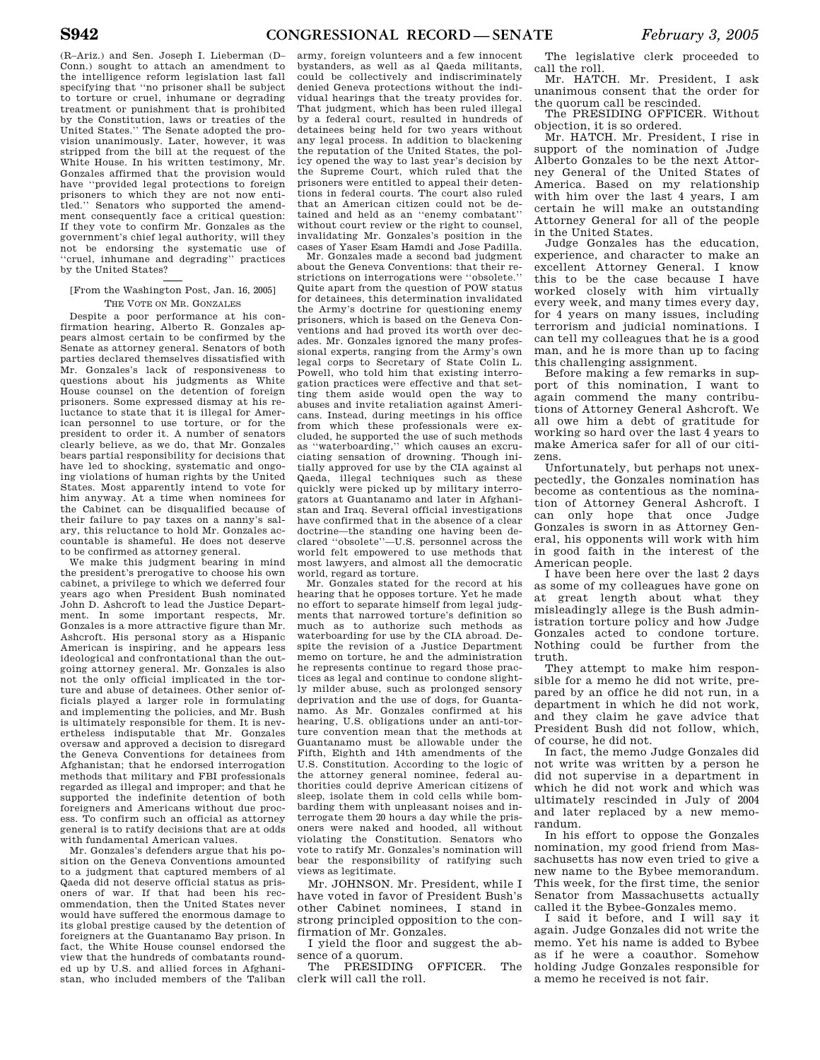(R–Ariz.) and Sen. Joseph I. Lieberman (D–Conn.) sought to attach an amendment to the intelligence reform legislation last fall specifying that ''no prisoner shall be subject to torture or cruel, inhumane or degrading treatment or punishment that is prohibited by the Constitution, laws or treaties of the United States.'' The Senate adopted the provision unanimously. Later, however, it was stripped from the bill at the request of the White House. In his written testimony, Mr. Gonzales affirmed that the provision would have ''provided legal protections to foreign prisoners to which they are not now entitled.'' Senators who supported the amendment consequently face a critical question: If they vote to confirm Mr. Gonzales as the government's chief legal authority, will they not be endorsing the systematic use of ''cruel, inhumane and degrading'' practices by the United States?

---

[From the Washington Post, Jan. 16, 2005]

THE VOTE ON MR. GONZALES

Despite a poor performance at his confirmation hearing, Alberto R. Gonzales appears almost certain to be confirmed by the Senate as attorney general. Senators of both parties declared themselves dissatisfied with Mr. Gonzales's lack of responsiveness to questions about his judgments as White House counsel on the detention of foreign prisoners. Some expressed dismay at his reluctance to state that it is illegal for American personnel to use torture, or for the president to order it. A number of senators clearly believe, as we do, that Mr. Gonzales bears partial responsibility for decisions that have led to shocking, systematic and ongoing violations of human rights by the United States. Most apparently intend to vote for him anyway. At a time when nominees for the Cabinet can be disqualified because of their failure to pay taxes on a nanny's salary, this reluctance to hold Mr. Gonzales accountable is shameful. He does not deserve to be confirmed as attorney general.

We make this judgment bearing in mind the president's prerogative to choose his own cabinet, a privilege to which we deferred four years ago when President Bush nominated John D. Ashcroft to lead the Justice Department. In some important respects, Mr. Gonzales is a more attractive figure than Mr. Ashcroft. His personal story as a Hispanic American is inspiring, and he appears less ideological and confrontational than the outgoing attorney general. Mr. Gonzales is also not the only official implicated in the torture and abuse of detainees. Other senior officials played a larger role in formulating and implementing the policies, and Mr. Bush is ultimately responsible for them. It is nevertheless indisputable that Mr. Gonzales oversaw and approved a decision to disregard the Geneva Conventions for detainees from Afghanistan; that he endorsed interrogation methods that military and FBI professionals regarded as illegal and improper; and that he supported the indefinite detention of both foreigners and Americans without due process. To confirm such an official as attorney general is to ratify decisions that are at odds with fundamental American values.

Mr. Gonzales's defenders argue that his position on the Geneva Conventions amounted to a judgment that captured members of al Qaeda did not deserve official status as prisoners of war. If that had been his recommendation, then the United States never would have suffered the enormous damage to its global prestige caused by the detention of foreigners at the Guantanamo Bay prison. In fact, the White House counsel endorsed the view that the hundreds of combatants rounded up by U.S. and allied forces in Afghanistan, who included members of the Taliban army, foreign volunteers and a few innocent bystanders, as well as al Qaeda militants, could be collectively and indiscriminately denied Geneva protections without the individual hearings that the treaty provides for. That judgment, which has been ruled illegal by a federal court, resulted in hundreds of detainees being held for two years without any legal process. In addition to blackening the reputation of the United States, the policy opened the way to last year's decision by the Supreme Court, which ruled that the prisoners were entitled to appeal their detentions in federal courts. The court also ruled that an American citizen could not be detained and held as an ''enemy combatant'' without court review or the right to counsel, invalidating Mr. Gonzales's position in the cases of Yaser Esam Hamdi and Jose Padilla.

Mr. Gonzales made a second bad judgment about the Geneva Conventions: that their restrictions on interrogations were ''obsolete.'' Quite apart from the question of POW status for detainees, this determination invalidated the Army's doctrine for questioning enemy prisoners, which is based on the Geneva Conventions and had proved its worth over decades. Mr. Gonzales ignored the many professional experts, ranging from the Army's own legal corps to Secretary of State Colin L. Powell, who told him that existing interrogation practices were effective and that setting them aside would open the way to abuses and invite retaliation against Americans. Instead, during meetings in his office from which these professionals were excluded, he supported the use of such methods as ''waterboarding,'' which causes an excruciating sensation of drowning. Though initially approved for use by the CIA against al Qaeda, illegal techniques such as these quickly were picked up by military interrogators at Guantanamo and later in Afghanistan and Iraq. Several official investigations have confirmed that in the absence of a clear doctrine—the standing one having been declared ''obsolete''—U.S. personnel across the world felt empowered to use methods that most lawyers, and almost all the democratic world, regard as torture.

Mr. Gonzales stated for the record at his hearing that he opposes torture. Yet he made no effort to separate himself from legal judgments that narrowed torture's definition so much as to authorize such methods as waterboarding for use by the CIA abroad. Despite the revision of a Justice Department memo on torture, he and the administration he represents continue to regard those practices as legal and continue to condone slightly milder abuse, such as prolonged sensory deprivation and the use of dogs, for Guantanamo. As Mr. Gonzales confirmed at his hearing, U.S. obligations under an anti-torture convention mean that the methods at Guantanamo must be allowable under the Fifth, Eighth and 14th amendments of the U.S. Constitution. According to the logic of the attorney general nominee, federal authorities could deprive American citizens of sleep, isolate them in cold cells while bombarding them with unpleasant noises and interrogate them 20 hours a day while the prisoners were naked and hooded, all without violating the Constitution. Senators who vote to ratify Mr. Gonzales's nomination will bear the responsibility of ratifying such views as legitimate.

Mr. JOHNSON. Mr. President, while I have voted in favor of President Bush's other Cabinet nominees, I stand in strong principled opposition to the confirmation of Mr. Gonzales.

I yield the floor and suggest the absence of a quorum.

The PRESIDING OFFICER. The clerk will call the roll.

The legislative clerk proceeded to call the roll.

Mr. HATCH. Mr. President, I ask unanimous consent that the order for the quorum call be rescinded.

The PRESIDING OFFICER. Without objection, it is so ordered.

Mr. HATCH. Mr. President, I rise in support of the nomination of Judge Alberto Gonzales to be the next Attorney General of the United States of America. Based on my relationship with him over the last 4 years, I am certain he will make an outstanding Attorney General for all of the people in the United States.

Judge Gonzales has the education, experience, and character to make an excellent Attorney General. I know this to be the case because I have worked closely with him virtually every week, and many times every day, for 4 years on many issues, including terrorism and judicial nominations. I can tell my colleagues that he is a good man, and he is more than up to facing this challenging assignment.

Before making a few remarks in support of this nomination, I want to again commend the many contributions of Attorney General Ashcroft. We all owe him a debt of gratitude for working so hard over the last 4 years to make America safer for all of our citizens.

Unfortunately, but perhaps not unexpectedly, the Gonzales nomination has become as contentious as the nomination of Attorney General Ashcroft. I can only hope that once Judge Gonzales is sworn in as Attorney General, his opponents will work with him in good faith in the interest of the American people.

I have been here over the last 2 days as some of my colleagues have gone on at great length about what they misleadingly allege is the Bush administration torture policy and how Judge Gonzales acted to condone torture. Nothing could be further from the truth.

They attempt to make him responsible for a memo he did not write, prepared by an office he did not run, in a department in which he did not work, and they claim he gave advice that President Bush did not follow, which, of course, he did not.

In fact, the memo Judge Gonzales did not write was written by a person he did not supervise in a department in which he did not work and which was ultimately rescinded in July of 2004 and later replaced by a new memorandum.

In his effort to oppose the Gonzales nomination, my good friend from Massachusetts has now even tried to give a new name to the Bybee memorandum. This week, for the first time, the senior Senator from Massachusetts actually called it the Bybee-Gonzales memo.

I said it before, and I will say it again. Judge Gonzales did not write the memo. Yet his name is added to Bybee as if he were a coauthor. Somehow holding Judge Gonzales responsible for a memo he received is not fair.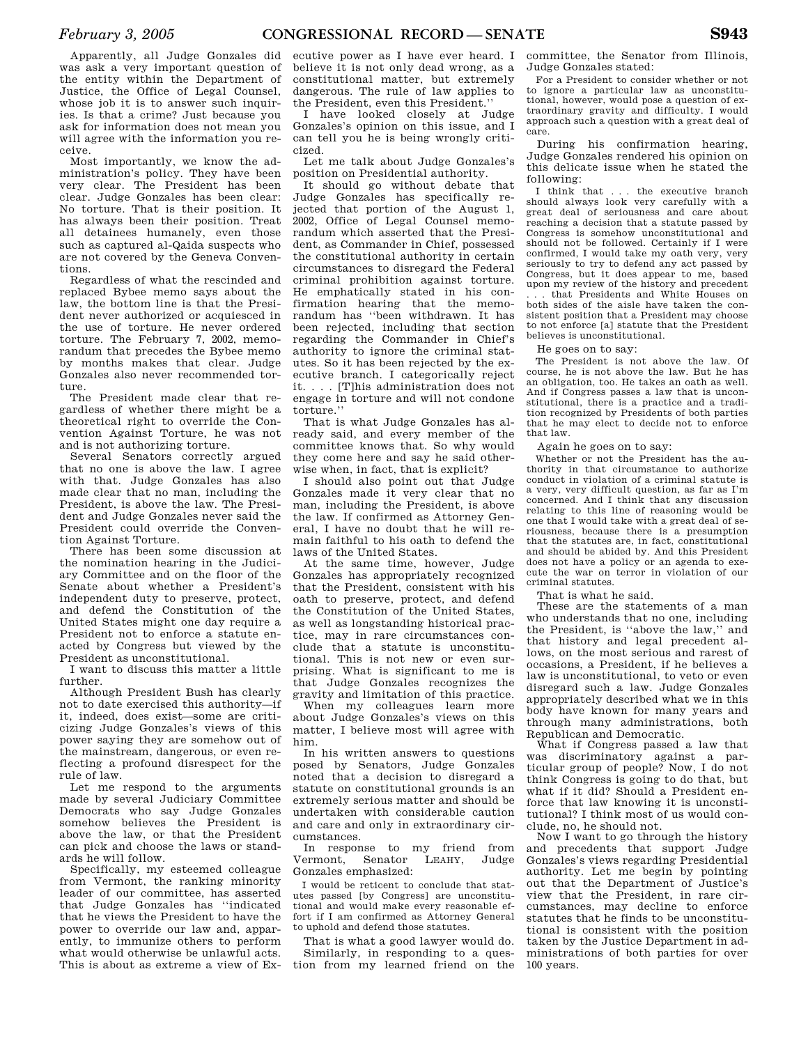Apparently, all Judge Gonzales did was ask a very important question of the entity within the Department of Justice, the Office of Legal Counsel, whose job it is to answer such inquiries. Is that a crime? Just because you ask for information does not mean you will agree with the information you receive.

Most importantly, we know the administration's policy. They have been very clear. The President has been clear. Judge Gonzales has been clear: No torture. That is their position. It has always been their position. Treat all detainees humanely, even those such as captured al-Qaida suspects who are not covered by the Geneva Conventions.

Regardless of what the rescinded and replaced Bybee memo says about the law, the bottom line is that the President never authorized or acquiesced in the use of torture. He never ordered torture. The February 7, 2002, memorandum that precedes the Bybee memo by months makes that clear. Judge Gonzales also never recommended torture.

The President made clear that regardless of whether there might be a theoretical right to override the Convention Against Torture, he was not and is not authorizing torture.

Several Senators correctly argued that no one is above the law. I agree with that. Judge Gonzales has also made clear that no man, including the President, is above the law. The President and Judge Gonzales never said the President could override the Convention Against Torture.

There has been some discussion at the nomination hearing in the Judiciary Committee and on the floor of the Senate about whether a President's independent duty to preserve, protect, and defend the Constitution of the United States might one day require a President not to enforce a statute enacted by Congress but viewed by the President as unconstitutional.

I want to discuss this matter a little further.

Although President Bush has clearly not to date exercised this authority—if it, indeed, does exist—some are criticizing Judge Gonzales's views of this power saying they are somehow out of the mainstream, dangerous, or even reflecting a profound disrespect for the rule of law.

Let me respond to the arguments made by several Judiciary Committee Democrats who say Judge Gonzales somehow believes the President is above the law, or that the President can pick and choose the laws or standards he will follow.

Specifically, my esteemed colleague from Vermont, the ranking minority leader of our committee, has asserted that Judge Gonzales has ''indicated that he views the President to have the power to override our law and, apparently, to immunize others to perform what would otherwise be unlawful acts. This is about as extreme a view of Executive power as I have ever heard. I believe it is not only dead wrong, as a constitutional matter, but extremely dangerous. The rule of law applies to the President, even this President.''

I have looked closely at Judge Gonzales's opinion on this issue, and I can tell you he is being wrongly criticized.

Let me talk about Judge Gonzales's position on Presidential authority.

It should go without debate that Judge Gonzales has specifically rejected that portion of the August 1, 2002, Office of Legal Counsel memorandum which asserted that the President, as Commander in Chief, possessed the constitutional authority in certain circumstances to disregard the Federal criminal prohibition against torture. He emphatically stated in his confirmation hearing that the memorandum has ''been withdrawn. It has been rejected, including that section regarding the Commander in Chief's authority to ignore the criminal statutes. So it has been rejected by the executive branch. I categorically reject it. . . . [T]his administration does not engage in torture and will not condone torture.''

That is what Judge Gonzales has already said, and every member of the committee knows that. So why would they come here and say he said otherwise when, in fact, that is explicit?

I should also point out that Judge Gonzales made it very clear that no man, including the President, is above the law. If confirmed as Attorney General, I have no doubt that he will remain faithful to his oath to defend the laws of the United States.

At the same time, however, Judge Gonzales has appropriately recognized that the President, consistent with his oath to preserve, protect, and defend the Constitution of the United States, as well as longstanding historical practice, may in rare circumstances conclude that a statute is unconstitutional. This is not new or even surprising. What is significant to me is that Judge Gonzales recognizes the gravity and limitation of this practice.

When my colleagues learn more about Judge Gonzales's views on this matter, I believe most will agree with him.

In his written answers to questions posed by Senators, Judge Gonzales noted that a decision to disregard a statute on constitutional grounds is an extremely serious matter and should be undertaken with considerable caution and care and only in extraordinary circumstances.

In response to my friend from Vermont, Senator LEAHY, Judge Gonzales emphasized:

> I would be reticent to conclude that statutes passed [by Congress] are unconstitutional and would make every reasonable effort if I am confirmed as Attorney General to uphold and defend those statutes.

That is what a good lawyer would do.

Similarly, in responding to a question from my learned friend on the committee, the Senator from Illinois, Judge Gonzales stated:

> For a President to consider whether or not to ignore a particular law as unconstitutional, however, would pose a question of extraordinary gravity and difficulty. I would approach such a question with a great deal of care.

During his confirmation hearing, Judge Gonzales rendered his opinion on this delicate issue when he stated the following:

> I think that . . . the executive branch should always look very carefully with a great deal of seriousness and care about reaching a decision that a statute passed by Congress is somehow unconstitutional and should not be followed. Certainly if I were confirmed, I would take my oath very, very seriously to try to defend any act passed by Congress, but it does appear to me, based upon my review of the history and precedent . . . that Presidents and White Houses on both sides of the aisle have taken the consistent position that a President may choose to not enforce [a] statute that the President believes is unconstitutional.

He goes on to say:

> The President is not above the law. Of course, he is not above the law. But he has an obligation, too. He takes an oath as well. And if Congress passes a law that is unconstitutional, there is a practice and a tradition recognized by Presidents of both parties that he may elect to decide not to enforce that law.

Again he goes on to say:

> Whether or not the President has the authority in that circumstance to authorize conduct in violation of a criminal statute is a very, very difficult question, as far as I'm concerned. And I think that any discussion relating to this line of reasoning would be one that I would take with a great deal of seriousness, because there is a presumption that the statutes are, in fact, constitutional and should be abided by. And this President does not have a policy or an agenda to execute the war on terror in violation of our criminal statutes.

That is what he said.

These are the statements of a man who understands that no one, including the President, is ''above the law,'' and that history and legal precedent allows, on the most serious and rarest of occasions, a President, if he believes a law is unconstitutional, to veto or even disregard such a law. Judge Gonzales appropriately described what we in this body have known for many years and through many administrations, both Republican and Democratic.

What if Congress passed a law that was discriminatory against a particular group of people? Now, I do not think Congress is going to do that, but what if it did? Should a President enforce that law knowing it is unconstitutional? I think most of us would conclude, no, he should not.

Now I want to go through the history and precedents that support Judge Gonzales's views regarding Presidential authority. Let me begin by pointing out that the Department of Justice's view that the President, in rare circumstances, may decline to enforce statutes that he finds to be unconstitutional is consistent with the position taken by the Justice Department in administrations of both parties for over 100 years.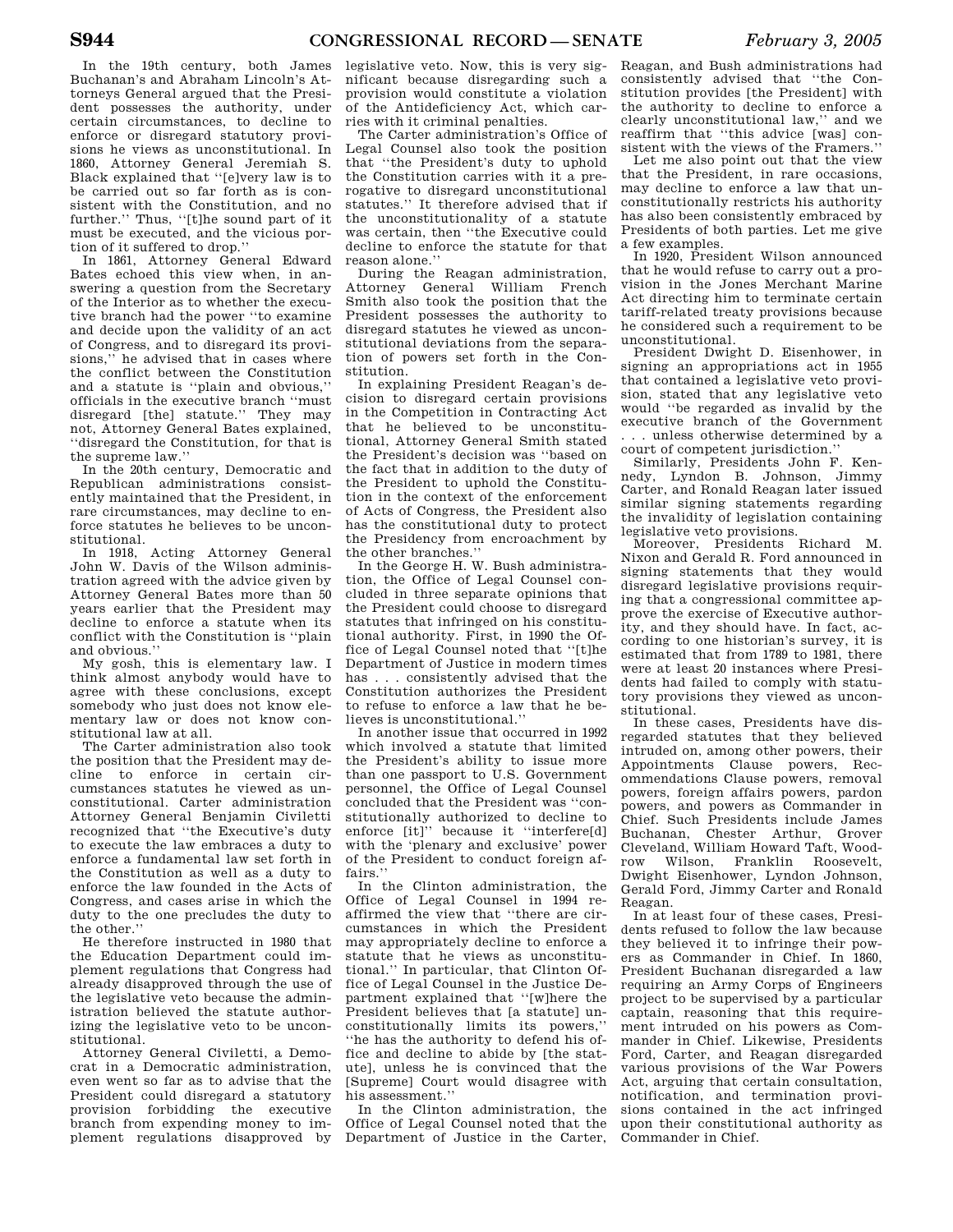In the 19th century, both James Buchanan's and Abraham Lincoln's Attorneys General argued that the President possesses the authority, under certain circumstances, to decline to enforce or disregard statutory provisions he views as unconstitutional. In 1860, Attorney General Jeremiah S. Black explained that ''[e]very law is to be carried out so far forth as is consistent with the Constitution, and no further.'' Thus, ''[t]he sound part of it must be executed, and the vicious portion of it suffered to drop.''

In 1861, Attorney General Edward Bates echoed this view when, in answering a question from the Secretary of the Interior as to whether the executive branch had the power ''to examine and decide upon the validity of an act of Congress, and to disregard its provisions,'' he advised that in cases where the conflict between the Constitution and a statute is ''plain and obvious,'' officials in the executive branch ''must disregard [the] statute.'' They may not, Attorney General Bates explained, ''disregard the Constitution, for that is the supreme law.''

In the 20th century, Democratic and Republican administrations consistently maintained that the President, in rare circumstances, may decline to enforce statutes he believes to be unconstitutional.

In 1918, Acting Attorney General John W. Davis of the Wilson administration agreed with the advice given by Attorney General Bates more than 50 years earlier that the President may decline to enforce a statute when its conflict with the Constitution is ''plain and obvious.''

My gosh, this is elementary law. I think almost anybody would have to agree with these conclusions, except somebody who just does not know elementary law or does not know constitutional law at all.

The Carter administration also took the position that the President may decline to enforce in certain circumstances statutes he viewed as unconstitutional. Carter administration Attorney General Benjamin Civiletti recognized that ''the Executive's duty to execute the law embraces a duty to enforce a fundamental law set forth in the Constitution as well as a duty to enforce the law founded in the Acts of Congress, and cases arise in which the duty to the one precludes the duty to the other.''

He therefore instructed in 1980 that the Education Department could implement regulations that Congress had already disapproved through the use of the legislative veto because the administration believed the statute authorizing the legislative veto to be unconstitutional.

Attorney General Civiletti, a Democrat in a Democratic administration, even went so far as to advise that the President could disregard a statutory provision forbidding the executive branch from expending money to implement regulations disapproved by legislative veto. Now, this is very significant because disregarding such a provision would constitute a violation of the Antideficiency Act, which carries with it criminal penalties.

The Carter administration's Office of Legal Counsel also took the position that ''the President's duty to uphold the Constitution carries with it a prerogative to disregard unconstitutional statutes.'' It therefore advised that if the unconstitutionality of a statute was certain, then ''the Executive could decline to enforce the statute for that reason alone.''

During the Reagan administration, Attorney General William French Smith also took the position that the President possesses the authority to disregard statutes he viewed as unconstitutional deviations from the separation of powers set forth in the Constitution.

In explaining President Reagan's decision to disregard certain provisions in the Competition in Contracting Act that he believed to be unconstitutional, Attorney General Smith stated the President's decision was ''based on the fact that in addition to the duty of the President to uphold the Constitution in the context of the enforcement of Acts of Congress, the President also has the constitutional duty to protect the Presidency from encroachment by the other branches.''

In the George H. W. Bush administration, the Office of Legal Counsel concluded in three separate opinions that the President could choose to disregard statutes that infringed on his constitutional authority. First, in 1990 the Office of Legal Counsel noted that ''[t]he Department of Justice in modern times has . . . consistently advised that the Constitution authorizes the President to refuse to enforce a law that he believes is unconstitutional.''

In another issue that occurred in 1992 which involved a statute that limited the President's ability to issue more than one passport to U.S. Government personnel, the Office of Legal Counsel concluded that the President was ''constitutionally authorized to decline to enforce [it]'' because it ''interfere[d] with the 'plenary and exclusive' power of the President to conduct foreign affairs.''

In the Clinton administration, the Office of Legal Counsel in 1994 reaffirmed the view that ''there are circumstances in which the President may appropriately decline to enforce a statute that he views as unconstitutional.'' In particular, that Clinton Office of Legal Counsel in the Justice Department explained that ''[w]here the President believes that [a statute] unconstitutionally limits its powers,'' ''he has the authority to defend his office and decline to abide by [the statute], unless he is convinced that the [Supreme] Court would disagree with his assessment.''

In the Clinton administration, the Office of Legal Counsel noted that the Department of Justice in the Carter, Reagan, and Bush administrations had consistently advised that ''the Constitution provides [the President] with the authority to decline to enforce a clearly unconstitutional law,'' and we reaffirm that ''this advice [was] consistent with the views of the Framers.''

Let me also point out that the view that the President, in rare occasions, may decline to enforce a law that unconstitutionally restricts his authority has also been consistently embraced by Presidents of both parties. Let me give a few examples.

In 1920, President Wilson announced that he would refuse to carry out a provision in the Jones Merchant Marine Act directing him to terminate certain tariff-related treaty provisions because he considered such a requirement to be unconstitutional.

President Dwight D. Eisenhower, in signing an appropriations act in 1955 that contained a legislative veto provision, stated that any legislative veto would ''be regarded as invalid by the executive branch of the Government . . . unless otherwise determined by a court of competent jurisdiction.''

Similarly, Presidents John F. Kennedy, Lyndon B. Johnson, Jimmy Carter, and Ronald Reagan later issued similar signing statements regarding the invalidity of legislation containing legislative veto provisions.

Moreover, Presidents Richard M. Nixon and Gerald R. Ford announced in signing statements that they would disregard legislative provisions requiring that a congressional committee approve the exercise of Executive authority, and they should have. In fact, according to one historian's survey, it is estimated that from 1789 to 1981, there were at least 20 instances where Presidents had failed to comply with statutory provisions they viewed as unconstitutional.

In these cases, Presidents have disregarded statutes that they believed intruded on, among other powers, their Appointments Clause powers, Recommendations Clause powers, removal powers, foreign affairs powers, pardon powers, and powers as Commander in Chief. Such Presidents include James Buchanan, Chester Arthur, Grover Cleveland, William Howard Taft, Woodrow Wilson, Franklin Roosevelt, Dwight Eisenhower, Lyndon Johnson, Gerald Ford, Jimmy Carter and Ronald Reagan.

In at least four of these cases, Presidents refused to follow the law because they believed it to infringe their powers as Commander in Chief. In 1860, President Buchanan disregarded a law requiring an Army Corps of Engineers project to be supervised by a particular captain, reasoning that this requirement intruded on his powers as Commander in Chief. Likewise, Presidents Ford, Carter, and Reagan disregarded various provisions of the War Powers Act, arguing that certain consultation, notification, and termination provisions contained in the act infringed upon their constitutional authority as Commander in Chief.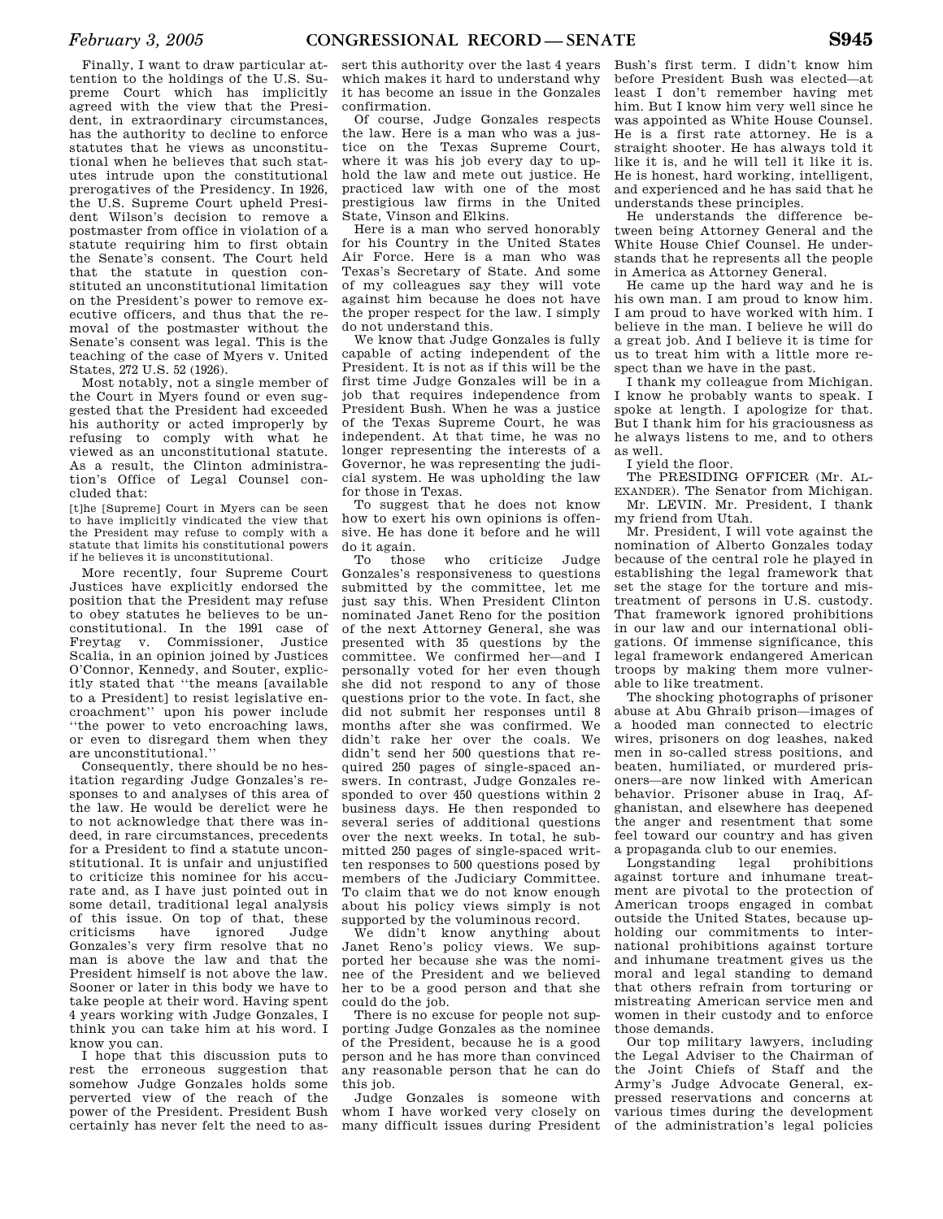Finally, I want to draw particular attention to the holdings of the U.S. Supreme Court which has implicitly agreed with the view that the President, in extraordinary circumstances, has the authority to decline to enforce statutes that he views as unconstitutional when he believes that such statutes intrude upon the constitutional prerogatives of the Presidency. In 1926, the U.S. Supreme Court upheld President Wilson's decision to remove a postmaster from office in violation of a statute requiring him to first obtain the Senate's consent. The Court held that the statute in question constituted an unconstitutional limitation on the President's power to remove executive officers, and thus that the removal of the postmaster without the Senate's consent was legal. This is the teaching of the case of Myers v. United States, 272 U.S. 52 (1926).

Most notably, not a single member of the Court in Myers found or even suggested that the President had exceeded his authority or acted improperly by refusing to comply with what he viewed as an unconstitutional statute. As a result, the Clinton administration's Office of Legal Counsel concluded that:

> [t]he [Supreme] Court in Myers can be seen to have implicitly vindicated the view that the President may refuse to comply with a statute that limits his constitutional powers if he believes it is unconstitutional.

More recently, four Supreme Court Justices have explicitly endorsed the position that the President may refuse to obey statutes he believes to be unconstitutional. In the 1991 case of Freytag v. Commissioner, Justice Scalia, in an opinion joined by Justices O'Connor, Kennedy, and Souter, explicitly stated that "the means [available to a President] to resist legislative encroachment" upon his power include "the power to veto encroaching laws, or even to disregard them when they are unconstitutional."

Consequently, there should be no hesitation regarding Judge Gonzales's responses to and analyses of this area of the law. He would be derelict were he to not acknowledge that there was indeed, in rare circumstances, precedents for a President to find a statute unconstitutional. It is unfair and unjustified to criticize this nominee for his accurate and, as I have just pointed out in some detail, traditional legal analysis of this issue. On top of that, these criticisms have ignored Judge Gonzales's very firm resolve that no man is above the law and that the President himself is not above the law. Sooner or later in this body we have to take people at their word. Having spent 4 years working with Judge Gonzales, I think you can take him at his word. I know you can.

I hope that this discussion puts to rest the erroneous suggestion that somehow Judge Gonzales holds some perverted view of the reach of the power of the President. President Bush certainly has never felt the need to assert this authority over the last 4 years which makes it hard to understand why it has become an issue in the Gonzales confirmation.

Of course, Judge Gonzales respects the law. Here is a man who was a justice on the Texas Supreme Court, where it was his job every day to uphold the law and mete out justice. He practiced law with one of the most prestigious law firms in the United State, Vinson and Elkins.

Here is a man who served honorably for his Country in the United States Air Force. Here is a man who was Texas's Secretary of State. And some of my colleagues say they will vote against him because he does not have the proper respect for the law. I simply do not understand this.

We know that Judge Gonzales is fully capable of acting independent of the President. It is not as if this will be the first time Judge Gonzales will be in a job that requires independence from President Bush. When he was a justice of the Texas Supreme Court, he was independent. At that time, he was no longer representing the interests of a Governor, he was representing the judicial system. He was upholding the law for those in Texas.

To suggest that he does not know how to exert his own opinions is offensive. He has done it before and he will do it again.

To those who criticize Judge Gonzales's responsiveness to questions submitted by the committee, let me just say this. When President Clinton nominated Janet Reno for the position of the next Attorney General, she was presented with 35 questions by the committee. We confirmed her—and I personally voted for her even though she did not respond to any of those questions prior to the vote. In fact, she did not submit her responses until 8 months after she was confirmed. We didn't rake her over the coals. We didn't send her 500 questions that required 250 pages of single-spaced answers. In contrast, Judge Gonzales responded to over 450 questions within 2 business days. He then responded to several series of additional questions over the next weeks. In total, he submitted 250 pages of single-spaced written responses to 500 questions posed by members of the Judiciary Committee. To claim that we do not know enough about his policy views simply is not supported by the voluminous record.

We didn't know anything about Janet Reno's policy views. We supported her because she was the nominee of the President and we believed her to be a good person and that she could do the job.

There is no excuse for people not supporting Judge Gonzales as the nominee of the President, because he is a good person and he has more than convinced any reasonable person that he can do this job.

Judge Gonzales is someone with whom I have worked very closely on many difficult issues during President Bush's first term. I didn't know him before President Bush was elected—at least I don't remember having met him. But I know him very well since he was appointed as White House Counsel. He is a first rate attorney. He is a straight shooter. He has always told it like it is, and he will tell it like it is. He is honest, hard working, intelligent, and experienced and he has said that he understands these principles.

He understands the difference between being Attorney General and the White House Chief Counsel. He understands that he represents all the people in America as Attorney General.

He came up the hard way and he is his own man. I am proud to know him. I am proud to have worked with him. I believe in the man. I believe he will do a great job. And I believe it is time for us to treat him with a little more respect than we have in the past.

I thank my colleague from Michigan. I know he probably wants to speak. I spoke at length. I apologize for that. But I thank him for his graciousness as he always listens to me, and to others as well.

I yield the floor.

The PRESIDING OFFICER (Mr. ALEXANDER). The Senator from Michigan.

Mr. LEVIN. Mr. President, I thank my friend from Utah.

Mr. President, I will vote against the nomination of Alberto Gonzales today because of the central role he played in establishing the legal framework that set the stage for the torture and mistreatment of persons in U.S. custody. That framework ignored prohibitions in our law and our international obligations. Of immense significance, this legal framework endangered American troops by making them more vulnerable to like treatment.

The shocking photographs of prisoner abuse at Abu Ghraib prison—images of a hooded man connected to electric wires, prisoners on dog leashes, naked men in so-called stress positions, and beaten, humiliated, or murdered prisoners—are now linked with American behavior. Prisoner abuse in Iraq, Afghanistan, and elsewhere has deepened the anger and resentment that some feel toward our country and has given a propaganda club to our enemies.

Longstanding legal prohibitions against torture and inhumane treatment are pivotal to the protection of American troops engaged in combat outside the United States, because upholding our commitments to international prohibitions against torture and inhumane treatment gives us the moral and legal standing to demand that others refrain from torturing or mistreating American service men and women in their custody and to enforce those demands.

Our top military lawyers, including the Legal Adviser to the Chairman of the Joint Chiefs of Staff and the Army's Judge Advocate General, expressed reservations and concerns at various times during the development of the administration's legal policies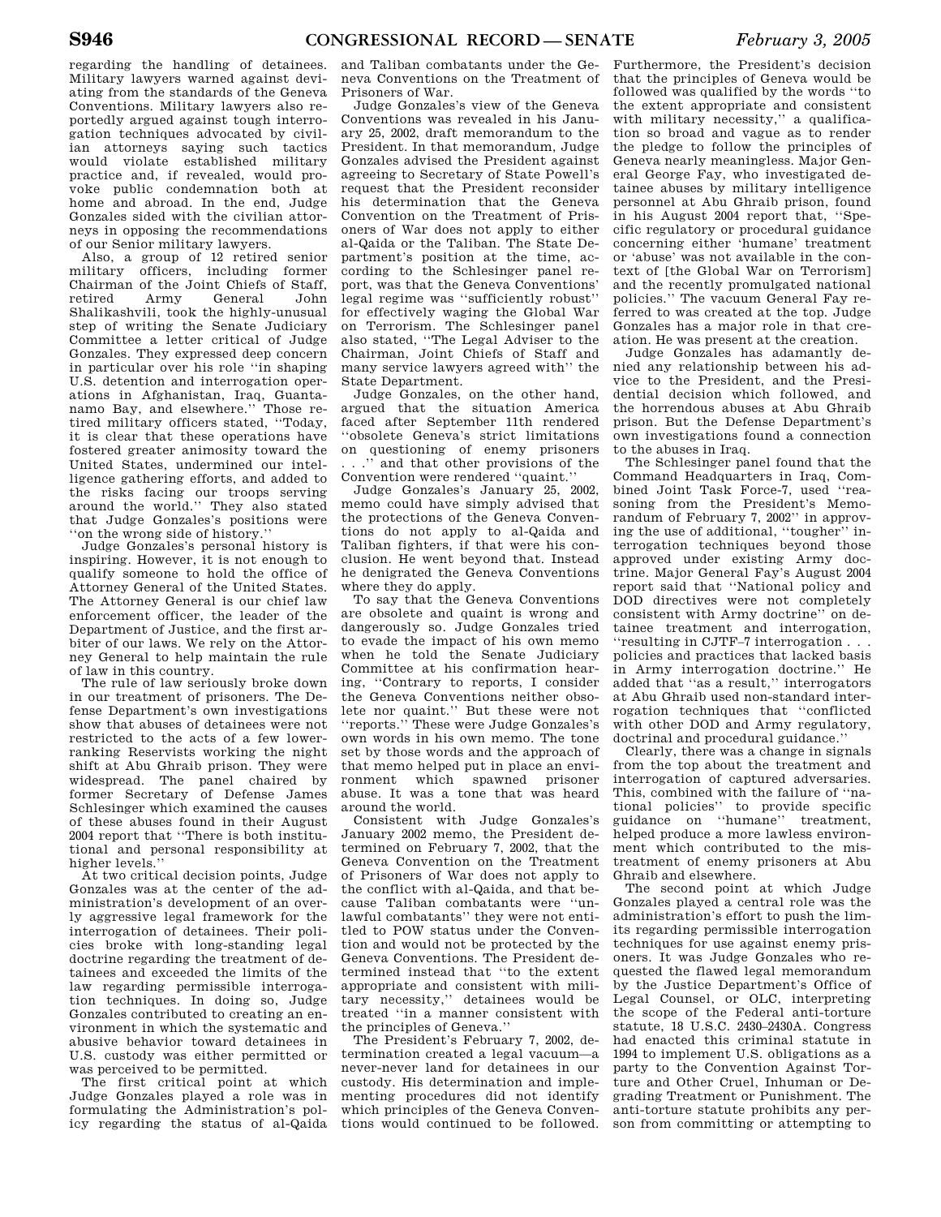regarding the handling of detainees. Military lawyers warned against deviating from the standards of the Geneva Conventions. Military lawyers also reportedly argued against tough interrogation techniques advocated by civilian attorneys saying such tactics would violate established military practice and, if revealed, would provoke public condemnation both at home and abroad. In the end, Judge Gonzales sided with the civilian attorneys in opposing the recommendations of our Senior military lawyers.

Also, a group of 12 retired senior military officers, including former Chairman of the Joint Chiefs of Staff, retired Army General John Shalikashvili, took the highly-unusual step of writing the Senate Judiciary Committee a letter critical of Judge Gonzales. They expressed deep concern in particular over his role ''in shaping U.S. detention and interrogation operations in Afghanistan, Iraq, Guantanamo Bay, and elsewhere.'' Those retired military officers stated, ''Today, it is clear that these operations have fostered greater animosity toward the United States, undermined our intelligence gathering efforts, and added to the risks facing our troops serving around the world.'' They also stated that Judge Gonzales's positions were ''on the wrong side of history.''

Judge Gonzales's personal history is inspiring. However, it is not enough to qualify someone to hold the office of Attorney General of the United States. The Attorney General is our chief law enforcement officer, the leader of the Department of Justice, and the first arbiter of our laws. We rely on the Attorney General to help maintain the rule of law in this country.

The rule of law seriously broke down in our treatment of prisoners. The Defense Department's own investigations show that abuses of detainees were not restricted to the acts of a few lower-ranking Reservists working the night shift at Abu Ghraib prison. They were widespread. The panel chaired by former Secretary of Defense James Schlesinger which examined the causes of these abuses found in their August 2004 report that ''There is both institutional and personal responsibility at higher levels.''

At two critical decision points, Judge Gonzales was at the center of the administration's development of an overly aggressive legal framework for the interrogation of detainees. Their policies broke with long-standing legal doctrine regarding the treatment of detainees and exceeded the limits of the law regarding permissible interrogation techniques. In doing so, Judge Gonzales contributed to creating an environment in which the systematic and abusive behavior toward detainees in U.S. custody was either permitted or was perceived to be permitted.

The first critical point at which Judge Gonzales played a role was in formulating the Administration's policy regarding the status of al-Qaida and Taliban combatants under the Geneva Conventions on the Treatment of Prisoners of War.

Judge Gonzales's view of the Geneva Conventions was revealed in his January 25, 2002, draft memorandum to the President. In that memorandum, Judge Gonzales advised the President against agreeing to Secretary of State Powell's request that the President reconsider his determination that the Geneva Convention on the Treatment of Prisoners of War does not apply to either al-Qaida or the Taliban. The State Department's position at the time, according to the Schlesinger panel report, was that the Geneva Conventions' legal regime was ''sufficiently robust'' for effectively waging the Global War on Terrorism. The Schlesinger panel also stated, ''The Legal Adviser to the Chairman, Joint Chiefs of Staff and many service lawyers agreed with'' the State Department.

Judge Gonzales, on the other hand, argued that the situation America faced after September 11th rendered ''obsolete Geneva's strict limitations on questioning of enemy prisoners . . .'' and that other provisions of the Convention were rendered ''quaint.''

Judge Gonzales's January 25, 2002, memo could have simply advised that the protections of the Geneva Conventions do not apply to al-Qaida and Taliban fighters, if that were his conclusion. He went beyond that. Instead he denigrated the Geneva Conventions where they do apply.

To say that the Geneva Conventions are obsolete and quaint is wrong and dangerously so. Judge Gonzales tried to evade the impact of his own memo when he told the Senate Judiciary Committee at his confirmation hearing, ''Contrary to reports, I consider the Geneva Conventions neither obsolete nor quaint.'' But these were not ''reports.'' These were Judge Gonzales's own words in his own memo. The tone set by those words and the approach of that memo helped put in place an environment which spawned prisoner abuse. It was a tone that was heard around the world.

Consistent with Judge Gonzales's January 2002 memo, the President determined on February 7, 2002, that the Geneva Convention on the Treatment of Prisoners of War does not apply to the conflict with al-Qaida, and that because Taliban combatants were ''unlawful combatants'' they were not entitled to POW status under the Convention and would not be protected by the Geneva Conventions. The President determined instead that ''to the extent appropriate and consistent with military necessity,'' detainees would be treated ''in a manner consistent with the principles of Geneva.''

The President's February 7, 2002, determination created a legal vacuum—a never-never land for detainees in our custody. His determination and implementing procedures did not identify which principles of the Geneva Conventions would continued to be followed. Furthermore, the President's decision that the principles of Geneva would be followed was qualified by the words ''to the extent appropriate and consistent with military necessity,'' a qualification so broad and vague as to render the pledge to follow the principles of Geneva nearly meaningless. Major General George Fay, who investigated detainee abuses by military intelligence personnel at Abu Ghraib prison, found in his August 2004 report that, ''Specific regulatory or procedural guidance concerning either 'humane' treatment or 'abuse' was not available in the context of [the Global War on Terrorism] and the recently promulgated national policies.'' The vacuum General Fay referred to was created at the top. Judge Gonzales has a major role in that creation. He was present at the creation.

Judge Gonzales has adamantly denied any relationship between his advice to the President, and the Presidential decision which followed, and the horrendous abuses at Abu Ghraib prison. But the Defense Department's own investigations found a connection to the abuses in Iraq.

The Schlesinger panel found that the Command Headquarters in Iraq, Combined Joint Task Force-7, used ''reasoning from the President's Memorandum of February 7, 2002'' in approving the use of additional, ''tougher'' interrogation techniques beyond those approved under existing Army doctrine. Major General Fay's August 2004 report said that ''National policy and DOD directives were not completely consistent with Army doctrine'' on detainee treatment and interrogation, ''resulting in CJTF–7 interrogation . . . policies and practices that lacked basis in Army interrogation doctrine.'' He added that ''as a result,'' interrogators at Abu Ghraib used non-standard interrogation techniques that ''conflicted with other DOD and Army regulatory, doctrinal and procedural guidance.''

Clearly, there was a change in signals from the top about the treatment and interrogation of captured adversaries. This, combined with the failure of ''national policies'' to provide specific guidance on ''humane'' treatment, helped produce a more lawless environment which contributed to the mistreatment of enemy prisoners at Abu Ghraib and elsewhere.

The second point at which Judge Gonzales played a central role was the administration's effort to push the limits regarding permissible interrogation techniques for use against enemy prisoners. It was Judge Gonzales who requested the flawed legal memorandum by the Justice Department's Office of Legal Counsel, or OLC, interpreting the scope of the Federal anti-torture statute, 18 U.S.C. 2430–2430A. Congress had enacted this criminal statute in 1994 to implement U.S. obligations as a party to the Convention Against Torture and Other Cruel, Inhuman or Degrading Treatment or Punishment. The anti-torture statute prohibits any person from committing or attempting to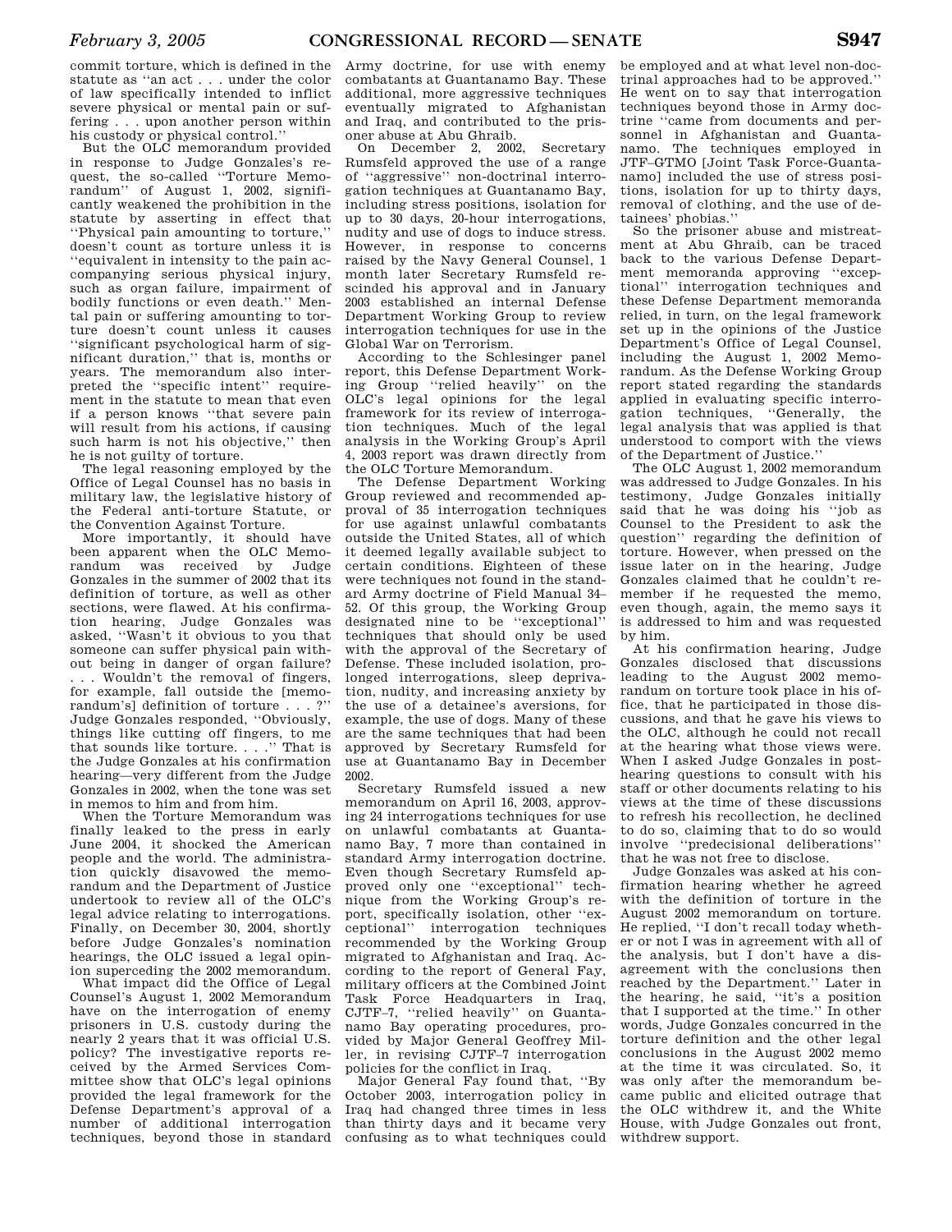commit torture, which is defined in the statute as ''an act . . . under the color of law specifically intended to inflict severe physical or mental pain or suffering . . . upon another person within his custody or physical control.''

But the OLC memorandum provided in response to Judge Gonzales's request, the so-called ''Torture Memorandum'' of August 1, 2002, significantly weakened the prohibition in the statute by asserting in effect that ''Physical pain amounting to torture,'' doesn't count as torture unless it is ''equivalent in intensity to the pain accompanying serious physical injury, such as organ failure, impairment of bodily functions or even death.'' Mental pain or suffering amounting to torture doesn't count unless it causes ''significant psychological harm of significant duration,'' that is, months or years. The memorandum also interpreted the ''specific intent'' requirement in the statute to mean that even if a person knows ''that severe pain will result from his actions, if causing such harm is not his objective,'' then he is not guilty of torture.

The legal reasoning employed by the Office of Legal Counsel has no basis in military law, the legislative history of the Federal anti-torture Statute, or the Convention Against Torture.

More importantly, it should have been apparent when the OLC Memorandum was received by Judge Gonzales in the summer of 2002 that its definition of torture, as well as other sections, were flawed. At his confirmation hearing, Judge Gonzales was asked, ''Wasn't it obvious to you that someone can suffer physical pain without being in danger of organ failure? . . . Wouldn't the removal of fingers, for example, fall outside the [memorandum's] definition of torture . . . ?'' Judge Gonzales responded, ''Obviously, things like cutting off fingers, to me that sounds like torture. . . .'' That is the Judge Gonzales at his confirmation hearing—very different from the Judge Gonzales in 2002, when the tone was set in memos to him and from him.

When the Torture Memorandum was finally leaked to the press in early June 2004, it shocked the American people and the world. The administration quickly disavowed the memorandum and the Department of Justice undertook to review all of the OLC's legal advice relating to interrogations. Finally, on December 30, 2004, shortly before Judge Gonzales's nomination hearings, the OLC issued a legal opinion superceding the 2002 memorandum.

What impact did the Office of Legal Counsel's August 1, 2002 Memorandum have on the interrogation of enemy prisoners in U.S. custody during the nearly 2 years that it was official U.S. policy? The investigative reports received by the Armed Services Committee show that OLC's legal opinions provided the legal framework for the Defense Department's approval of a number of additional interrogation techniques, beyond those in standard Army doctrine, for use with enemy combatants at Guantanamo Bay. These additional, more aggressive techniques eventually migrated to Afghanistan and Iraq, and contributed to the prisoner abuse at Abu Ghraib.

On December 2, 2002, Secretary Rumsfeld approved the use of a range of ''aggressive'' non-doctrinal interrogation techniques at Guantanamo Bay, including stress positions, isolation for up to 30 days, 20-hour interrogations, nudity and use of dogs to induce stress. However, in response to concerns raised by the Navy General Counsel, 1 month later Secretary Rumsfeld rescinded his approval and in January 2003 established an internal Defense Department Working Group to review interrogation techniques for use in the Global War on Terrorism.

According to the Schlesinger panel report, this Defense Department Working Group ''relied heavily'' on the OLC's legal opinions for the legal framework for its review of interrogation techniques. Much of the legal analysis in the Working Group's April 4, 2003 report was drawn directly from the OLC Torture Memorandum.

The Defense Department Working Group reviewed and recommended approval of 35 interrogation techniques for use against unlawful combatants outside the United States, all of which it deemed legally available subject to certain conditions. Eighteen of these were techniques not found in the standard Army doctrine of Field Manual 34–52. Of this group, the Working Group designated nine to be ''exceptional'' techniques that should only be used with the approval of the Secretary of Defense. These included isolation, prolonged interrogations, sleep deprivation, nudity, and increasing anxiety by the use of a detainee's aversions, for example, the use of dogs. Many of these are the same techniques that had been approved by Secretary Rumsfeld for use at Guantanamo Bay in December 2002.

Secretary Rumsfeld issued a new memorandum on April 16, 2003, approving 24 interrogations techniques for use on unlawful combatants at Guantanamo Bay, 7 more than contained in standard Army interrogation doctrine. Even though Secretary Rumsfeld approved only one ''exceptional'' technique from the Working Group's report, specifically isolation, other ''exceptional'' interrogation techniques recommended by the Working Group migrated to Afghanistan and Iraq. According to the report of General Fay, military officers at the Combined Joint Task Force Headquarters in Iraq, CJTF–7, ''relied heavily'' on Guantanamo Bay operating procedures, provided by Major General Geoffrey Miller, in revising CJTF–7 interrogation policies for the conflict in Iraq.

Major General Fay found that, ''By October 2003, interrogation policy in Iraq had changed three times in less than thirty days and it became very confusing as to what techniques could be employed and at what level non-doctrinal approaches had to be approved.'' He went on to say that interrogation techniques beyond those in Army doctrine ''came from documents and personnel in Afghanistan and Guantanamo. The techniques employed in JTF-GTMO [Joint Task Force-Guantanamo] included the use of stress positions, isolation for up to thirty days, removal of clothing, and the use of detainees' phobias.''

So the prisoner abuse and mistreatment at Abu Ghraib, can be traced back to the various Defense Department memoranda approving ''exceptional'' interrogation techniques and these Defense Department memoranda relied, in turn, on the legal framework set up in the opinions of the Justice Department's Office of Legal Counsel, including the August 1, 2002 Memorandum. As the Defense Working Group report stated regarding the standards applied in evaluating specific interrogation techniques, ''Generally, the legal analysis that was applied is that understood to comport with the views of the Department of Justice.''

The OLC August 1, 2002 memorandum was addressed to Judge Gonzales. In his testimony, Judge Gonzales initially said that he was doing his ''job as Counsel to the President to ask the question'' regarding the definition of torture. However, when pressed on the issue later on in the hearing, Judge Gonzales claimed that he couldn't remember if he requested the memo, even though, again, the memo says it is addressed to him and was requested by him.

At his confirmation hearing, Judge Gonzales disclosed that discussions leading to the August 2002 memorandum on torture took place in his office, that he participated in those discussions, and that he gave his views to the OLC, although he could not recall at the hearing what those views were. When I asked Judge Gonzales in post-hearing questions to consult with his staff or other documents relating to his views at the time of these discussions to refresh his recollection, he declined to do so, claiming that to do so would involve ''predecisional deliberations'' that he was not free to disclose.

Judge Gonzales was asked at his confirmation hearing whether he agreed with the definition of torture in the August 2002 memorandum on torture. He replied, ''I don't recall today whether or not I was in agreement with all of the analysis, but I don't have a disagreement with the conclusions then reached by the Department.'' Later in the hearing, he said, ''it's a position that I supported at the time.'' In other words, Judge Gonzales concurred in the torture definition and the other legal conclusions in the August 2002 memo at the time it was circulated. So, it was only after the memorandum became public and elicited outrage that the OLC withdrew it, and the White House, with Judge Gonzales out front, withdrew support.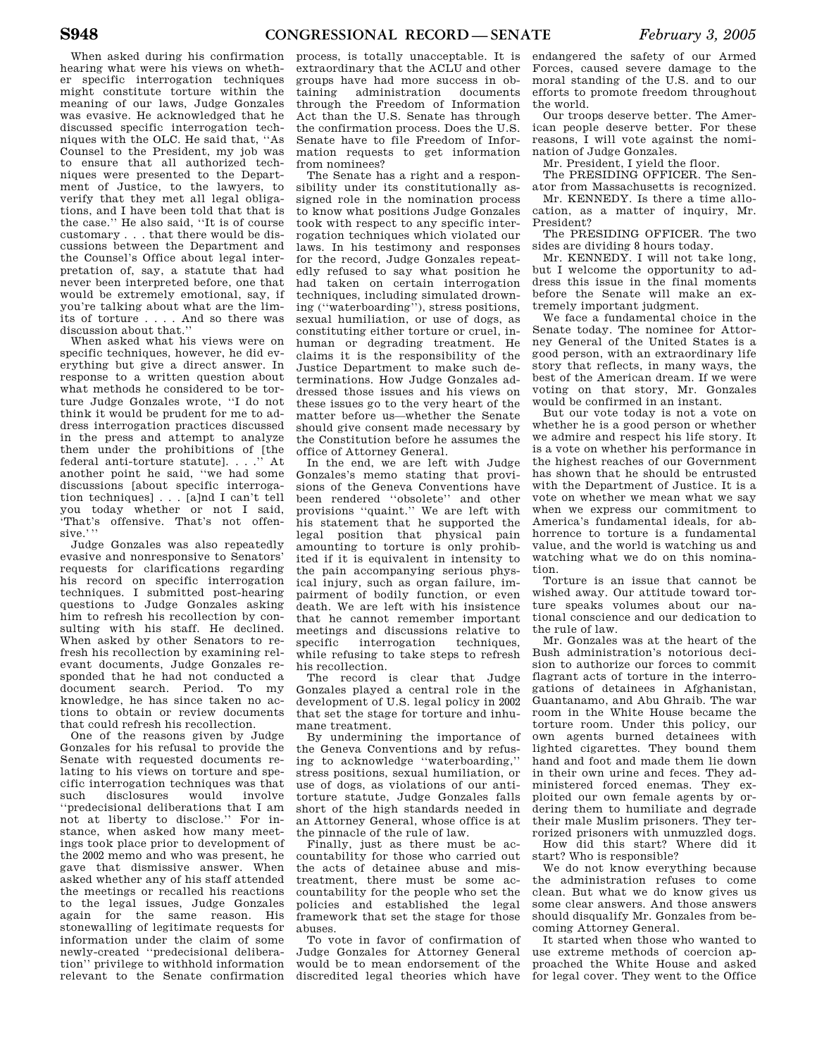When asked during his confirmation hearing what were his views on whether specific interrogation techniques might constitute torture within the meaning of our laws, Judge Gonzales was evasive. He acknowledged that he discussed specific interrogation techniques with the OLC. He said that, ''As Counsel to the President, my job was to ensure that all authorized techniques were presented to the Department of Justice, to the lawyers, to verify that they met all legal obligations, and I have been told that that is the case.'' He also said, ''It is of course customary . . . that there would be discussions between the Department and the Counsel's Office about legal interpretation of, say, a statute that had never been interpreted before, one that would be extremely emotional, say, if you're talking about what are the limits of torture . . . . And so there was discussion about that.''

When asked what his views were on specific techniques, however, he did everything but give a direct answer. In response to a written question about what methods he considered to be torture Judge Gonzales wrote, ''I do not think it would be prudent for me to address interrogation practices discussed in the press and attempt to analyze them under the prohibitions of [the federal anti-torture statute]. . . .'' At another point he said, ''we had some discussions [about specific interrogation techniques] . . . [a]nd I can't tell you today whether or not I said, 'That's offensive. That's not offensive.' ''

Judge Gonzales was also repeatedly evasive and nonresponsive to Senators' requests for clarifications regarding his record on specific interrogation techniques. I submitted post-hearing questions to Judge Gonzales asking him to refresh his recollection by consulting with his staff. He declined. When asked by other Senators to refresh his recollection by examining relevant documents, Judge Gonzales responded that he had not conducted a document search. Period. To my knowledge, he has since taken no actions to obtain or review documents that could refresh his recollection.

One of the reasons given by Judge Gonzales for his refusal to provide the Senate with requested documents relating to his views on torture and specific interrogation techniques was that such disclosures would involve ''predecisional deliberations that I am not at liberty to disclose.'' For instance, when asked how many meetings took place prior to development of the 2002 memo and who was present, he gave that dismissive answer. When asked whether any of his staff attended the meetings or recalled his reactions to the legal issues, Judge Gonzales again for the same reason. His stonewalling of legitimate requests for information under the claim of some newly-created ''predecisional deliberation'' privilege to withhold information relevant to the Senate confirmation process, is totally unacceptable. It is extraordinary that the ACLU and other groups have had more success in obtaining administration documents through the Freedom of Information Act than the U.S. Senate has through the confirmation process. Does the U.S. Senate have to file Freedom of Information requests to get information from nominees?

The Senate has a right and a responsibility under its constitutionally assigned role in the nomination process to know what positions Judge Gonzales took with respect to any specific interrogation techniques which violated our laws. In his testimony and responses for the record, Judge Gonzales repeatedly refused to say what position he had taken on certain interrogation techniques, including simulated drowning (''waterboarding''), stress positions, sexual humiliation, or use of dogs, as constituting either torture or cruel, inhuman or degrading treatment. He claims it is the responsibility of the Justice Department to make such determinations. How Judge Gonzales addressed those issues and his views on these issues go to the very heart of the matter before us—whether the Senate should give consent made necessary by the Constitution before he assumes the office of Attorney General.

In the end, we are left with Judge Gonzales's memo stating that provisions of the Geneva Conventions have been rendered ''obsolete'' and other provisions ''quaint.'' We are left with his statement that he supported the legal position that physical pain amounting to torture is only prohibited if it is equivalent in intensity to the pain accompanying serious physical injury, such as organ failure, impairment of bodily function, or even death. We are left with his insistence that he cannot remember important meetings and discussions relative to specific interrogation techniques, while refusing to take steps to refresh his recollection.

The record is clear that Judge Gonzales played a central role in the development of U.S. legal policy in 2002 that set the stage for torture and inhumane treatment.

By undermining the importance of the Geneva Conventions and by refusing to acknowledge ''waterboarding,'' stress positions, sexual humiliation, or use of dogs, as violations of our anti-torture statute, Judge Gonzales falls short of the high standards needed in an Attorney General, whose office is at the pinnacle of the rule of law.

Finally, just as there must be accountability for those who carried out the acts of detainee abuse and mistreatment, there must be some accountability for the people who set the policies and established the legal framework that set the stage for those abuses.

To vote in favor of confirmation of Judge Gonzales for Attorney General would be to mean endorsement of the discredited legal theories which have endangered the safety of our Armed Forces, caused severe damage to the moral standing of the U.S. and to our efforts to promote freedom throughout the world.

Our troops deserve better. The American people deserve better. For these reasons, I will vote against the nomination of Judge Gonzales.

Mr. President, I yield the floor.

The PRESIDING OFFICER. The Senator from Massachusetts is recognized.

Mr. KENNEDY. Is there a time allocation, as a matter of inquiry, Mr. President?

The PRESIDING OFFICER. The two sides are dividing 8 hours today.

Mr. KENNEDY. I will not take long, but I welcome the opportunity to address this issue in the final moments before the Senate will make an extremely important judgment.

We face a fundamental choice in the Senate today. The nominee for Attorney General of the United States is a good person, with an extraordinary life story that reflects, in many ways, the best of the American dream. If we were voting on that story, Mr. Gonzales would be confirmed in an instant.

But our vote today is not a vote on whether he is a good person or whether we admire and respect his life story. It is a vote on whether his performance in the highest reaches of our Government has shown that he should be entrusted with the Department of Justice. It is a vote on whether we mean what we say when we express our commitment to America's fundamental ideals, for abhorrence to torture is a fundamental value, and the world is watching us and watching what we do on this nomination.

Torture is an issue that cannot be wished away. Our attitude toward torture speaks volumes about our national conscience and our dedication to the rule of law.

Mr. Gonzales was at the heart of the Bush administration's notorious decision to authorize our forces to commit flagrant acts of torture in the interrogations of detainees in Afghanistan, Guantanamo, and Abu Ghraib. The war room in the White House became the torture room. Under this policy, our own agents burned detainees with lighted cigarettes. They bound them hand and foot and made them lie down in their own urine and feces. They administered forced enemas. They exploited our own female agents by ordering them to humiliate and degrade their male Muslim prisoners. They terrorized prisoners with unmuzzled dogs.

How did this start? Where did it start? Who is responsible?

We do not know everything because the administration refuses to come clean. But what we do know gives us some clear answers. And those answers should disqualify Mr. Gonzales from becoming Attorney General.

It started when those who wanted to use extreme methods of coercion approached the White House and asked for legal cover. They went to the Office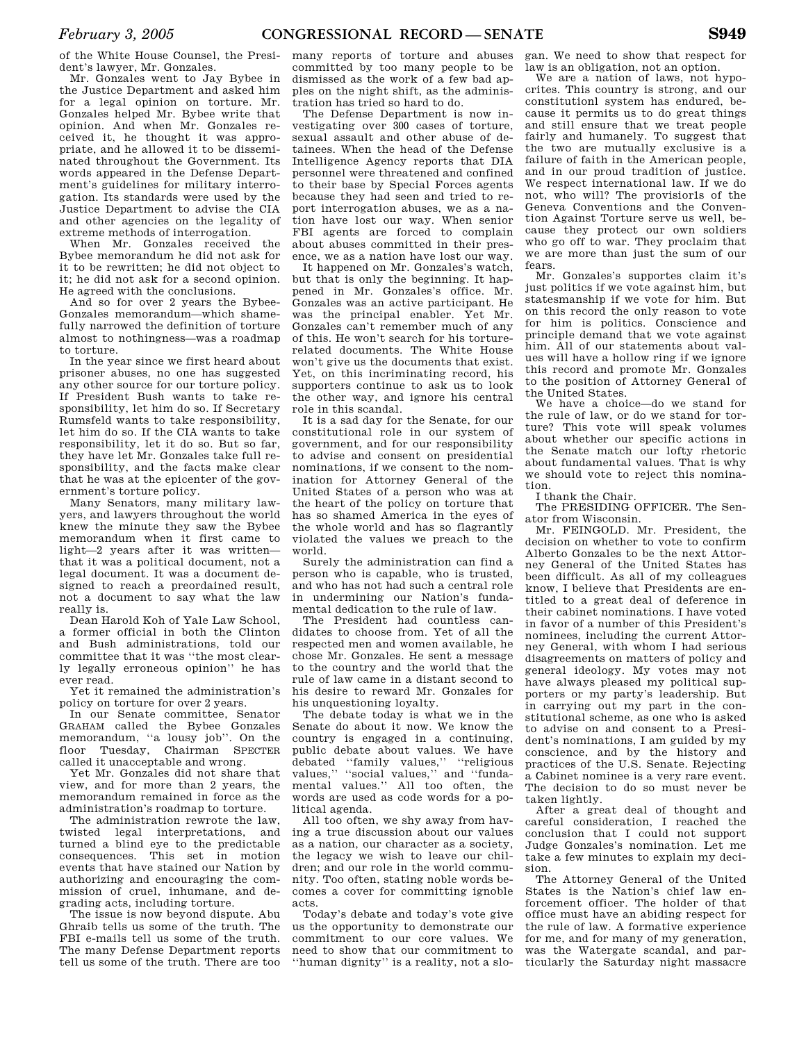of the White House Counsel, the President's lawyer, Mr. Gonzales.

Mr. Gonzales went to Jay Bybee in the Justice Department and asked him for a legal opinion on torture. Mr. Gonzales helped Mr. Bybee write that opinion. And when Mr. Gonzales received it, he thought it was appropriate, and he allowed it to be disseminated throughout the Government. Its words appeared in the Defense Department's guidelines for military interrogation. Its standards were used by the Justice Department to advise the CIA and other agencies on the legality of extreme methods of interrogation.

When Mr. Gonzales received the Bybee memorandum he did not ask for it to be rewritten; he did not object to it; he did not ask for a second opinion. He agreed with the conclusions.

And so for over 2 years the Bybee-Gonzales memorandum—which shamefully narrowed the definition of torture almost to nothingness—was a roadmap to torture.

In the year since we first heard about prisoner abuses, no one has suggested any other source for our torture policy. If President Bush wants to take responsibility, let him do so. If Secretary Rumsfeld wants to take responsibility, let him do so. If the CIA wants to take responsibility, let it do so. But so far, they have let Mr. Gonzales take full responsibility, and the facts make clear that he was at the epicenter of the government's torture policy.

Many Senators, many military lawyers, and lawyers throughout the world knew the minute they saw the Bybee memorandum when it first came to light—2 years after it was written—that it was a political document, not a legal document. It was a document designed to reach a preordained result, not a document to say what the law really is.

Dean Harold Koh of Yale Law School, a former official in both the Clinton and Bush administrations, told our committee that it was ''the most clearly legally erroneous opinion'' he has ever read.

Yet it remained the administration's policy on torture for over 2 years.

In our Senate committee, Senator GRAHAM called the Bybee Gonzales memorandum, ''a lousy job''. On the floor Tuesday, Chairman SPECTER called it unacceptable and wrong.

Yet Mr. Gonzales did not share that view, and for more than 2 years, the memorandum remained in force as the administration's roadmap to torture.

The administration rewrote the law, twisted legal interpretations, and turned a blind eye to the predictable consequences. This set in motion events that have stained our Nation by authorizing and encouraging the commission of cruel, inhumane, and degrading acts, including torture.

The issue is now beyond dispute. Abu Ghraib tells us some of the truth. The FBI e-mails tell us some of the truth. The many Defense Department reports tell us some of the truth. There are too many reports of torture and abuses committed by too many people to be dismissed as the work of a few bad apples on the night shift, as the administration has tried so hard to do.

The Defense Department is now investigating over 300 cases of torture, sexual assault and other abuse of detainees. When the head of the Defense Intelligence Agency reports that DIA personnel were threatened and confined to their base by Special Forces agents because they had seen and tried to report interrogation abuses, we as a nation have lost our way. When senior FBI agents are forced to complain about abuses committed in their presence, we as a nation have lost our way.

It happened on Mr. Gonzales's watch, but that is only the beginning. It happened in Mr. Gonzales's office. Mr. Gonzales was an active participant. He was the principal enabler. Yet Mr. Gonzales can't remember much of any of this. He won't search for his torture-related documents. The White House won't give us the documents that exist. Yet, on this incriminating record, his supporters continue to ask us to look the other way, and ignore his central role in this scandal.

It is a sad day for the Senate, for our constitutional role in our system of government, and for our responsibility to advise and consent on presidential nominations, if we consent to the nomination for Attorney General of the United States of a person who was at the heart of the policy on torture that has so shamed America in the eyes of the whole world and has so flagrantly violated the values we preach to the world.

Surely the administration can find a person who is capable, who is trusted, and who has not had such a central role in undermining our Nation's fundamental dedication to the rule of law.

The President had countless candidates to choose from. Yet of all the respected men and women available, he chose Mr. Gonzales. He sent a message to the country and the world that the rule of law came in a distant second to his desire to reward Mr. Gonzales for his unquestioning loyalty.

The debate today is what we in the Senate do about it now. We know the country is engaged in a continuing, public debate about values. We have debated ''family values,'' ''religious values,'' ''social values,'' and ''fundamental values.'' All too often, the words are used as code words for a political agenda.

All too often, we shy away from having a true discussion about our values as a nation, our character as a society, the legacy we wish to leave our children; and our role in the world community. Too often, stating noble words becomes a cover for committing ignoble acts.

Today's debate and today's vote give us the opportunity to demonstrate our commitment to our core values. We need to show that our commitment to ''human dignity'' is a reality, not a slogan. We need to show that respect for law is an obligation, not an option.

We are a nation of laws, not hypocrites. This country is strong, and our constitutionl system has endured, because it permits us to do great things and still ensure that we treat people fairly and humanely. To suggest that the two are mutually exclusive is a failure of faith in the American people, and in our proud tradition of justice. We respect international law. If we do not, who will? The provisiorls of the Geneva Conventions and the Convention Against Torture serve us well, because they protect our own soldiers who go off to war. They proclaim that we are more than just the sum of our fears.

Mr. Gonzales's supportes claim it's just politics if we vote against him, but statesmanship if we vote for him. But on this record the only reason to vote for him is politics. Conscience and principle demand that we vote against him. All of our statements about values will have a hollow ring if we ignore this record and promote Mr. Gonzales to the position of Attorney General of the United States.

We have a choice—do we stand for the rule of law, or do we stand for torture? This vote will speak volumes about whether our specific actions in the Senate match our lofty rhetoric about fundamental values. That is why we should vote to reject this nomination.

I thank the Chair.

The PRESIDING OFFICER. The Senator from Wisconsin.

Mr. FEINGOLD. Mr. President, the decision on whether to vote to confirm Alberto Gonzales to be the next Attorney General of the United States has been difficult. As all of my colleagues know, I believe that Presidents are entitled to a great deal of deference in their cabinet nominations. I have voted in favor of a number of this President's nominees, including the current Attorney General, with whom I had serious disagreements on matters of policy and general ideology. My votes may not have always pleased my political supporters or my party's leadership. But in carrying out my part in the constitutional scheme, as one who is asked to advise on and consent to a President's nominations, I am guided by my conscience, and by the history and practices of the U.S. Senate. Rejecting a Cabinet nominee is a very rare event. The decision to do so must never be taken lightly.

After a great deal of thought and careful consideration, I reached the conclusion that I could not support Judge Gonzales's nomination. Let me take a few minutes to explain my decision.

The Attorney General of the United States is the Nation's chief law enforcement officer. The holder of that office must have an abiding respect for the rule of law. A formative experience for me, and for many of my generation, was the Watergate scandal, and particularly the Saturday night massacre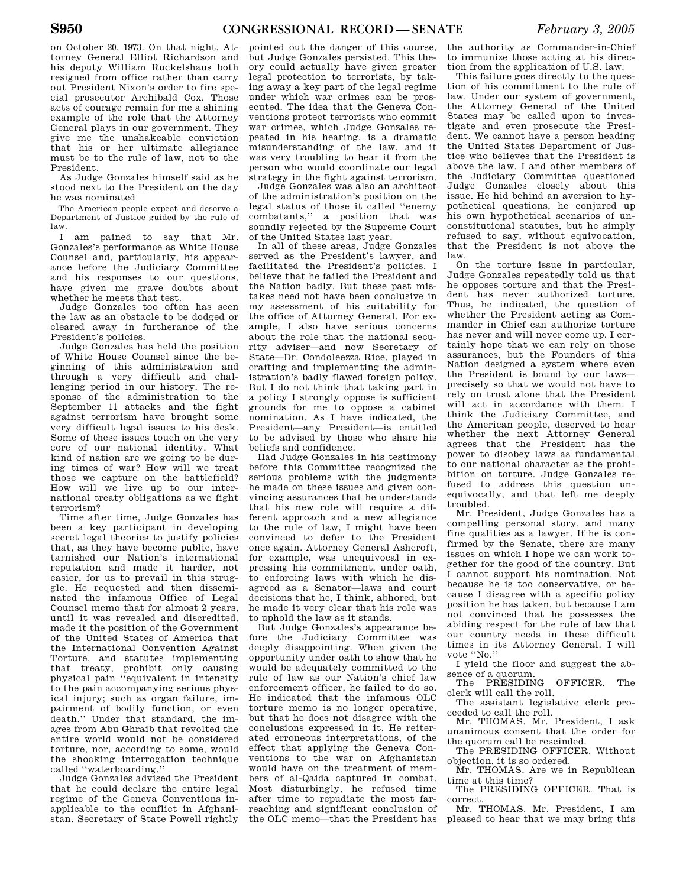on October 20, 1973. On that night, Attorney General Elliot Richardson and his deputy William Ruckelshaus both resigned from office rather than carry out President Nixon's order to fire special prosecutor Archibald Cox. Those acts of courage remain for me a shining example of the role that the Attorney General plays in our government. They give me the unshakeable conviction that his or her ultimate allegiance must be to the rule of law, not to the President.

As Judge Gonzales himself said as he stood next to the President on the day he was nominated

> The American people expect and deserve a Department of Justice guided by the rule of law.

I am pained to say that Mr. Gonzales's performance as White House Counsel and, particularly, his appearance before the Judiciary Committee and his responses to our questions, have given me grave doubts about whether he meets that test.

Judge Gonzales too often has seen the law as an obstacle to be dodged or cleared away in furtherance of the President's policies.

Judge Gonzales has held the position of White House Counsel since the beginning of this administration and through a very difficult and challenging period in our history. The response of the administration to the September 11 attacks and the fight against terrorism have brought some very difficult legal issues to his desk. Some of these issues touch on the very core of our national identity. What kind of nation are we going to be during times of war? How will we treat those we capture on the battlefield? How will we live up to our international treaty obligations as we fight terrorism?

Time after time, Judge Gonzales has been a key participant in developing secret legal theories to justify policies that, as they have become public, have tarnished our Nation's international reputation and made it harder, not easier, for us to prevail in this struggle. He requested and then disseminated the infamous Office of Legal Counsel memo that for almost 2 years, until it was revealed and discredited, made it the position of the Government of the United States of America that the International Convention Against Torture, and statutes implementing that treaty, prohibit only causing physical pain "equivalent in intensity to the pain accompanying serious physical injury; such as organ failure, impairment of bodily function, or even death." Under that standard, the images from Abu Ghraib that revolted the entire world would not be considered torture, nor, according to some, would the shocking interrogation technique called "waterboarding."

Judge Gonzales advised the President that he could declare the entire legal regime of the Geneva Conventions inapplicable to the conflict in Afghanistan. Secretary of State Powell rightly pointed out the danger of this course, but Judge Gonzales persisted. This theory could actually have given greater legal protection to terrorists, by taking away a key part of the legal regime under which war crimes can be prosecuted. The idea that the Geneva Conventions protect terrorists who commit war crimes, which Judge Gonzales repeated in his hearing, is a dramatic misunderstanding of the law, and it was very troubling to hear it from the person who would coordinate our legal strategy in the fight against terrorism.

Judge Gonzales was also an architect of the administration's position on the legal status of those it called "enemy combatants," a position that was soundly rejected by the Supreme Court of the United States last year.

In all of these areas, Judge Gonzales served as the President's lawyer, and facilitated the President's policies. I believe that he failed the President and the Nation badly. But these past mistakes need not have been conclusive in my assessment of his suitability for the office of Attorney General. For example, I also have serious concerns about the role that the national security adviser—and now Secretary of State—Dr. Condoleezza Rice, played in crafting and implementing the administration's badly flawed foreign policy. But I do not think that taking part in a policy I strongly oppose is sufficient grounds for me to oppose a cabinet nomination. As I have indicated, the President—any President—is entitled to be advised by those who share his beliefs and confidence.

Had Judge Gonzales in his testimony before this Committee recognized the serious problems with the judgments he made on these issues and given convincing assurances that he understands that his new role will require a different approach and a new allegiance to the rule of law, I might have been convinced to defer to the President once again. Attorney General Ashcroft, for example, was unequivocal in expressing his commitment, under oath, to enforcing laws with which he disagreed as a Senator—laws and court decisions that he, I think, abhored, but he made it very clear that his role was to uphold the law as it stands.

But Judge Gonzales's appearance before the Judiciary Committee was deeply disappointing. When given the opportunity under oath to show that he would be adequately committed to the rule of law as our Nation's chief law enforcement officer, he failed to do so. He indicated that the infamous OLC torture memo is no longer operative, but that he does not disagree with the conclusions expressed in it. He reiterated erroneous interpretations, of the effect that applying the Geneva Conventions to the war on Afghanistan would have on the treatment of members of al-Qaida captured in combat. Most disturbingly, he refused time after time to repudiate the most far-reaching and significant conclusion of the OLC memo—that the President has the authority as Commander-in-Chief to immunize those acting at his direction from the application of U.S. law.

This failure goes directly to the question of his commitment to the rule of law. Under our system of government, the Attorney General of the United States may be called upon to investigate and even prosecute the President. We cannot have a person heading the United States Department of Justice who believes that the President is above the law. I and other members of the Judiciary Committee questioned Judge Gonzales closely about this issue. He hid behind an aversion to hypothetical questions, he conjured up his own hypothetical scenarios of unconstitutional statutes, but he simply refused to say, without equivocation, that the President is not above the law.

On the torture issue in particular, Judge Gonzales repeatedly told us that he opposes torture and that the President has never authorized torture. Thus, he indicated, the question of whether the President acting as Commander in Chief can authorize torture has never and will never come up. I certainly hope that we can rely on those assurances, but the Founders of this Nation designed a system where even the President is bound by our laws—precisely so that we would not have to rely on trust alone that the President will act in accordance with them. I think the Judiciary Committee, and the American people, deserved to hear whether the next Attorney General agrees that the President has the power to disobey laws as fundamental to our national character as the prohibition on torture. Judge Gonzales refused to address this question unequivocally, and that left me deeply troubled.

Mr. President, Judge Gonzales has a compelling personal story, and many fine qualities as a lawyer. If he is confirmed by the Senate, there are many issues on which I hope we can work together for the good of the country. But I cannot support his nomination. Not because he is too conservative, or because I disagree with a specific policy position he has taken, but because I am not convinced that he possesses the abiding respect for the rule of law that our country needs in these difficult times in its Attorney General. I will vote "No."

I yield the floor and suggest the absence of a quorum.

The PRESIDING OFFICER. The clerk will call the roll.

The assistant legislative clerk proceeded to call the roll.

Mr. THOMAS. Mr. President, I ask unanimous consent that the order for the quorum call be rescinded.

The PRESIDING OFFICER. Without objection, it is so ordered.

Mr. THOMAS. Are we in Republican time at this time?

The PRESIDING OFFICER. That is correct.

Mr. THOMAS. Mr. President, I am pleased to hear that we may bring this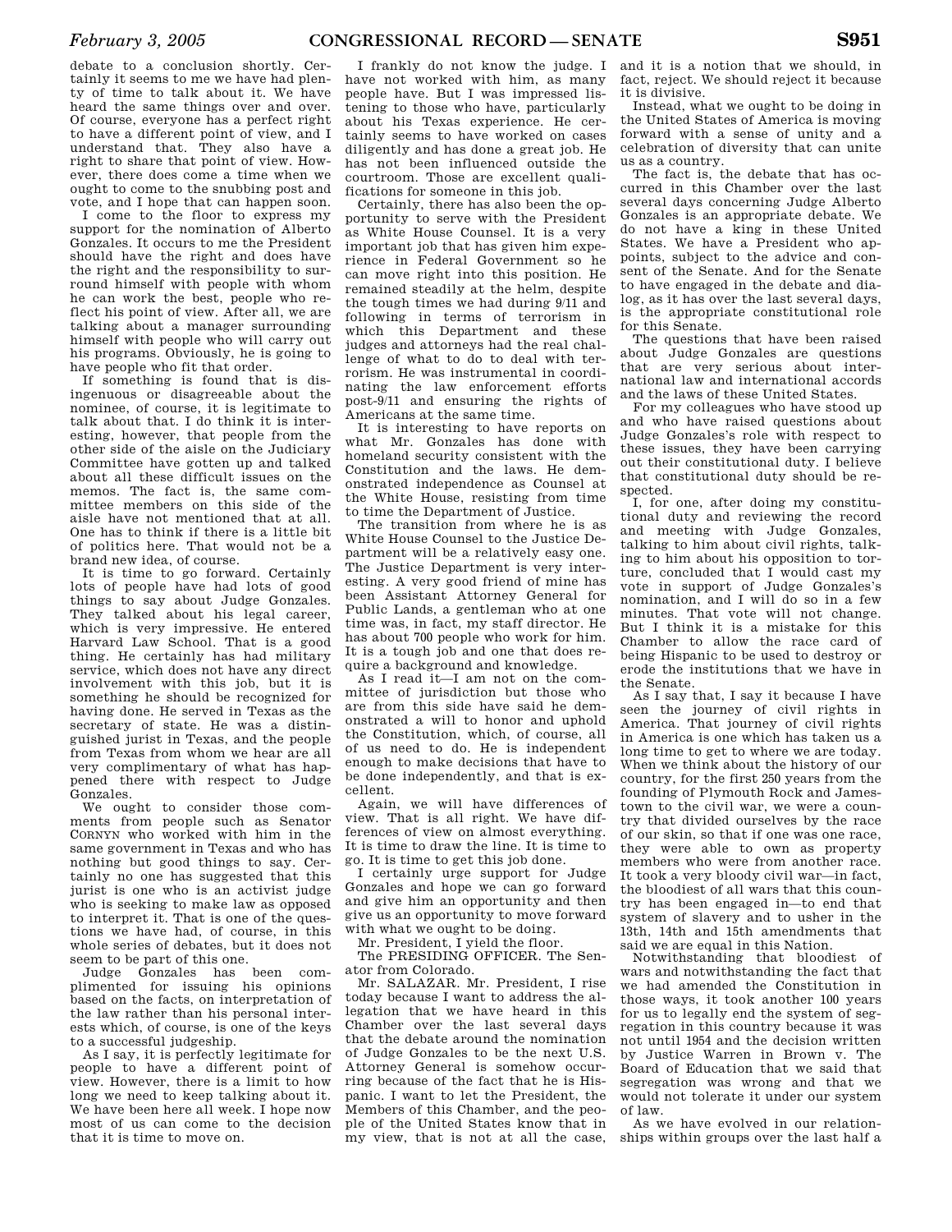debate to a conclusion shortly. Certainly it seems to me we have had plenty of time to talk about it. We have heard the same things over and over. Of course, everyone has a perfect right to have a different point of view, and I understand that. They also have a right to share that point of view. However, there does come a time when we ought to come to the snubbing post and vote, and I hope that can happen soon.

I come to the floor to express my support for the nomination of Alberto Gonzales. It occurs to me the President should have the right and does have the right and the responsibility to surround himself with people with whom he can work the best, people who reflect his point of view. After all, we are talking about a manager surrounding himself with people who will carry out his programs. Obviously, he is going to have people who fit that order.

If something is found that is disingenuous or disagreeable about the nominee, of course, it is legitimate to talk about that. I do think it is interesting, however, that people from the other side of the aisle on the Judiciary Committee have gotten up and talked about all these difficult issues on the memos. The fact is, the same committee members on this side of the aisle have not mentioned that at all. One has to think if there is a little bit of politics here. That would not be a brand new idea, of course.

It is time to go forward. Certainly lots of people have had lots of good things to say about Judge Gonzales. They talked about his legal career, which is very impressive. He entered Harvard Law School. That is a good thing. He certainly has had military service, which does not have any direct involvement with this job, but it is something he should be recognized for having done. He served in Texas as the secretary of state. He was a distinguished jurist in Texas, and the people from Texas from whom we hear are all very complimentary of what has happened there with respect to Judge Gonzales.

We ought to consider those comments from people such as Senator CORNYN who worked with him in the same government in Texas and who has nothing but good things to say. Certainly no one has suggested that this jurist is one who is an activist judge who is seeking to make law as opposed to interpret it. That is one of the questions we have had, of course, in this whole series of debates, but it does not seem to be part of this one.

Judge Gonzales has been complimented for issuing his opinions based on the facts, on interpretation of the law rather than his personal interests which, of course, is one of the keys to a successful judgeship.

As I say, it is perfectly legitimate for people to have a different point of view. However, there is a limit to how long we need to keep talking about it. We have been here all week. I hope now most of us can come to the decision that it is time to move on.

I frankly do not know the judge. I have not worked with him, as many people have. But I was impressed listening to those who have, particularly about his Texas experience. He certainly seems to have worked on cases diligently and has done a great job. He has not been influenced outside the courtroom. Those are excellent qualifications for someone in this job.

Certainly, there has also been the opportunity to serve with the President as White House Counsel. It is a very important job that has given him experience in Federal Government so he can move right into this position. He remained steadily at the helm, despite the tough times we had during 9/11 and following in terms of terrorism in which this Department and these judges and attorneys had the real challenge of what to do to deal with terrorism. He was instrumental in coordinating the law enforcement efforts post-9/11 and ensuring the rights of Americans at the same time.

It is interesting to have reports on what Mr. Gonzales has done with homeland security consistent with the Constitution and the laws. He demonstrated independence as Counsel at the White House, resisting from time to time the Department of Justice.

The transition from where he is as White House Counsel to the Justice Department will be a relatively easy one. The Justice Department is very interesting. A very good friend of mine has been Assistant Attorney General for Public Lands, a gentleman who at one time was, in fact, my staff director. He has about 700 people who work for him. It is a tough job and one that does require a background and knowledge.

As I read it—I am not on the committee of jurisdiction but those who are from this side have said he demonstrated a will to honor and uphold the Constitution, which, of course, all of us need to do. He is independent enough to make decisions that have to be done independently, and that is excellent.

Again, we will have differences of view. That is all right. We have differences of view on almost everything. It is time to draw the line. It is time to go. It is time to get this job done.

I certainly urge support for Judge Gonzales and hope we can go forward and give him an opportunity and then give us an opportunity to move forward with what we ought to be doing.

Mr. President, I yield the floor.

The PRESIDING OFFICER. The Senator from Colorado.

Mr. SALAZAR. Mr. President, I rise today because I want to address the allegation that we have heard in this Chamber over the last several days that the debate around the nomination of Judge Gonzales to be the next U.S. Attorney General is somehow occurring because of the fact that he is Hispanic. I want to let the President, the Members of this Chamber, and the people of the United States know that in my view, that is not at all the case, and it is a notion that we should, in fact, reject. We should reject it because it is divisive.

Instead, what we ought to be doing in the United States of America is moving forward with a sense of unity and a celebration of diversity that can unite us as a country.

The fact is, the debate that has occurred in this Chamber over the last several days concerning Judge Alberto Gonzales is an appropriate debate. We do not have a king in these United States. We have a President who appoints, subject to the advice and consent of the Senate. And for the Senate to have engaged in the debate and dialog, as it has over the last several days, is the appropriate constitutional role for this Senate.

The questions that have been raised about Judge Gonzales are questions that are very serious about international law and international accords and the laws of these United States.

For my colleagues who have stood up and who have raised questions about Judge Gonzales's role with respect to these issues, they have been carrying out their constitutional duty. I believe that constitutional duty should be respected.

I, for one, after doing my constitutional duty and reviewing the record and meeting with Judge Gonzales, talking to him about civil rights, talking to him about his opposition to torture, concluded that I would cast my vote in support of Judge Gonzales's nomination, and I will do so in a few minutes. That vote will not change. But I think it is a mistake for this Chamber to allow the race card of being Hispanic to be used to destroy or erode the institutions that we have in the Senate.

As I say that, I say it because I have seen the journey of civil rights in America. That journey of civil rights in America is one which has taken us a long time to get to where we are today. When we think about the history of our country, for the first 250 years from the founding of Plymouth Rock and Jamestown to the civil war, we were a country that divided ourselves by the race of our skin, so that if one was one race, they were able to own as property members who were from another race. It took a very bloody civil war—in fact, the bloodiest of all wars that this country has been engaged in—to end that system of slavery and to usher in the 13th, 14th and 15th amendments that said we are equal in this Nation.

Notwithstanding that bloodiest of wars and notwithstanding the fact that we had amended the Constitution in those ways, it took another 100 years for us to legally end the system of segregation in this country because it was not until 1954 and the decision written by Justice Warren in Brown v. The Board of Education that we said that segregation was wrong and that we would not tolerate it under our system of law.

As we have evolved in our relationships within groups over the last half a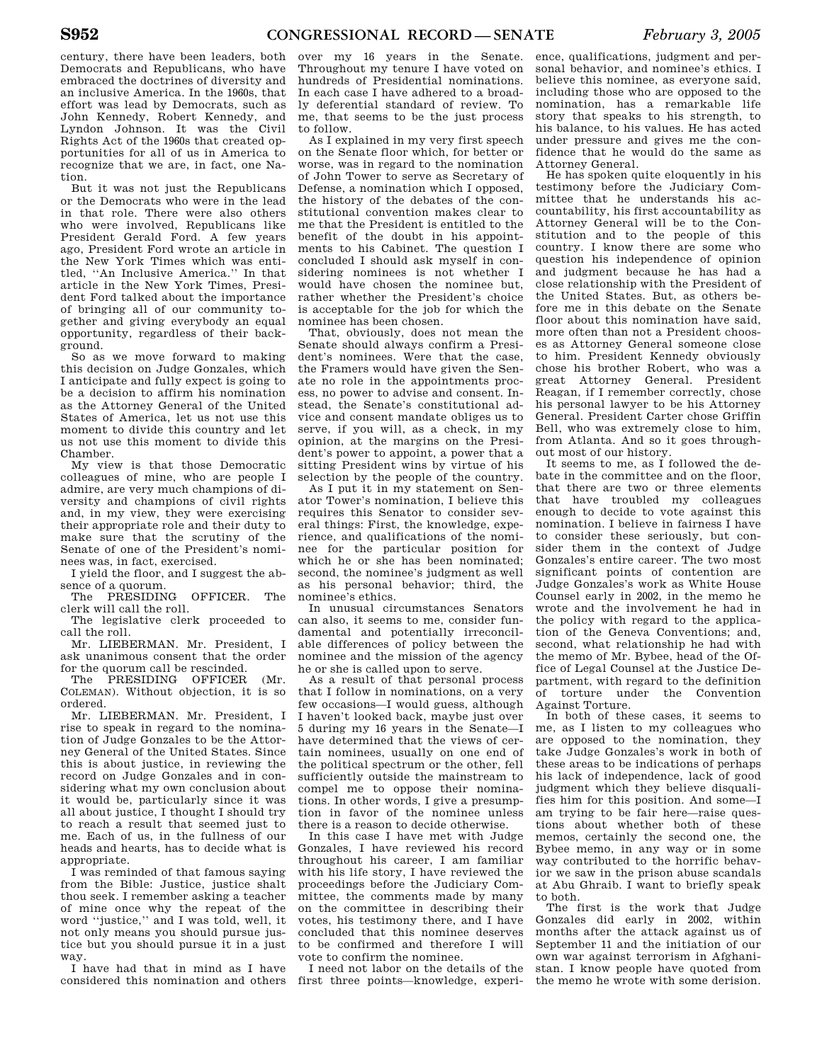century, there have been leaders, both Democrats and Republicans, who have embraced the doctrines of diversity and an inclusive America. In the 1960s, that effort was lead by Democrats, such as John Kennedy, Robert Kennedy, and Lyndon Johnson. It was the Civil Rights Act of the 1960s that created opportunities for all of us in America to recognize that we are, in fact, one Nation.

But it was not just the Republicans or the Democrats who were in the lead in that role. There were also others who were involved, Republicans like President Gerald Ford. A few years ago, President Ford wrote an article in the New York Times which was entitled, ''An Inclusive America.'' In that article in the New York Times, President Ford talked about the importance of bringing all of our community together and giving everybody an equal opportunity, regardless of their background.

So as we move forward to making this decision on Judge Gonzales, which I anticipate and fully expect is going to be a decision to affirm his nomination as the Attorney General of the United States of America, let us not use this moment to divide this country and let us not use this moment to divide this Chamber.

My view is that those Democratic colleagues of mine, who are people I admire, are very much champions of diversity and champions of civil rights and, in my view, they were exercising their appropriate role and their duty to make sure that the scrutiny of the Senate of one of the President's nominees was, in fact, exercised.

I yield the floor, and I suggest the absence of a quorum.

The PRESIDING OFFICER. The clerk will call the roll.

The legislative clerk proceeded to call the roll.

Mr. LIEBERMAN. Mr. President, I ask unanimous consent that the order for the quorum call be rescinded.

The PRESIDING OFFICER (Mr. COLEMAN). Without objection, it is so ordered.

Mr. LIEBERMAN. Mr. President, I rise to speak in regard to the nomination of Judge Gonzales to be the Attorney General of the United States. Since this is about justice, in reviewing the record on Judge Gonzales and in considering what my own conclusion about it would be, particularly since it was all about justice, I thought I should try to reach a result that seemed just to me. Each of us, in the fullness of our heads and hearts, has to decide what is appropriate.

I was reminded of that famous saying from the Bible: Justice, justice shalt thou seek. I remember asking a teacher of mine once why the repeat of the word ''justice,'' and I was told, well, it not only means you should pursue justice but you should pursue it in a just way.

I have had that in mind as I have considered this nomination and others over my 16 years in the Senate. Throughout my tenure I have voted on hundreds of Presidential nominations. In each case I have adhered to a broadly deferential standard of review. To me, that seems to be the just process to follow.

As I explained in my very first speech on the Senate floor which, for better or worse, was in regard to the nomination of John Tower to serve as Secretary of Defense, a nomination which I opposed, the history of the debates of the constitutional convention makes clear to me that the President is entitled to the benefit of the doubt in his appointments to his Cabinet. The question I concluded I should ask myself in considering nominees is not whether I would have chosen the nominee but, rather whether the President's choice is acceptable for the job for which the nominee has been chosen.

That, obviously, does not mean the Senate should always confirm a President's nominees. Were that the case, the Framers would have given the Senate no role in the appointments process, no power to advise and consent. Instead, the Senate's constitutional advice and consent mandate obliges us to serve, if you will, as a check, in my opinion, at the margins on the President's power to appoint, a power that a sitting President wins by virtue of his selection by the people of the country.

As I put it in my statement on Senator Tower's nomination, I believe this requires this Senator to consider several things: First, the knowledge, experience, and qualifications of the nominee for the particular position for which he or she has been nominated; second, the nominee's judgment as well as his personal behavior; third, the nominee's ethics.

In unusual circumstances Senators can also, it seems to me, consider fundamental and potentially irreconcilable differences of policy between the nominee and the mission of the agency he or she is called upon to serve.

As a result of that personal process that I follow in nominations, on a very few occasions—I would guess, although I haven't looked back, maybe just over 5 during my 16 years in the Senate—I have determined that the views of certain nominees, usually on one end of the political spectrum or the other, fell sufficiently outside the mainstream to compel me to oppose their nominations. In other words, I give a presumption in favor of the nominee unless there is a reason to decide otherwise.

In this case I have met with Judge Gonzales, I have reviewed his record throughout his career, I am familiar with his life story, I have reviewed the proceedings before the Judiciary Committee, the comments made by many on the committee in describing their votes, his testimony there, and I have concluded that this nominee deserves to be confirmed and therefore I will vote to confirm the nominee.

I need not labor on the details of the first three points—knowledge, experience, qualifications, judgment and personal behavior, and nominee's ethics. I believe this nominee, as everyone said, including those who are opposed to the nomination, has a remarkable life story that speaks to his strength, to his balance, to his values. He has acted under pressure and gives me the confidence that he would do the same as Attorney General.

He has spoken quite eloquently in his testimony before the Judiciary Committee that he understands his accountability, his first accountability as Attorney General will be to the Constitution and to the people of this country. I know there are some who question his independence of opinion and judgment because he has had a close relationship with the President of the United States. But, as others before me in this debate on the Senate floor about this nomination have said, more often than not a President chooses as Attorney General someone close to him. President Kennedy obviously chose his brother Robert, who was a great Attorney General. President Reagan, if I remember correctly, chose his personal lawyer to be his Attorney General. President Carter chose Griffin Bell, who was extremely close to him, from Atlanta. And so it goes throughout most of our history.

It seems to me, as I followed the debate in the committee and on the floor, that there are two or three elements that have troubled my colleagues enough to decide to vote against this nomination. I believe in fairness I have to consider these seriously, but consider them in the context of Judge Gonzales's entire career. The two most significant points of contention are Judge Gonzales's work as White House Counsel early in 2002, in the memo he wrote and the involvement he had in the policy with regard to the application of the Geneva Conventions; and, second, what relationship he had with the memo of Mr. Bybee, head of the Office of Legal Counsel at the Justice Department, with regard to the definition of torture under the Convention Against Torture.

In both of these cases, it seems to me, as I listen to my colleagues who are opposed to the nomination, they take Judge Gonzales's work in both of these areas to be indications of perhaps his lack of independence, lack of good judgment which they believe disqualifies him for this position. And some—I am trying to be fair here—raise questions about whether both of these memos, certainly the second one, the Bybee memo, in any way or in some way contributed to the horrific behavior we saw in the prison abuse scandals at Abu Ghraib. I want to briefly speak to both.

The first is the work that Judge Gonzales did early in 2002, within months after the attack against us of September 11 and the initiation of our own war against terrorism in Afghanistan. I know people have quoted from the memo he wrote with some derision.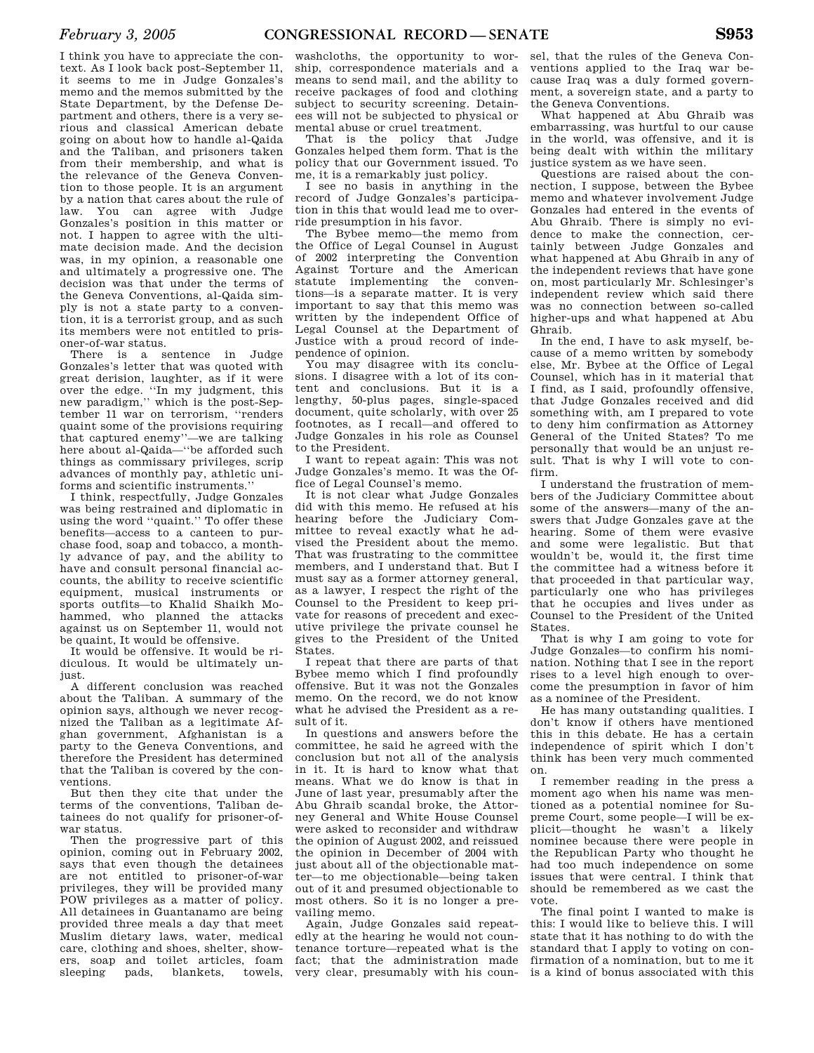I think you have to appreciate the context. As I look back post-September 11, it seems to me in Judge Gonzales's memo and the memos submitted by the State Department, by the Defense Department and others, there is a very serious and classical American debate going on about how to handle al-Qaida and the Taliban, and prisoners taken from their membership, and what is the relevance of the Geneva Convention to those people. It is an argument by a nation that cares about the rule of law. You can agree with Judge Gonzales's position in this matter or not. I happen to agree with the ultimate decision made. And the decision was, in my opinion, a reasonable one and ultimately a progressive one. The decision was that under the terms of the Geneva Conventions, al-Qaida simply is not a state party to a convention, it is a terrorist group, and as such its members were not entitled to prisoner-of-war status.

There is a sentence in Judge Gonzales's letter that was quoted with great derision, laughter, as if it were over the edge. ''In my judgment, this new paradigm,'' which is the post-September 11 war on terrorism, ''renders quaint some of the provisions requiring that captured enemy''—we are talking here about al-Qaida—''be afforded such things as commissary privileges, scrip advances of monthly pay, athletic uniforms and scientific instruments.''

I think, respectfully, Judge Gonzales was being restrained and diplomatic in using the word ''quaint.'' To offer these benefits—access to a canteen to purchase food, soap and tobacco, a monthly advance of pay, and the ability to have and consult personal financial accounts, the ability to receive scientific equipment, musical instruments or sports outfits—to Khalid Shaikh Mohammed, who planned the attacks against us on September 11, would not be quaint, It would be offensive.

It would be offensive. It would be ridiculous. It would be ultimately unjust.

A different conclusion was reached about the Taliban. A summary of the opinion says, although we never recognized the Taliban as a legitimate Afghan government, Afghanistan is a party to the Geneva Conventions, and therefore the President has determined that the Taliban is covered by the conventions.

But then they cite that under the terms of the conventions, Taliban detainees do not qualify for prisoner-of-war status.

Then the progressive part of this opinion, coming out in February 2002, says that even though the detainees are not entitled to prisoner-of-war privileges, they will be provided many POW privileges as a matter of policy. All detainees in Guantanamo are being provided three meals a day that meet Muslim dietary laws, water, medical care, clothing and shoes, shelter, showers, soap and toilet articles, foam sleeping pads, blankets, towels, washcloths, the opportunity to worship, correspondence materials and a means to send mail, and the ability to receive packages of food and clothing subject to security screening. Detainees will not be subjected to physical or mental abuse or cruel treatment.

That is the policy that Judge Gonzales helped them form. That is the policy that our Government issued. To me, it is a remarkably just policy.

I see no basis in anything in the record of Judge Gonzales's participation in this that would lead me to override presumption in his favor.

The Bybee memo—the memo from the Office of Legal Counsel in August of 2002 interpreting the Convention Against Torture and the American statute implementing the conventions—is a separate matter. It is very important to say that this memo was written by the independent Office of Legal Counsel at the Department of Justice with a proud record of independence of opinion.

You may disagree with its conclusions. I disagree with a lot of its content and conclusions. But it is a lengthy, 50-plus pages, single-spaced document, quite scholarly, with over 25 footnotes, as I recall—and offered to Judge Gonzales in his role as Counsel to the President.

I want to repeat again: This was not Judge Gonzales's memo. It was the Office of Legal Counsel's memo.

It is not clear what Judge Gonzales did with this memo. He refused at his hearing before the Judiciary Committee to reveal exactly what he advised the President about the memo. That was frustrating to the committee members, and I understand that. But I must say as a former attorney general, as a lawyer, I respect the right of the Counsel to the President to keep private for reasons of precedent and executive privilege the private counsel he gives to the President of the United States.

I repeat that there are parts of that Bybee memo which I find profoundly offensive. But it was not the Gonzales memo. On the record, we do not know what he advised the President as a result of it.

In questions and answers before the committee, he said he agreed with the conclusion but not all of the analysis in it. It is hard to know what that means. What we do know is that in June of last year, presumably after the Abu Ghraib scandal broke, the Attorney General and White House Counsel were asked to reconsider and withdraw the opinion of August 2002, and reissued the opinion in December of 2004 with just about all of the objectionable matter—to me objectionable—being taken out of it and presumed objectionable to most others. So it is no longer a prevailing memo.

Again, Judge Gonzales said repeatedly at the hearing he would not countenance torture—repeated what is the fact; that the administration made very clear, presumably with his counsel, that the rules of the Geneva Conventions applied to the Iraq war because Iraq was a duly formed government, a sovereign state, and a party to the Geneva Conventions.

What happened at Abu Ghraib was embarrassing, was hurtful to our cause in the world, was offensive, and it is being dealt with within the military justice system as we have seen.

Questions are raised about the connection, I suppose, between the Bybee memo and whatever involvement Judge Gonzales had entered in the events of Abu Ghraib. There is simply no evidence to make the connection, certainly between Judge Gonzales and what happened at Abu Ghraib in any of the independent reviews that have gone on, most particularly Mr. Schlesinger's independent review which said there was no connection between so-called higher-ups and what happened at Abu Ghraib.

In the end, I have to ask myself, because of a memo written by somebody else, Mr. Bybee at the Office of Legal Counsel, which has in it material that I find, as I said, profoundly offensive, that Judge Gonzales received and did something with, am I prepared to vote to deny him confirmation as Attorney General of the United States? To me personally that would be an unjust result. That is why I will vote to confirm.

I understand the frustration of members of the Judiciary Committee about some of the answers—many of the answers that Judge Gonzales gave at the hearing. Some of them were evasive and some were legalistic. But that wouldn't be, would it, the first time the committee had a witness before it that proceeded in that particular way, particularly one who has privileges that he occupies and lives under as Counsel to the President of the United States.

That is why I am going to confirm vote for Judge Gonzales—to confirm his nomination. Nothing that I see in the report rises to a level high enough to overcome the presumption in favor of him as a nominee of the President.

He has many outstanding qualities. I don't know if others have mentioned this in this debate. He has a certain independence of spirit which I don't think has been very much commented on.

I remember reading in the press a moment ago when his name was mentioned as a potential nominee for Supreme Court, some people—I will be explicit—thought he wasn't a likely nominee because there were people in the Republican Party who thought he had too much independence on some issues that were central. I think that should be remembered as we cast the vote.

The final point I wanted to make is this: I would like to believe this. I will state that it has nothing to do with the standard that I apply to voting on confirmation of a nomination, but to me it is a kind of bonus associated with this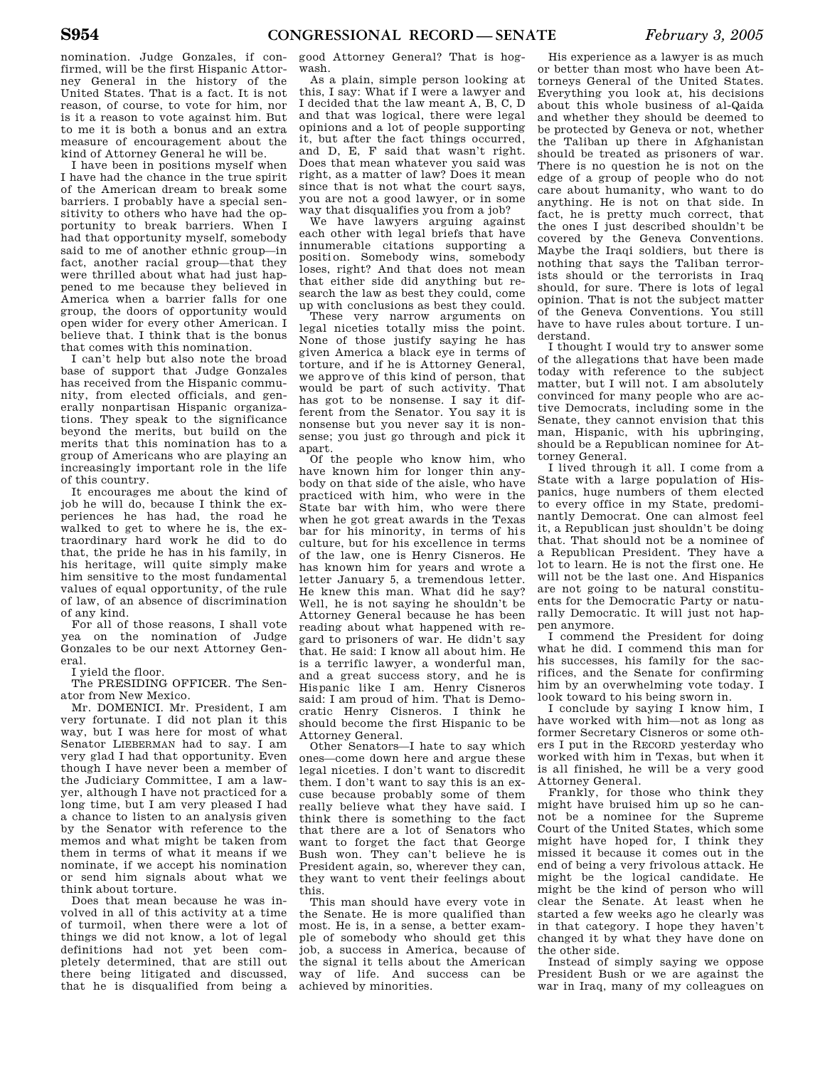nomination. Judge Gonzales, if confirmed, will be the first Hispanic Attorney General in the history of the United States. That is a fact. It is not reason, of course, to vote for him, nor is it a reason to vote against him. But to me it is both a bonus and an extra measure of encouragement about the kind of Attorney General he will be.

I have been in positions myself when I have had the chance in the true spirit of the American dream to break some barriers. I probably have a special sensitivity to others who have had the opportunity to break barriers. When I had that opportunity myself, somebody said to me of another ethnic group—in fact, another racial group—that they were thrilled about what had just happened to me because they believed in America when a barrier falls for one group, the doors of opportunity would open wider for every other American. I believe that. I think that is the bonus that comes with this nomination.

I can't help but also note the broad base of support that Judge Gonzales has received from the Hispanic community, from elected officials, and generally nonpartisan Hispanic organizations. They speak to the significance beyond the merits, but build on the merits that this nomination has to a group of Americans who are playing an increasingly important role in the life of this country.

It encourages me about the kind of job he will do, because I think the experiences he has had, the road he walked to get to where he is, the extraordinary hard work he did to do that, the pride he has in his family, in his heritage, will quite simply make him sensitive to the most fundamental values of equal opportunity, of the rule of law, of an absence of discrimination of any kind.

For all of those reasons, I shall vote yea on the nomination of Judge Gonzales to be our next Attorney General.

I yield the floor.

The PRESIDING OFFICER. The Senator from New Mexico.

Mr. DOMENICI. Mr. President, I am very fortunate. I did not plan it this way, but I was here for most of what Senator LIEBERMAN had to say. I am very glad I had that opportunity. Even though I have never been a member of the Judiciary Committee, I am a lawyer, although I have not practiced for a long time, but I am very pleased I had a chance to listen to an analysis given by the Senator with reference to the memos and what might be taken from them in terms of what it means if we nominate, if we accept his nomination or send him signals about what we think about torture.

Does that mean because he was involved in all of this activity at a time of turmoil, when there were a lot of things we did not know, a lot of legal definitions had not yet been completely determined, that are still out there being litigated and discussed, that he is disqualified from being a good Attorney General? That is hogwash.

As a plain, simple person looking at this, I say: What if I were a lawyer and I decided that the law meant A, B, C, D and that was logical, there were legal opinions and a lot of people supporting it, but after the fact things occurred, and D, E, F said that wasn't right. Does that mean whatever you said was right, as a matter of law? Does it mean since that is not what the court says, you are not a good lawyer, or in some way that disqualifies you from a job?

We have lawyers arguing against each other with legal briefs that have innumerable citations supporting a position. Somebody wins, somebody loses, right? And that does not mean that either side did anything but research the law as best they could, come up with conclusions as best they could.

These very narrow arguments on legal niceties totally miss the point. None of those justify saying he has given America a black eye in terms of torture, and if he is Attorney General, we approve of this kind of person, that would be part of such activity. That has got to be nonsense. I say it different from the Senator. You say it is nonsense but you never say it is nonsense; you just go through and pick it apart.

Of the people who know him, who have known him for longer thin anybody on that side of the aisle, who have practiced with him, who were in the State bar with him, who were there when he got great awards in the Texas bar for his minority, in terms of his culture, but for his excellence in terms of the law, one is Henry Cisneros. He has known him for years and wrote a letter January 5, a tremendous letter. He knew this man. What did he say? Well, he is not saying he shouldn't be Attorney General because he has been reading about what happened with regard to prisoners of war. He didn't say that. He said: I know all about him. He is a terrific lawyer, a wonderful man, and a great success story, and he is Hispanic like I am. Henry Cisneros said: I am proud of him. That is Democratic Henry Cisneros. I think he should become the first Hispanic to be Attorney General.

Other Senators—I hate to say which ones—come down here and argue these legal niceties. I don't want to discredit them. I don't want to say this is an excuse because probably some of them really believe what they have said. I think there is something to the fact that there are a lot of Senators who want to forget the fact that George Bush won. They can't believe he is President again, so, wherever they can, they want to vent their feelings about this.

This man should have every vote in the Senate. He is more qualified than most. He is, in a sense, a better example of somebody who should get this job, a success in America, because of the signal it tells about the American way of life. And success can be achieved by minorities.

His experience as a lawyer is as much or better than most who have been Attorneys General of the United States. Everything you look at, his decisions about this whole business of al-Qaida and whether they should be deemed to be protected by Geneva or not, whether the Taliban up there in Afghanistan should be treated as prisoners of war. There is no question he is not on the edge of a group of people who do not care about humanity, who want to do anything. He is not on that side. In fact, he is pretty much correct, that the ones I just described shouldn't be covered by the Geneva Conventions. Maybe the Iraqi soldiers, but there is nothing that says the Taliban terrorists should or the terrorists in Iraq should, for sure. There is lots of legal opinion. That is not the subject matter of the Geneva Conventions. You still have to have rules about torture. I understand.

I thought I would try to answer some of the allegations that have been made today with reference to the subject matter, but I will not. I am absolutely convinced for many people who are active Democrats, including some in the Senate, they cannot envision that this man, Hispanic, with his upbringing, should be a Republican nominee for Attorney General.

I lived through it all. I come from a State with a large population of Hispanics, huge numbers of them elected to every office in my State, predominantly Democrat. One can almost feel it, a Republican just shouldn't be doing that. That should not be a nominee of a Republican President. They have a lot to learn. He is not the first one. He will not be the last one. And Hispanics are not going to be natural constituents for the Democratic Party or naturally Democratic. It will just not happen anymore.

I commend the President for doing what he did. I commend this man for his successes, his family for the sacrifices, and the Senate for confirming him by an overwhelming vote today. I look toward to his being sworn in.

I conclude by saying I know him, I have worked with him—not as long as former Secretary Cisneros or some others I put in the RECORD yesterday who worked with him in Texas, but when it is all finished, he will be a very good Attorney General.

Frankly, for those who think they might have bruised him up so he cannot be a nominee for the Supreme Court of the United States, which some might have hoped for, I think they missed it because it comes out in the end of being a very frivolous attack. He might be the logical candidate. He might be the kind of person who will clear the Senate. At least when he started a few weeks ago he clearly was in that category. I hope they haven't changed it by what they have done on the other side.

Instead of simply saying we oppose President Bush or we are against the war in Iraq, many of my colleagues on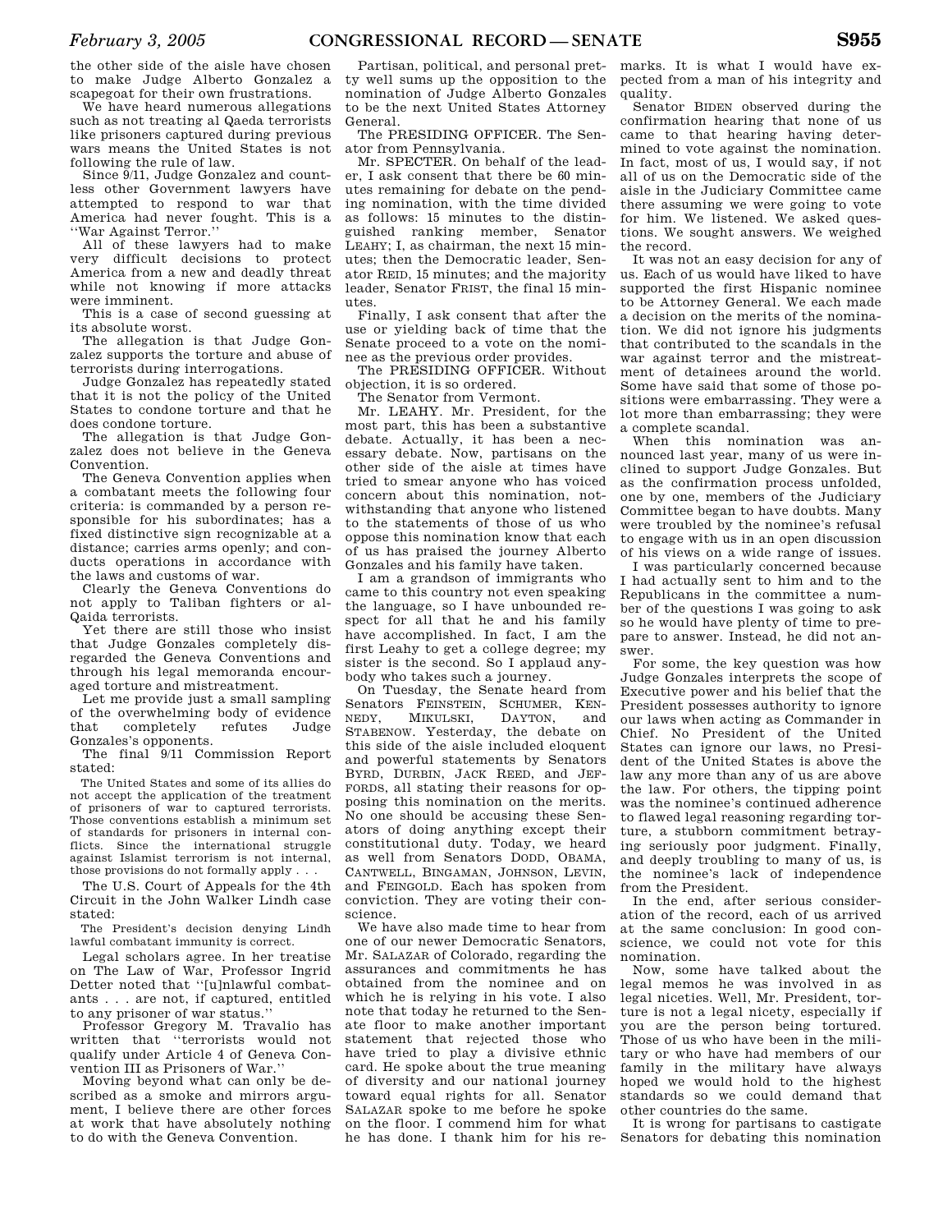the other side of the aisle have chosen to make Judge Alberto Gonzalez a scapegoat for their own frustrations.

We have heard numerous allegations such as not treating al Qaeda terrorists like prisoners captured during previous wars means the United States is not following the rule of law.

Since 9/11, Judge Gonzalez and countless other Government lawyers have attempted to respond to war that America had never fought. This is a ''War Against Terror.''

All of these lawyers had to make very difficult decisions to protect America from a new and deadly threat while not knowing if more attacks were imminent.

This is a case of second guessing at its absolute worst.

The allegation is that Judge Gonzalez supports the torture and abuse of terrorists during interrogations.

Judge Gonzalez has repeatedly stated that it is not the policy of the United States to condone torture and that he does condone torture.

The allegation is that Judge Gonzalez does not believe in the Geneva Convention.

The Geneva Convention applies when a combatant meets the following four criteria: is commanded by a person responsible for his subordinates; has a fixed distinctive sign recognizable at a distance; carries arms openly; and conducts operations in accordance with the laws and customs of war.

Clearly the Geneva Conventions do not apply to Taliban fighters or al-Qaida terrorists.

Yet there are still those who insist that Judge Gonzales completely disregarded the Geneva Conventions and through his legal memoranda encouraged torture and mistreatment.

Let me provide just a small sampling of the overwhelming body of evidence that completely refutes Judge Gonzales's opponents.

The final 9/11 Commission Report stated:

> The United States and some of its allies do not accept the application of the treatment of prisoners of war to captured terrorists. Those conventions establish a minimum set of standards for prisoners in internal conflicts. Since the international struggle against Islamist terrorism is not internal, those provisions do not formally apply . . .

The U.S. Court of Appeals for the 4th Circuit in the John Walker Lindh case stated:

> The President's decision denying Lindh lawful combatant immunity is correct.

Legal scholars agree. In her treatise on The Law of War, Professor Ingrid Detter noted that ''[u]nlawful combatants . . . are not, if captured, entitled to any prisoner of war status.''

Professor Gregory M. Travalio has written that ''terrorists would not qualify under Article 4 of Geneva Convention III as Prisoners of War.''

Moving beyond what can only be described as a smoke and mirrors argument, I believe there are other forces at work that have absolutely nothing to do with the Geneva Convention.

Partisan, political, and personal pretty well sums up the opposition to the nomination of Judge Alberto Gonzales to be the next United States Attorney General.

The PRESIDING OFFICER. The Senator from Pennsylvania.

Mr. SPECTER. On behalf of the leader, I ask consent that there be 60 minutes remaining for debate on the pending nomination, with the time divided as follows: 15 minutes to the distinguished ranking member, Senator LEAHY; I, as chairman, the next 15 minutes; then the Democratic leader, Senator REID, 15 minutes; and the majority leader, Senator FRIST, the final 15 minutes.

Finally, I ask consent that after the use or yielding back of time that the Senate proceed to a vote on the nominee as the previous order provides.

The PRESIDING OFFICER. Without objection, it is so ordered.

The Senator from Vermont.

Mr. LEAHY. Mr. President, for the most part, this has been a substantive debate. Actually, it has been a necessary debate. Now, partisans on the other side of the aisle at times have tried to smear anyone who has voiced concern about this nomination, notwithstanding that anyone who listened to the statements of those of us who oppose this nomination know that each of us has praised the journey Alberto Gonzales and his family have taken.

I am a grandson of immigrants who came to this country not even speaking the language, so I have unbounded respect for all that he and his family have accomplished. In fact, I am the first Leahy to get a college degree; my sister is the second. So I applaud anybody who takes such a journey.

On Tuesday, the Senate heard from Senators FEINSTEIN, SCHUMER, KENNEDY, MIKULSKI, DAYTON, and STABENOW. Yesterday, the debate on this side of the aisle included eloquent and powerful statements by Senators BYRD, DURBIN, JACK REED, and JEFFORDS, all stating their reasons for opposing this nomination on the merits. No one should be accusing these Senators of doing anything except their constitutional duty. Today, we heard as well from Senators DODD, OBAMA, CANTWELL, BINGAMAN, JOHNSON, LEVIN, and FEINGOLD. Each has spoken from conviction. They are voting their conscience.

We have also made time to hear from one of our newer Democratic Senators, Mr. SALAZAR of Colorado, regarding the assurances and commitments he has obtained from the nominee and on which he is relying in his vote. I also note that today he returned to the Senate floor to make another important statement that rejected those who have tried to play a divisive ethnic card. He spoke about the true meaning of diversity and our national journey toward equal rights for all. Senator SALAZAR spoke to me before he spoke on the floor. I commend him for what he has done. I thank him for his remarks. It is what I would have expected from a man of his integrity and quality.

Senator BIDEN observed during the confirmation hearing that none of us came to that hearing having determined to vote against the nomination. In fact, most of us, I would say, if not all of us on the Democratic side of the aisle in the Judiciary Committee came there assuming we were going to vote for him. We listened. We asked questions. We sought answers. We weighed the record.

It was not an easy decision for any of us. Each of us would have liked to have supported the first Hispanic nominee to be Attorney General. We each made a decision on the merits of the nomination. We did not ignore his judgments that contributed to the scandals in the war against terror and the mistreatment of detainees around the world. Some have said that some of those positions were embarrassing. They were a lot more than embarrassing; they were a complete scandal.

When this nomination was announced last year, many of us were inclined to support Judge Gonzales. But as the confirmation process unfolded, one by one, members of the Judiciary Committee began to have doubts. Many were troubled by the nominee's refusal to engage with us in an open discussion of his views on a wide range of issues.

I was particularly concerned because I had actually sent to him and to the Republicans in the committee a number of the questions I was going to ask so he would have plenty of time to prepare to answer. Instead, he did not answer.

For some, the key question was how Judge Gonzales interprets the scope of Executive power and his belief that the President possesses authority to ignore our laws when acting as Commander in Chief. No President of the United States can ignore our laws, no President of the United States is above the law any more than any of us are above the law. For others, the tipping point was the nominee's continued adherence to flawed legal reasoning regarding torture, a stubborn commitment betraying seriously poor judgment. Finally, and deeply troubling to many of us, is the nominee's lack of independence from the President.

In the end, after serious consideration of the record, each of us arrived at the same conclusion: In good conscience, we could not vote for this nomination.

Now, some have talked about the legal memos he was involved in as legal niceties. Well, Mr. President, torture is not a legal nicety, especially if you are the person being tortured. Those of us who have been in the military or who have had members of our family in the military have always hoped we would hold to the highest standards so we could demand that other countries do the same.

It is wrong for partisans to castigate Senators for debating this nomination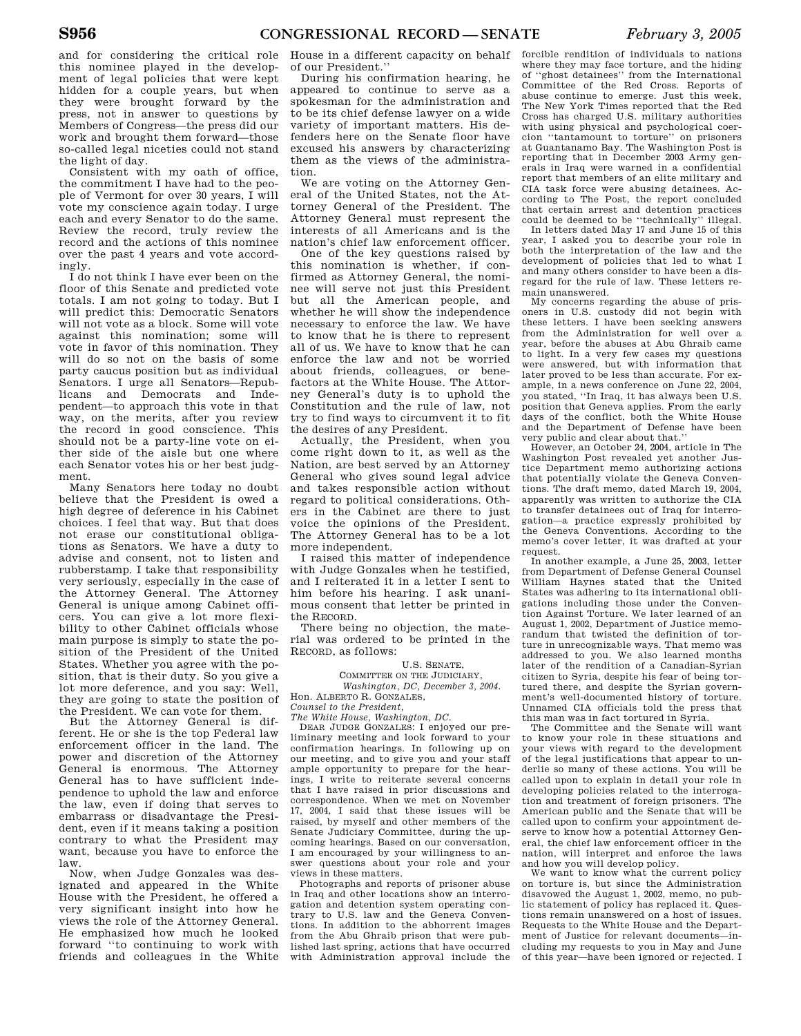and for considering the critical role this nominee played in the development of legal policies that were kept hidden for a couple years, but when they were brought forward by the press, not in answer to questions by Members of Congress—the press did our work and brought them forward—those so-called legal niceties could not stand the light of day.

Consistent with my oath of office, the commitment I have had to the people of Vermont for over 30 years, I will vote my conscience again today. I urge each and every Senator to do the same. Review the record, truly review the record and the actions of this nominee over the past 4 years and vote accordingly.

I do not think I have ever been on the floor of this Senate and predicted vote totals. I am not going to today. But I will predict this: Democratic Senators will not vote as a block. Some will vote against this nomination; some will vote in favor of this nomination. They will do so not on the basis of some party caucus position but as individual Senators. I urge all Senators—Republicans and Democrats and Independent—to approach this vote in that way, on the merits, after you review the record in good conscience. This should not be a party-line vote on either side of the aisle but one where each Senator votes his or her best judgment.

Many Senators here today no doubt believe that the President is owed a high degree of deference in his Cabinet choices. I feel that way. But that does not erase our constitutional obligations as Senators. We have a duty to advise and consent, not to listen and rubberstamp. I take that responsibility very seriously, especially in the case of the Attorney General. The Attorney General is unique among Cabinet officers. You can give a lot more flexibility to other Cabinet officials whose main purpose is simply to state the position of the President of the United States. Whether you agree with the position, that is their duty. So you give a lot more deference, and you say: Well, they are going to state the position of the President. We can vote for them.

But the Attorney General is different. He or she is the top Federal law enforcement officer in the land. The power and discretion of the Attorney General is enormous. The Attorney General has to have sufficient independence to uphold the law and enforce the law, even if doing that serves to embarrass or disadvantage the President, even if it means taking a position contrary to what the President may want, because you have to enforce the law.

Now, when Judge Gonzales was designated and appeared in the White House with the President, he offered a very significant insight into how he views the role of the Attorney General. He emphasized how much he looked forward "to continuing to work with friends and colleagues in the White House in a different capacity on behalf of our President."

During his confirmation hearing, he appeared to continue to serve as a spokesman for the administration and to be its chief defense lawyer on a wide variety of important matters. His defenders here on the Senate floor have excused his answers by characterizing them as the views of the administration.

We are voting on the Attorney General of the United States, not the Attorney General of the President. The Attorney General must represent the interests of all Americans and is the nation's chief law enforcement officer.

One of the key questions raised by this nomination is whether, if confirmed as Attorney General, the nominee will serve not just this President but all the American people, and whether he will show the independence necessary to enforce the law. We have to know that he is there to represent all of us. We have to know that he can enforce the law and not be worried about friends, colleagues, or benefactors at the White House. The Attorney General's duty is to uphold the Constitution and the rule of law, not try to find ways to circumvent it to fit the desires of any President.

Actually, the President, when you come right down to it, as well as the Nation, are best served by an Attorney General who gives sound legal advice and takes responsible action without regard to political considerations. Others in the Cabinet are there to just voice the opinions of the President. The Attorney General has to be a lot more independent.

I raised this matter of independence with Judge Gonzales when he testified, and I reiterated it in a letter I sent to him before his hearing. I ask unanimous consent that letter be printed in the RECORD.

There being no objection, the material was ordered to be printed in the RECORD, as follows:

U.S. SENATE,
COMMITTEE ON THE JUDICIARY,
*Washington, DC, December 3, 2004.*

Hon. ALBERTO R. GONZALES,
*Counsel to the President,*
*The White House, Washington, DC.*

DEAR JUDGE GONZALES: I enjoyed our preliminary meeting and look forward to your confirmation hearings. In following up on our meeting, and to give you and your staff ample opportunity to prepare for the hearings, I write to reiterate several concerns that I have raised in prior discussions and correspondence. When we met on November 17, 2004, I said that these issues will be raised, by myself and other members of the Senate Judiciary Committee, during the upcoming hearings. Based on our conversation, I am encouraged by your willingness to answer questions about your role and your views in these matters.

Photographs and reports of prisoner abuse in Iraq and other locations show an interrogation and detention system operating contrary to U.S. law and the Geneva Conventions. In addition to the abhorrent images from the Abu Ghraib prison that were published last spring, actions that have occurred with Administration approval include the forcible rendition of individuals to nations where they may face torture, and the hiding of "ghost detainees" from the International Committee of the Red Cross. Reports of abuse continue to emerge. Just this week, The New York Times reported that the Red Cross has charged U.S. military authorities with using physical and psychological coercion "tantamount to torture" on prisoners at Guantanamo Bay. The Washington Post is reporting that in December 2003 Army generals in Iraq were warned in a confidential report that members of an elite military and CIA task force were abusing detainees. According to The Post, the report concluded that certain arrest and detention practices could be deemed to be "technically" illegal.

In letters dated May 17 and June 15 of this year, I asked you to describe your role in both the interpretation of the law and the development of policies that led to what I and many others consider to have been a disregard for the rule of law. These letters remain unanswered.

My concerns regarding the abuse of prisoners in U.S. custody did not begin with these letters. I have been seeking answers from the Administration for well over a year, before the abuses at Abu Ghraib came to light. In a very few cases my questions were answered, but with information that later proved to be less than accurate. For example, in a news conference on June 22, 2004, you stated, "In Iraq, it has always been U.S. position that Geneva applies. From the early days of the conflict, both the White House and the Department of Defense have been very public and clear about that."

However, an October 24, 2004, article in The Washington Post revealed yet another Justice Department memo authorizing actions that potentially violate the Geneva Conventions. The draft memo, dated March 19, 2004, apparently was written to authorize the CIA to transfer detainees out of Iraq for interrogation—a practice expressly prohibited by the Geneva Conventions. According to the memo's cover letter, it was drafted at your request.

In another example, a June 25, 2003, letter from Department of Defense General Counsel William Haynes stated that the United States was adhering to its international obligations including those under the Convention Against Torture. We later learned of an August 1, 2002, Department of Justice memorandum that twisted the definition of torture in unrecognizable ways. That memo was addressed to you. We also learned months later of the rendition of a Canadian-Syrian citizen to Syria, despite his fear of being tortured there, and despite the Syrian government's well-documented history of torture. Unnamed CIA officials told the press that this man was in fact tortured in Syria.

The Committee and the Senate will want to know your role in these situations and your views with regard to the development of the legal justifications that appear to underlie so many of these actions. You will be called upon to explain in detail your role in developing policies related to the interrogation and treatment of foreign prisoners. The American public and the Senate that will be called upon to confirm your appointment deserve to know how a potential Attorney General, the chief law enforcement officer in the nation, will interpret and enforce the laws and how you will develop policy.

We want to know what the current policy on torture is, but since the Administration disavowed the August 1, 2002, memo, no public statement of policy has replaced it. Questions remain unanswered on a host of issues. Requests to the White House and the Department of Justice for relevant documents—including my requests to you in May and June of this year—have been ignored or rejected. I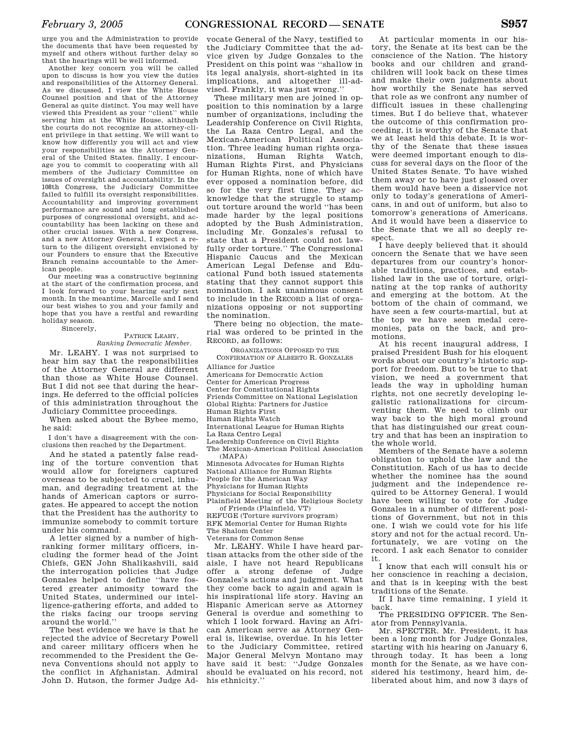urge you and the Administration to provide the documents that have been requested by myself and others without further delay so that the hearings will be well informed.

Another key concern you will be called upon to discuss is how you view the duties and responsibilities of the Attorney General. As we discussed, I view the White House Counsel position and that of the Attorney General as quite distinct. You may well have viewed this President as your "client" while serving him at the White House, although the courts do not recognize an attorney-client privilege in that setting. We will want to know how differently you will act and view your responsibilities as the Attorney General of the United States. finally, I encourage you to commit to cooperating with all members of the Judiciary Committee on issues of oversight and accountability. In the 108th Congress, the Judiciary Committee failed to fulfill its oversight responsibilities. Accountability and improving government performance are sound and long established purposes of congressional oversight, and accountability has been lacking on these and other crucial issues. With a new Congress, and a new Attorney General, I expect a return to the diligent oversight envisioned by our Founders to ensure that the Executive Branch remains accountable to the American people.

Our meeting was a constructive beginning at the start of the confirmation process, and I look forward to your hearing early next month. In the meantime, Marcelle and I send our best wishes to you and your family and hope that you have a restful and rewarding holiday season.

Sincerely,

PATRICK LEAHY,
*Ranking Democratic Member*.

Mr. LEAHY. I was not surprised to hear him say that the responsibilities of the Attorney General are different than those as White House Counsel. But I did not see that during the hearings. He deferred to the official policies of this administration throughout the Judiciary Committee proceedings.

When asked about the Bybee memo, he said:

> I don't have a disagreement with the conclusions then reached by the Department.

And he stated a patently false reading of the torture convention that would allow for foreigners captured overseas to be subjected to cruel, inhuman, and degrading treatment at the hands of American captors or surrogates. He appeared to accept the notion that the President has the authority to immunize somebody to commit torture under his command.

A letter signed by a number of high-ranking former military officers, including the former head of the Joint Chiefs, GEN John Shalikashvili, said the interrogation policies that Judge Gonzales helped to define "have fostered greater animosity toward the United States, undermined our intelligence-gathering efforts, and added to the risks facing our troops serving around the world."

The best evidence we have is that he rejected the advice of Secretary Powell and career military officers when he recommended to the President the Geneva Conventions should not apply to the conflict in Afghanistan. Admiral John D. Hutson, the former Judge Advocate General of the Navy, testified to the Judiciary Committee that the advice given by Judge Gonzales to the President on this point was "shallow in its legal analysis, short-sighted in its implications, and altogether ill-advised. Frankly, it was just wrong."

These military men are joined in opposition to this nomination by a large number of organizations, including the Leadership Conference on Civil Rights, the La Raza Centro Legal, and the Mexican-American Political Association. Three leading human rights organizations, Human Rights Watch, Human Rights First, and Physicians for Human Rights, none of which have ever opposed a nomination before, did so for the very first time. They acknowledge that the struggle to stamp out torture around the world "has been made harder by the legal positions adopted by the Bush Administration, including Mr. Gonzales's refusal to state that a President could not lawfully order torture." The Congressional Hispanic Caucus and the Mexican American Legal Defense and Educational Fund both issued statements stating that they cannot support this nomination. I ask unanimous consent to include in the RECORD a list of organizations opposing or not supporting the nomination.

There being no objection, the material was ordered to be printed in the RECORD, as follows:

ORGANIZATIONS OPPOSED TO THE CONFIRMATION OF ALBERTO R. GONZALES

Alliance for Justice
Americans for Democratic Action
Center for American Progress
Center for Constitutional Rights
Friends Committee on National Legislation
Global Rights: Partners for Justice
Human Rights First
Human Rights Watch
International League for Human Rights
La Raza Centro Legal
Leadership Conference on Civil Rights
The Mexican-American Political Association (MAPA)
Minnesota Advocates for Human Rights
National Alliance for Human Rights
People for the American Way
Physicians for Human Rights
Physicians for Social Responsibility
Plainfield Meeting of the Religious Society of Friends (Plainfield, VT)
REFUGE (Torture survivors program)
RFK Memorial Center for Human Rights
The Shalom Center
Veterans for Common Sense

Mr. LEAHY. While I have heard partisan attacks from the other side of the aisle, I have not heard Republicans offer a strong defense of Judge Gonzales's actions and judgment. What they come back to again and again is his inspirational life story. Having an Hispanic American serve as Attorney General is overdue and something to which I look forward. Having an African American serve as Attorney General is, likewise, overdue. In his letter to the Judiciary Committee, retired Major General Melvyn Montano may have said it best: "Judge Gonzales should be evaluated on his record, not his ethnicity."

At particular moments in our history, the Senate at its best can be the conscience of the Nation. The history books and our children and grandchildren will look back on these times and make their own judgments about how worthily the Senate has served that role as we confront any number of difficult issues in these challenging times. But I do believe that, whatever the outcome of this confirmation proceeding, it is worthy of the Senate that we at least held this debate. It is worthy of the Senate that these issues were deemed important enough to discuss for several days on the floor of the United States Senate. To have wished them away or to have just glossed over them would have been a disservice not only to today's generations of Americans, in and out of uniform, but also to tomorrow's generations of Americans. And it would have been a disservice to the Senate that we all so deeply respect.

I have deeply believed that it should concern the Senate that we have seen departures from our country's honorable traditions, practices, and established law in the use of torture, originating at the top ranks of authority and emerging at the bottom. At the bottom of the chain of command, we have seen a few courts-martial, but at the top we have seen medal ceremonies, pats on the back, and promotions.

At his recent inaugural address, I praised President Bush for his eloquent words about our country's historic support for freedom. But to be true to that vision, we need a government that leads the way in upholding human rights, not one secretly developing legalistic rationalizations for circumventing them. We need to climb our way back to the high moral ground that has distinguished our great country and that has been an inspiration to the whole world.

Members of the Senate have a solemn obligation to uphold the law and the Constitution. Each of us has to decide whether the nominee has the sound judgment and the independence required to be Attorney General. I would have been willing to vote for Judge Gonzales in a number of different positions of Government, but not in this one. I wish we could vote for his life story and not for the actual record. Unfortunately, we are voting on the record. I ask each Senator to consider it.

I know that each will consult his or her conscience in reaching a decision, and that is in keeping with the best traditions of the Senate.

If I have time remaining, I yield it back.

The PRESIDING OFFICER. The Senator from Pennsylvania.

Mr. SPECTER. Mr. President, it has been a long month for Judge Gonzales, starting with his hearing on January 6, through today. It has been a long month for the Senate, as we have considered his testimony, heard him, deliberated about him, and now 3 days of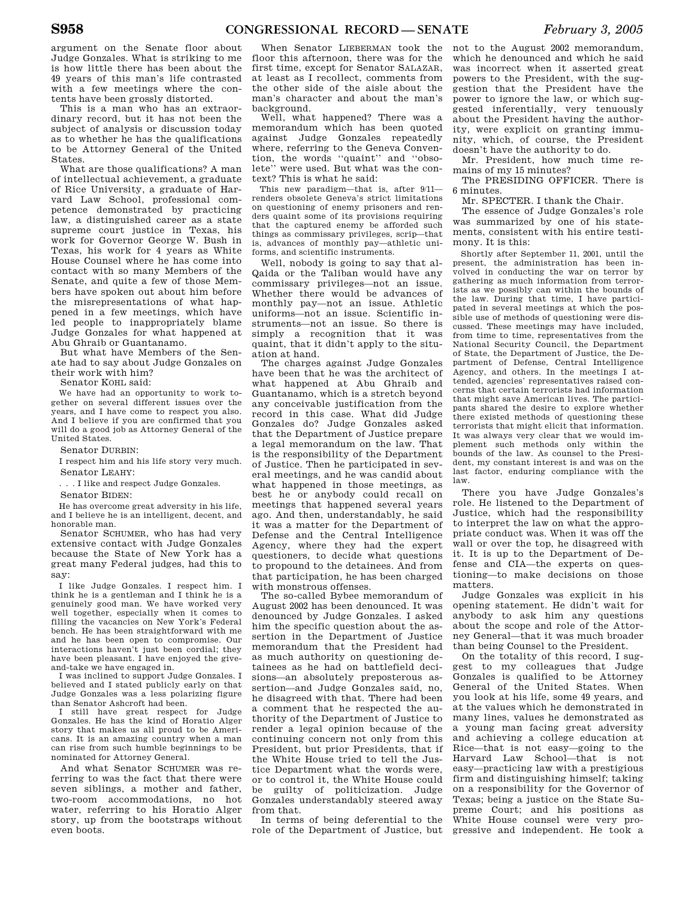argument on the Senate floor about Judge Gonzales. What is striking to me is how little there has been about the 49 years of this man's life contrasted with a few meetings where the contents have been grossly distorted.

This is a man who has an extraordinary record, but it has not been the subject of analysis or discussion today as to whether he has the qualifications to be Attorney General of the United States.

What are those qualifications? A man of intellectual achievement, a graduate of Rice University, a graduate of Harvard Law School, professional competence demonstrated by practicing law, a distinguished career as a state supreme court justice in Texas, his work for Governor George W. Bush in Texas, his work for 4 years as White House Counsel where he has come into contact with so many Members of the Senate, and quite a few of those Members have spoken out about him before the misrepresentations of what happened in a few meetings, which have led people to inappropriately blame Judge Gonzales for what happened at Abu Ghraib or Guantanamo.

But what have Members of the Senate had to say about Judge Gonzales on their work with him?

Senator KOHL said:

> We have had an opportunity to work together on several different issues over the years, and I have come to respect you also. And I believe if you are confirmed that you will do a good job as Attorney General of the United States.

Senator DURBIN:

> I respect him and his life story very much.

Senator LEAHY:

> . . . I like and respect Judge Gonzales.

Senator BIDEN:

> He has overcome great adversity in his life, and I believe he is an intelligent, decent, and honorable man.

Senator SCHUMER, who has had very extensive contact with Judge Gonzales because the State of New York has a great many Federal judges, had this to say:

> I like Judge Gonzales. I respect him. I think he is a gentleman and I think he is a genuinely good man. We have worked very well together, especially when it comes to filling the vacancies on New York's Federal bench. He has been straightforward with me and he has been open to compromise. Our interactions haven't just been cordial; they have been pleasant. I have enjoyed the give-and-take we have engaged in.
>
> I was inclined to support Judge Gonzales. I believed and I stated publicly early on that Judge Gonzales was a less polarizing figure than Senator Ashcroft had been.
>
> I still have great respect for Judge Gonzales. He has the kind of Horatio Alger story that makes us all proud to be Americans. It is an amazing country when a man can rise from such humble beginnings to be nominated for Attorney General.

And what Senator SCHUMER was referring to was the fact that there were seven siblings, a mother and father, two-room accommodations, no hot water, referring to his Horatio Alger story, up from the bootstraps without even boots.

When Senator LIEBERMAN took the floor this afternoon, there was for the first time, except for Senator SALAZAR, at least as I recollect, comments from the other side of the aisle about the man's character and about the man's background.

Well, what happened? There was a memorandum which has been quoted against Judge Gonzales repeatedly where, referring to the Geneva Convention, the words "quaint" and "obsolete" were used. But what was the context? This is what he said:

> This new paradigm—that is, after 9/11—renders obsolete Geneva's strict limitations on questioning of enemy prisoners and renders quaint some of its provisions requiring that the captured enemy be afforded such things as commissary privileges, scrip—that is, advances of monthly pay—athletic uniforms, and scientific instruments.

Well, nobody is going to say that al-Qaida or the Taliban would have any commissary privileges—not an issue. Whether there would be advances of monthly pay—not an issue. Athletic uniforms—not an issue. Scientific instruments—not an issue. So there is simply a recognition that it was quaint, that it didn't apply to the situation at hand.

The charges against Judge Gonzales have been that he was the architect of what happened at Abu Ghraib and Guantanamo, which is a stretch beyond any conceivable justification from the record in this case. What did Judge Gonzales do? Judge Gonzales asked that the Department of Justice prepare a legal memorandum on the law. That is the responsibility of the Department of Justice. Then he participated in several meetings, and he was candid about what happened in those meetings, as best he or anybody could recall on meetings that happened several years ago. And then, understandably, he said it was a matter for the Department of Defense and the Central Intelligence Agency, where they had the expert questioners, to decide what questions to propound to the detainees. And from that participation, he has been charged with monstrous offenses.

The so-called Bybee memorandum of August 2002 has been denounced. It was denounced by Judge Gonzales. I asked him the specific question about the assertion in the Department of Justice memorandum that the President had as much authority on questioning detainees as he had on battlefield decisions—an absolutely preposterous assertion—and Judge Gonzales said, no, he disagreed with that. There had been a comment that he respected the authority of the Department of Justice to render a legal opinion because of the continuing concern not only from this President, but prior Presidents, that if the White House tried to tell the Justice Department what the words were, or to control it, the White House could be guilty of politicization. Judge Gonzales understandably steered away from that.

In terms of being deferential to the role of the Department of Justice, but not to the August 2002 memorandum, which he denounced and which he said was incorrect when it asserted great powers to the President, with the suggestion that the President have the power to ignore the law, or which suggested inferentially, very tenuously about the President having the authority, were explicit on granting immunity, which, of course, the President doesn't have the authority to do.

Mr. President, how much time remains of my 15 minutes?

The PRESIDING OFFICER. There is 6 minutes.

Mr. SPECTER. I thank the Chair.

The essence of Judge Gonzales's role was summarized by one of his statements, consistent with his entire testimony. It is this:

> Shortly after September 11, 2001, until the present, the administration has been involved in conducting the war on terror by gathering as much information from terrorists as we possibly can within the bounds of the law. During that time, I have participated in several meetings at which the possible use of methods of questioning were discussed. These meetings may have included, from time to time, representatives from the National Security Council, the Department of State, the Department of Justice, the Department of Defense, Central Intelligence Agency, and others. In the meetings I attended, agencies' representatives raised concerns that certain terrorists had information that might save American lives. The participants shared the desire to explore whether there existed methods of questioning these terrorists that might elicit that information. It was always very clear that we would implement such methods only within the bounds of the law. As counsel to the President, my constant interest is and was on the last factor, enduring compliance with the law.

There you have Judge Gonzales's role. He listened to the Department of Justice, which had the responsibility to interpret the law on what the appropriate conduct was. When it was off the wall or over the top, he disagreed with it. It is up to the Department of Defense and CIA—the experts on questioning—to make decisions on those matters.

Judge Gonzales was explicit in his opening statement. He didn't wait for anybody to ask him any questions about the scope and role of the Attorney General—that it was much broader than being Counsel to the President.

On the totality of this record, I suggest to my colleagues that Judge Gonzales is qualified to be Attorney General of the United States. When you look at his life, some 49 years, and at the values which he demonstrated in many lines, values he demonstrated as a young man facing great adversity and achieving a college education at Rice—that is not easy—going to the Harvard Law School—that is not easy—practicing law with a prestigious firm and distinguishing himself; taking on a responsibility for the Governor of Texas; being a justice on the State Supreme Court; and his positions as White House counsel were very progressive and independent. He took a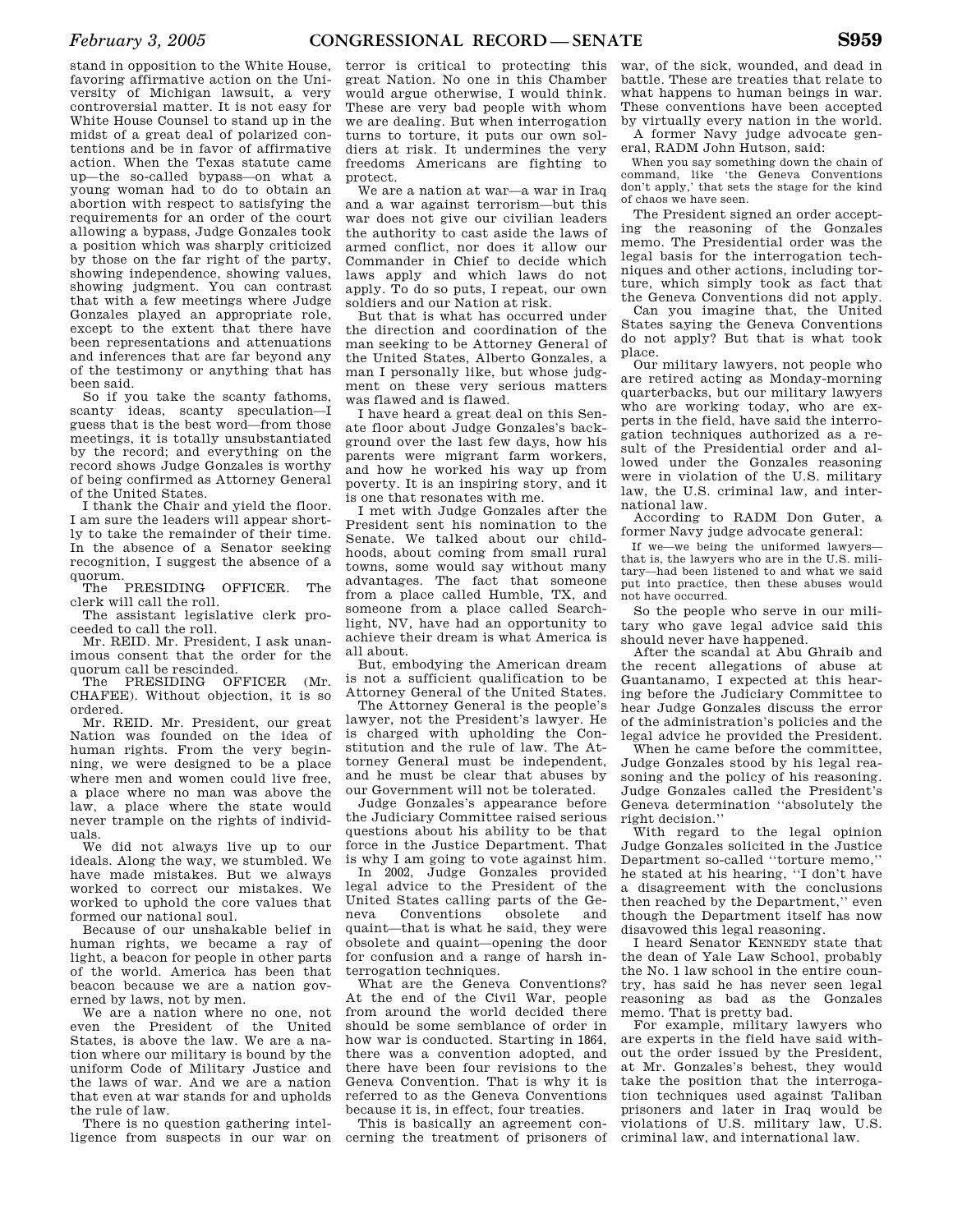stand in opposition to the White House, favoring affirmative action on the University of Michigan lawsuit, a very controversial matter. It is not easy for White House Counsel to stand up in the midst of a great deal of polarized contentions and be in favor of affirmative action. When the Texas statute came up—the so-called bypass—on what a young woman had to do to obtain an abortion with respect to satisfying the requirements for an order of the court allowing a bypass, Judge Gonzales took a position which was sharply criticized by those on the far right of the party, showing independence, showing values, showing judgment. You can contrast that with a few meetings where Judge Gonzales played an appropriate role, except to the extent that there have been representations and attenuations and inferences that are far beyond any of the testimony or anything that has been said.

So if you take the scanty fathoms, scanty ideas, scanty speculation—I guess that is the best word—from those meetings, it is totally unsubstantiated by the record; and everything on the record shows Judge Gonzales is worthy of being confirmed as Attorney General of the United States.

I thank the Chair and yield the floor. I am sure the leaders will appear shortly to take the remainder of their time. In the absence of a Senator seeking recognition, I suggest the absence of a quorum.

The PRESIDING OFFICER. The clerk will call the roll.

The assistant legislative clerk proceeded to call the roll.

Mr. REID. Mr. President, I ask unanimous consent that the order for the quorum call be rescinded.

The PRESIDING OFFICER (Mr. CHAFEE). Without objection, it is so ordered.

Mr. REID. Mr. President, our great Nation was founded on the idea of human rights. From the very beginning, we were designed to be a place where men and women could live free, a place where no man was above the law, a place where the state would never trample on the rights of individuals.

We did not always live up to our ideals. Along the way, we stumbled. We have made mistakes. But we always worked to correct our mistakes. We worked to uphold the core values that formed our national soul.

Because of our unshakable belief in human rights, we became a ray of light, a beacon for people in other parts of the world. America has been that beacon because we are a nation governed by laws, not by men.

We are a nation where no one, not even the President of the United States, is above the law. We are a nation where our military is bound by the uniform Code of Military Justice and the laws of war. And we are a nation that even at war stands for and upholds the rule of law.

There is no question gathering intelligence from suspects in our war on terror is critical to protecting this great Nation. No one in this Chamber would argue otherwise, I would think. These are very bad people with whom we are dealing. But when interrogation turns to torture, it puts our own soldiers at risk. It undermines the very freedoms Americans are fighting to protect.

We are a nation at war—a war in Iraq and a war against terrorism—but this war does not give our civilian leaders the authority to cast aside the laws of armed conflict, nor does it allow our Commander in Chief to decide which laws apply and which laws do not apply. To do so puts, I repeat, our own soldiers and our Nation at risk.

But that is what has occurred under the direction and coordination of the man seeking to be Attorney General of the United States, Alberto Gonzales, a man I personally like, but whose judgment on these very serious matters was flawed and is flawed.

I have heard a great deal on this Senate floor about Judge Gonzales's background over the last few days, how his parents were migrant farm workers, and how he worked his way up from poverty. It is an inspiring story, and it is one that resonates with me.

I met with Judge Gonzales after the President sent his nomination to the Senate. We talked about our childhoods, about coming from small rural towns, some would say without many advantages. The fact that someone from a place called Humble, TX, and someone from a place called Searchlight, NV, have had an opportunity to achieve their dream is what America is all about.

But, embodying the American dream is not a sufficient qualification to be Attorney General of the United States.

The Attorney General is the people's lawyer, not the President's lawyer. He is charged with upholding the Constitution and the rule of law. The Attorney General must be independent, and he must be clear that abuses by our Government will not be tolerated.

Judge Gonzales's appearance before the Judiciary Committee raised serious questions about his ability to be that force in the Justice Department. That is why I am going to vote against him.

In 2002, Judge Gonzales provided legal advice to the President of the United States calling parts of the Geneva Conventions obsolete and quaint—that is what he said, they were obsolete and quaint—opening the door for confusion and a range of harsh interrogation techniques.

What are the Geneva Conventions? At the end of the Civil War, people from around the world decided there should be some semblance of order in how war is conducted. Starting in 1864, there was a convention adopted, and there have been four revisions to the Geneva Convention. That is why it is referred to as the Geneva Conventions because it is, in effect, four treaties.

This is basically an agreement concerning the treatment of prisoners of war, of the sick, wounded, and dead in battle. These are treaties that relate to what happens to human beings in war. These conventions have been accepted by virtually every nation in the world.

A former Navy judge advocate general, RADM John Hutson, said:

> When you say something down the chain of command, like 'the Geneva Conventions don't apply,' that sets the stage for the kind of chaos we have seen.

The President signed an order accepting the reasoning of the Gonzales memo. The Presidential order was the legal basis for the interrogation techniques and other actions, including torture, which simply took as fact that the Geneva Conventions did not apply.

Can you imagine that, the United States saying the Geneva Conventions do not apply? But that is what took place.

Our military lawyers, not people who are retired acting as Monday-morning quarterbacks, but our military lawyers who are working today, who are experts in the field, have said the interrogation techniques authorized as a result of the Presidential order and allowed under the Gonzales reasoning were in violation of the U.S. military law, the U.S. criminal law, and international law.

According to RADM Don Guter, a former Navy judge advocate general:

> If we—we being the uniformed lawyers—that is, the lawyers who are in the U.S. military—had been listened to and what we said put into practice, then these abuses would not have occurred.

So the people who serve in our military who gave legal advice said this should never have happened.

After the scandal at Abu Ghraib and the recent allegations of abuse at Guantanamo, I expected at this hearing before the Judiciary Committee to hear Judge Gonzales discuss the error of the administration's policies and the legal advice he provided the President.

When he came before the committee, Judge Gonzales stood by his legal reasoning and the policy of his reasoning. Judge Gonzales called the President's Geneva determination "absolutely the right decision."

With regard to the legal opinion Judge Gonzales solicited in the Justice Department so-called "torture memo," he stated at his hearing, "I don't have a disagreement with the conclusions then reached by the Department," even though the Department itself has now disavowed this legal reasoning.

I heard Senator KENNEDY state that the dean of Yale Law School, probably the No. 1 law school in the entire country, has said he has never seen legal reasoning as bad as the Gonzales memo. That is pretty bad.

For example, military lawyers who are experts in the field have said without the order issued by the President, at Mr. Gonzales's behest, they would take the position that the interrogation techniques used against Taliban prisoners and later in Iraq would be violations of U.S. military law, U.S. criminal law, and international law.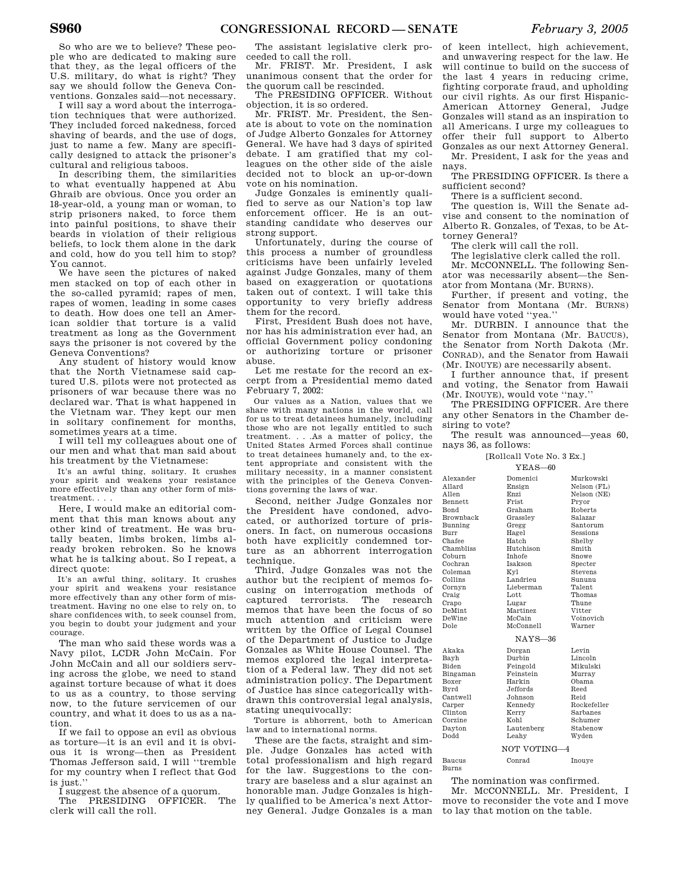So who are we to believe? These people who are dedicated to making sure that they, as the legal officers of the U.S. military, do what is right? They say we should follow the Geneva Conventions. Gonzales said—not necessary.

I will say a word about the interrogation techniques that were authorized. They included forced nakedness, forced shaving of beards, and the use of dogs, just to name a few. Many are specifically designed to attack the prisoner's cultural and religious taboos.

In describing them, the similarities to what eventually happened at Abu Ghraib are obvious. Once you order an 18-year-old, a young man or woman, to strip prisoners naked, to force them into painful positions, to shave their beards in violation of their religious beliefs, to lock them alone in the dark and cold, how do you tell him to stop? You cannot.

We have seen the pictures of naked men stacked on top of each other in the so-called pyramid; rapes of men, rapes of women, leading in some cases to death. How does one tell an American soldier that torture is a valid treatment as long as the Government says the prisoner is not covered by the Geneva Conventions?

Any student of history would know that the North Vietnamese said captured U.S. pilots were not protected as prisoners of war because there was no declared war. That is what happened in the Vietnam war. They kept our men in solitary confinement for months, sometimes years at a time.

I will tell my colleagues about one of our men and what that man said about his treatment by the Vietnamese:

> It's an awful thing, solitary. It crushes your spirit and weakens your resistance more effectively than any other form of mistreatment. . . .

Here, I would make an editorial comment that this man knows about any other kind of treatment. He was brutally beaten, limbs broken, limbs already broken rebroken. So he knows what he is talking about. So I repeat, a direct quote:

> It's an awful thing, solitary. It crushes your spirit and weakens your resistance more effectively than any other form of mistreatment. Having no one else to rely on, to share confidences with, to seek counsel from, you begin to doubt your judgment and your courage.

The man who said these words was a Navy pilot, LCDR John McCain. For John McCain and all our soldiers serving across the globe, we need to stand against torture because of what it does to us as a country, to those serving now, to the future servicemen of our country, and what it does to us as a nation.

If we fail to oppose an evil as obvious as torture—it is an evil and it is obvious it is wrong—then as President Thomas Jefferson said, I will ''tremble for my country when I reflect that God is just.''

I suggest the absence of a quorum.

The PRESIDING OFFICER. The clerk will call the roll.

The assistant legislative clerk proceeded to call the roll.

Mr. FRIST. Mr. President, I ask unanimous consent that the order for the quorum call be rescinded.

The PRESIDING OFFICER. Without objection, it is so ordered.

Mr. FRIST. Mr. President, the Senate is about to vote on the nomination of Judge Alberto Gonzales for Attorney General. We have had 3 days of spirited debate. I am gratified that my colleagues on the other side of the aisle decided not to block an up-or-down vote on his nomination.

Judge Gonzales is eminently qualified to serve as our Nation's top law enforcement officer. He is an outstanding candidate who deserves our strong support.

Unfortunately, during the course of this process a number of groundless criticisms have been unfairly leveled against Judge Gonzales, many of them based on exaggeration or quotations taken out of context. I will take this opportunity to very briefly address them for the record.

First, President Bush does not have, nor has his administration ever had, an official Government policy condoning or authorizing torture or prisoner abuse.

Let me restate for the record an excerpt from a Presidential memo dated February 7, 2002:

> Our values as a Nation, values that we share with many nations in the world, call for us to treat detainees humanely, including those who are not legally entitled to such treatment. . . .As a matter of policy, the United States Armed Forces shall continue to treat detainees humanely and, to the extent appropriate and consistent with the military necessity, in a manner consistent with the principles of the Geneva Conventions governing the laws of war.

Second, neither Judge Gonzales nor the President have condoned, advocated, or authorized torture of prisoners. In fact, on numerous occasions both have explicitly condemned torture as an abhorrent interrogation technique.

Third, Judge Gonzales was not the author but the recipient of memos focusing on interrogation methods of captured terrorists. The research memos that have been the focus of so much attention and criticism were written by the Office of Legal Counsel of the Department of Justice to Judge Gonzales as White House Counsel. The memos explored the legal interpretation of a Federal law. They did not set administration policy. The Department of Justice has since categorically withdrawn this controversial legal analysis, stating unequivocally:

> Torture is abhorrent, both to American law and to international norms.

These are the facts, straight and simple. Judge Gonzales has acted with total professionalism and high regard for the law. Suggestions to the contrary are baseless and a slur against an honorable man. Judge Gonzales is highly qualified to be America's next Attorney General. Judge Gonzales is a man of keen intellect, high achievement, and unwavering respect for the law. He will continue to build on the success of the last 4 years in reducing crime, fighting corporate fraud, and upholding our civil rights. As our first Hispanic-American Attorney General, Judge Gonzales will stand as an inspiration to all Americans. I urge my colleagues to offer their full support to Alberto Gonzales as our next Attorney General.

Mr. President, I ask for the yeas and nays.

The PRESIDING OFFICER. Is there a sufficient second?

There is a sufficient second.

The question is, Will the Senate advise and consent to the nomination of Alberto R. Gonzales, of Texas, to be Attorney General?

The clerk will call the roll.

The legislative clerk called the roll.

Mr. McCONNELL. The following Senator was necessarily absent—the Senator from Montana (Mr. BURNS).

Further, if present and voting, the Senator from Montana (Mr. BURNS) would have voted ''yea.''

Mr. DURBIN. I announce that the Senator from Montana (Mr. BAUCUS), the Senator from North Dakota (Mr. CONRAD), and the Senator from Hawaii (Mr. INOUYE) are necessarily absent.

I further announce that, if present and voting, the Senator from Hawaii (Mr. INOUYE), would vote ''nay.''

The PRESIDING OFFICER. Are there any other Senators in the Chamber desiring to vote?

The result was announced—yeas 60, nays 36, as follows:

[Rollcall Vote No. 3 Ex.]

YEAS—60

| | | |
|---|---|---|
| Alexander | Domenici | Murkowski |
| Allard | Ensign | Nelson (FL) |
| Allen | Enzi | Nelson (NE) |
| Bennett | Frist | Pryor |
| Bond | Graham | Roberts |
| Brownback | Grassley | Salazar |
| Bunning | Gregg | Santorum |
| Burr | Hagel | Sessions |
| Chafee | Hatch | Shelby |
| Chambliss | Hutchison | Smith |
| Coburn | Inhofe | Snowe |
| Cochran | Isakson | Specter |
| Coleman | Kyl | Stevens |
| Collins | Landrieu | Sununu |
| Cornyn | Lieberman | Talent |
| Craig | Lott | Thomas |
| Crapo | Lugar | Thune |
| DeMint | Martinez | Vitter |
| DeWine | McCain | Voinovich |
| Dole | McConnell | Warner |

NAYS—36

| | | |
|---|---|---|
| Akaka | Dorgan | Levin |
| Bayh | Durbin | Lincoln |
| Biden | Feingold | Mikulski |
| Bingaman | Feinstein | Murray |
| Boxer | Harkin | Obama |
| Byrd | Jeffords | Reed |
| Cantwell | Johnson | Reid |
| Carper | Kennedy | Rockefeller |
| Clinton | Kerry | Sarbanes |
| Corzine | Kohl | Schumer |
| Dayton | Lautenberg | Stabenow |
| Dodd | Leahy | Wyden |

NOT VOTING—4

| | | |
|---|---|---|
| Baucus | Conrad | Inouye |
| Burns | | |

The nomination was confirmed.

Mr. McCONNELL. Mr. President, I move to reconsider the vote and I move to lay that motion on the table.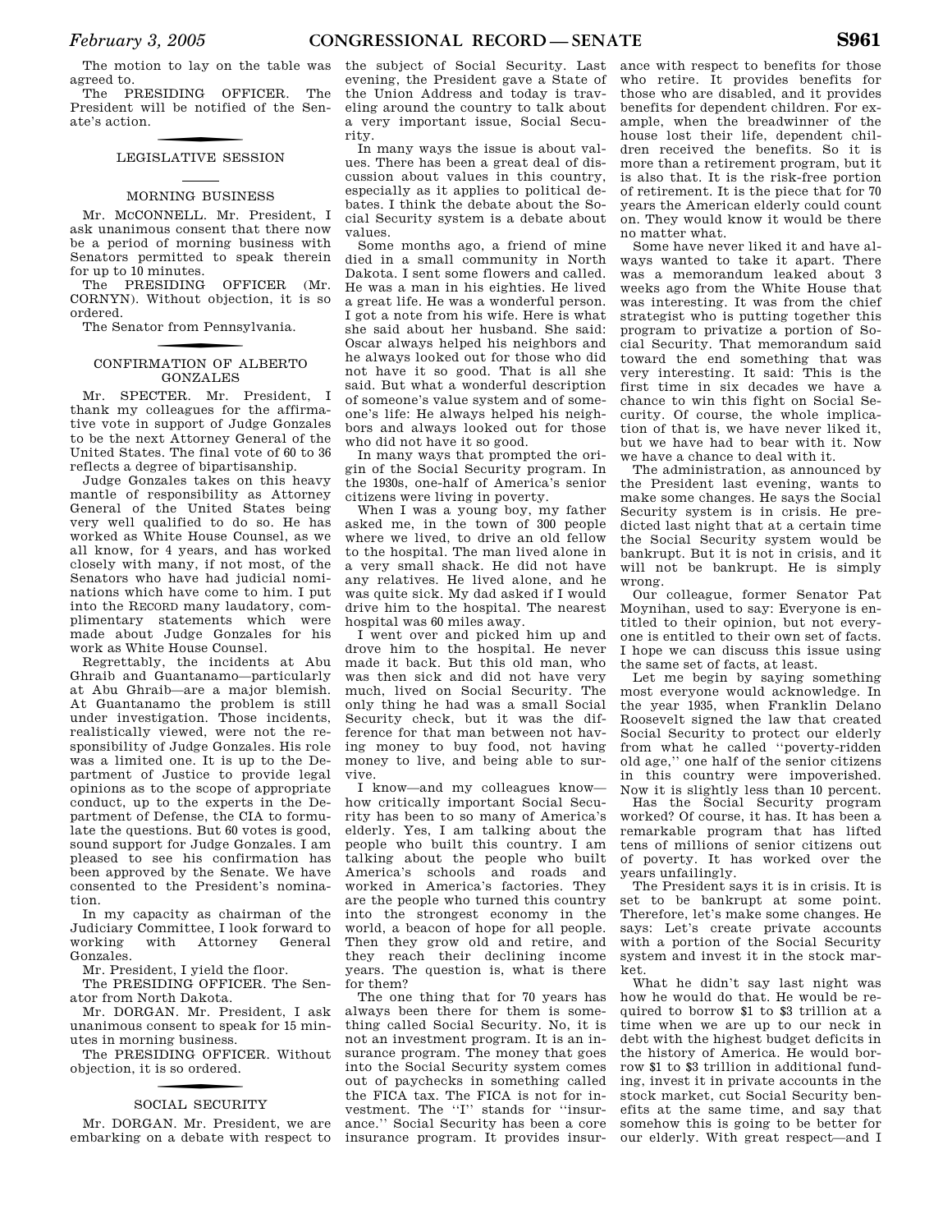The motion to lay on the table was agreed to.

The PRESIDING OFFICER. The President will be notified of the Senate's action.

## LEGISLATIVE SESSION

### MORNING BUSINESS

Mr. MCCONNELL. Mr. President, I ask unanimous consent that there now be a period of morning business with Senators permitted to speak therein for up to 10 minutes.

The PRESIDING OFFICER (Mr. CORNYN). Without objection, it is so ordered.

The Senator from Pennsylvania.

## CONFIRMATION OF ALBERTO GONZALES

Mr. SPECTER. Mr. President, I thank my colleagues for the affirmative vote in support of Judge Gonzales to be the next Attorney General of the United States. The final vote of 60 to 36 reflects a degree of bipartisanship.

Judge Gonzales takes on this heavy mantle of responsibility as Attorney General of the United States being very well qualified to do so. He has worked as White House Counsel, as we all know, for 4 years, and has worked closely with many, if not most, of the Senators who have had judicial nominations which have come to him. I put into the RECORD many laudatory, complimentary statements which were made about Judge Gonzales for his work as White House Counsel.

Regrettably, the incidents at Abu Ghraib and Guantanamo—particularly at Abu Ghraib—are a major blemish. At Guantanamo the problem is still under investigation. Those incidents, realistically viewed, were not the responsibility of Judge Gonzales. His role was a limited one. It is up to the Department of Justice to provide legal opinions as to the scope of appropriate conduct, up to the experts in the Department of Defense, the CIA to formulate the questions. But 60 votes is good, sound support for Judge Gonzales. I am pleased to see his confirmation has been approved by the Senate. We have consented to the President's nomination.

In my capacity as chairman of the Judiciary Committee, I look forward to working with Attorney General Gonzales.

Mr. President, I yield the floor.

The PRESIDING OFFICER. The Senator from North Dakota.

Mr. DORGAN. Mr. President, I ask unanimous consent to speak for 15 minutes in morning business.

The PRESIDING OFFICER. Without objection, it is so ordered.

## SOCIAL SECURITY

Mr. DORGAN. Mr. President, we are embarking on a debate with respect to the subject of Social Security. Last evening, the President gave a State of the Union Address and today is traveling around the country to talk about a very important issue, Social Security.

In many ways the issue is about values. There has been a great deal of discussion about values in this country, especially as it applies to political debates. I think the debate about the Social Security system is a debate about values.

Some months ago, a friend of mine died in a small community in North Dakota. I sent some flowers and called. He was a man in his eighties. He lived a great life. He was a wonderful person. I got a note from his wife. Here is what she said about her husband. She said: Oscar always helped his neighbors and he always looked out for those who did not have it so good. That is all she said. But what a wonderful description of someone's value system and of someone's life: He always helped his neighbors and always looked out for those who did not have it so good.

In many ways that prompted the origin of the Social Security program. In the 1930s, one-half of America's senior citizens were living in poverty.

When I was a young boy, my father asked me, in the town of 300 people where we lived, to drive an old fellow to the hospital. The man lived alone in a very small shack. He did not have any relatives. He lived alone, and he was quite sick. My dad asked if I would drive him to the hospital. The nearest hospital was 60 miles away.

I went over and picked him up and drove him to the hospital. He never made it back. But this old man, who was then sick and did not have very much, lived on Social Security. The only thing he had was a small Social Security check, but it was the difference for that man between not having money to buy food, not having money to live, and being able to survive.

I know—and my colleagues know—how critically important Social Security has been to so many of America's elderly. Yes, I am talking about the people who built this country. I am talking about the people who built America's schools and roads and worked in America's factories. They are the people who turned this country into the strongest economy in the world, a beacon of hope for all people. Then they grow old and retire, and they reach their declining income years. The question is, what is there for them?

The one thing that for 70 years has always been there for them is something called Social Security. No, it is not an investment program. It is an insurance program. The money that goes into the Social Security system comes out of paychecks in something called the FICA tax. The FICA is not for investment. The "I" stands for "insurance." Social Security has been a core insurance program. It provides insurance with respect to benefits for those who retire. It provides benefits for those who are disabled, and it provides benefits for dependent children. For example, when the breadwinner of the house lost their life, dependent children received the benefits. So it is more than a retirement program, but it is also that. It is the risk-free portion of retirement. It is the piece that for 70 years the American elderly could count on. They would know it would be there no matter what.

Some have never liked it and have always wanted to take it apart. There was a memorandum leaked about 3 weeks ago from the White House that was interesting. It was from the chief strategist who is putting together this program to privatize a portion of Social Security. That memorandum said toward the end something that was very interesting. It said: This is the first time in six decades we have a chance to win this fight on Social Security. Of course, the whole implication of that is, we have never liked it, but we have had to bear with it. Now we have a chance to deal with it.

The administration, as announced by the President last evening, wants to make some changes. He says the Social Security system is in crisis. He predicted last night that at a certain time the Social Security system would be bankrupt. But it is not in crisis, and it will not be bankrupt. He is simply wrong.

Our colleague, former Senator Pat Moynihan, used to say: Everyone is entitled to their opinion, but not everyone is entitled to their own set of facts. I hope we can discuss this issue using the same set of facts, at least.

Let me begin by saying something most everyone would acknowledge. In the year 1935, when Franklin Delano Roosevelt signed the law that created Social Security to protect our elderly from what he called "poverty-ridden old age," one half of the senior citizens in this country were impoverished. Now it is slightly less than 10 percent.

Has the Social Security program worked? Of course, it has. It has been a remarkable program that has lifted tens of millions of senior citizens out of poverty. It has worked over the years unfailingly.

The President says it is in crisis. It is set to be bankrupt at some point. Therefore, let's make some changes. He says: Let's create private accounts with a portion of the Social Security system and invest it in the stock market.

What he didn't say last night was how he would do that. He would be required to borrow $1 to $3 trillion at a time when we are up to our neck in debt with the highest budget deficits in the history of America. He would borrow $1 to $3 trillion in additional funding, invest it in private accounts in the stock market, cut Social Security benefits at the same time, and say that somehow this is going to be better for our elderly. With great respect—and I